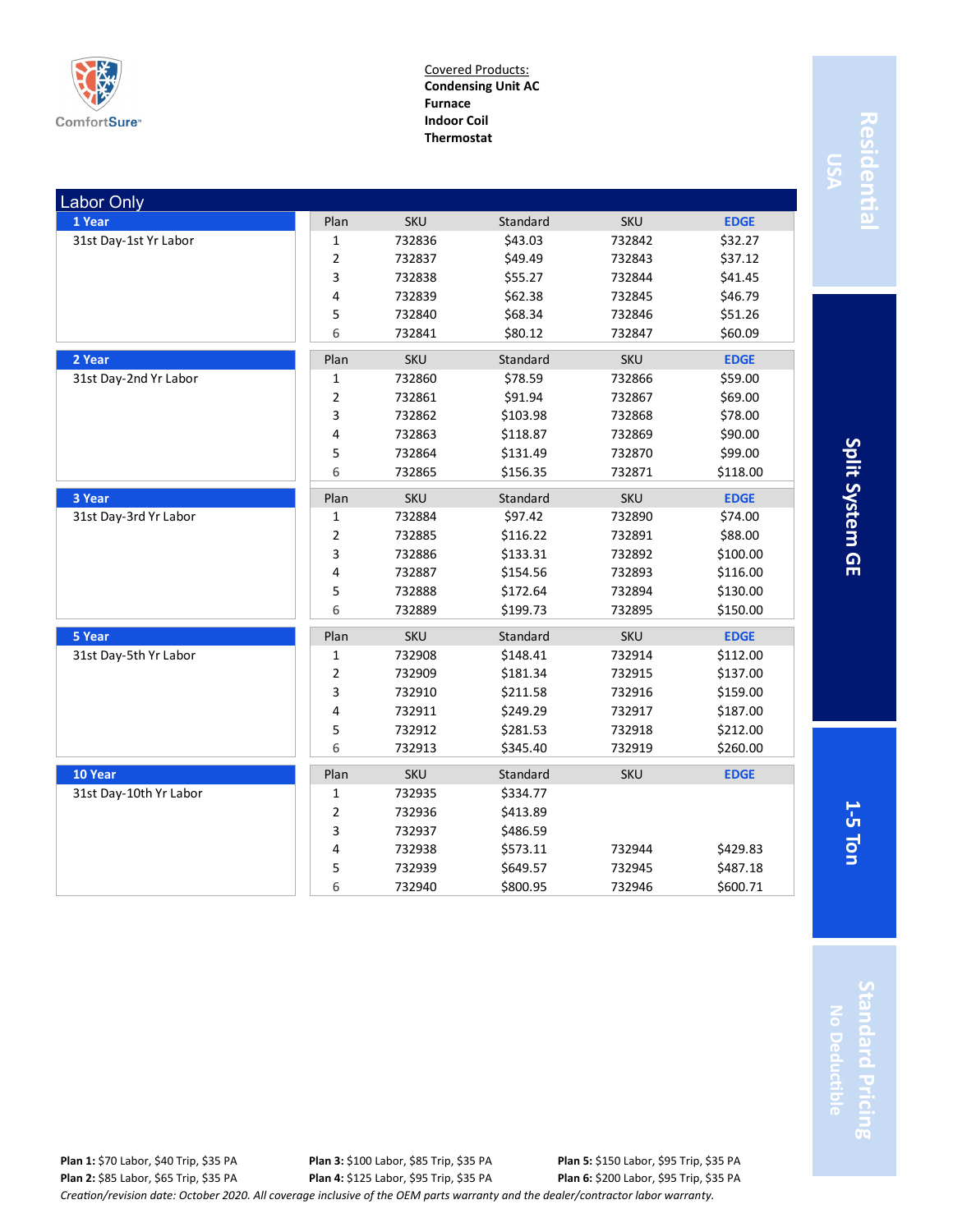ComfortSure

Covered Products:
**Condensing Unit AC**
**Furnace**
**Indoor Coil**
**Thermostat**

**Residential USA** | **Split System GE** | **1-5 Ton** | **Standard Pricing No Deductible**

## Labor Only

### 1 Year

31st Day-1st Yr Labor

| Plan | SKU | Standard | SKU | EDGE |
|---|---|---|---|---|
| 1 | 732836 | $43.03 | 732842 | $32.27 |
| 2 | 732837 | $49.49 | 732843 | $37.12 |
| 3 | 732838 | $55.27 | 732844 | $41.45 |
| 4 | 732839 | $62.38 | 732845 | $46.79 |
| 5 | 732840 | $68.34 | 732846 | $51.26 |
| 6 | 732841 | $80.12 | 732847 | $60.09 |

### 2 Year

31st Day-2nd Yr Labor

| Plan | SKU | Standard | SKU | EDGE |
|---|---|---|---|---|
| 1 | 732860 | $78.59 | 732866 | $59.00 |
| 2 | 732861 | $91.94 | 732867 | $69.00 |
| 3 | 732862 | $103.98 | 732868 | $78.00 |
| 4 | 732863 | $118.87 | 732869 | $90.00 |
| 5 | 732864 | $131.49 | 732870 | $99.00 |
| 6 | 732865 | $156.35 | 732871 | $118.00 |

### 3 Year

31st Day-3rd Yr Labor

| Plan | SKU | Standard | SKU | EDGE |
|---|---|---|---|---|
| 1 | 732884 | $97.42 | 732890 | $74.00 |
| 2 | 732885 | $116.22 | 732891 | $88.00 |
| 3 | 732886 | $133.31 | 732892 | $100.00 |
| 4 | 732887 | $154.56 | 732893 | $116.00 |
| 5 | 732888 | $172.64 | 732894 | $130.00 |
| 6 | 732889 | $199.73 | 732895 | $150.00 |

### 5 Year

31st Day-5th Yr Labor

| Plan | SKU | Standard | SKU | EDGE |
|---|---|---|---|---|
| 1 | 732908 | $148.41 | 732914 | $112.00 |
| 2 | 732909 | $181.34 | 732915 | $137.00 |
| 3 | 732910 | $211.58 | 732916 | $159.00 |
| 4 | 732911 | $249.29 | 732917 | $187.00 |
| 5 | 732912 | $281.53 | 732918 | $212.00 |
| 6 | 732913 | $345.40 | 732919 | $260.00 |

### 10 Year

31st Day-10th Yr Labor

| Plan | SKU | Standard | SKU | EDGE |
|---|---|---|---|---|
| 1 | 732935 | $334.77 | | |
| 2 | 732936 | $413.89 | | |
| 3 | 732937 | $486.59 | | |
| 4 | 732938 | $573.11 | 732944 | $429.83 |
| 5 | 732939 | $649.57 | 732945 | $487.18 |
| 6 | 732940 | $800.95 | 732946 | $600.71 |

**Plan 1:** $70 Labor, $40 Trip, $35 PA
**Plan 2:** $85 Labor, $65 Trip, $35 PA
**Plan 3:** $100 Labor, $85 Trip, $35 PA
**Plan 4:** $125 Labor, $95 Trip, $35 PA
**Plan 5:** $150 Labor, $95 Trip, $35 PA
**Plan 6:** $200 Labor, $95 Trip, $35 PA

*Creation/revision date: October 2020. All coverage inclusive of the OEM parts warranty and the dealer/contractor labor warranty.*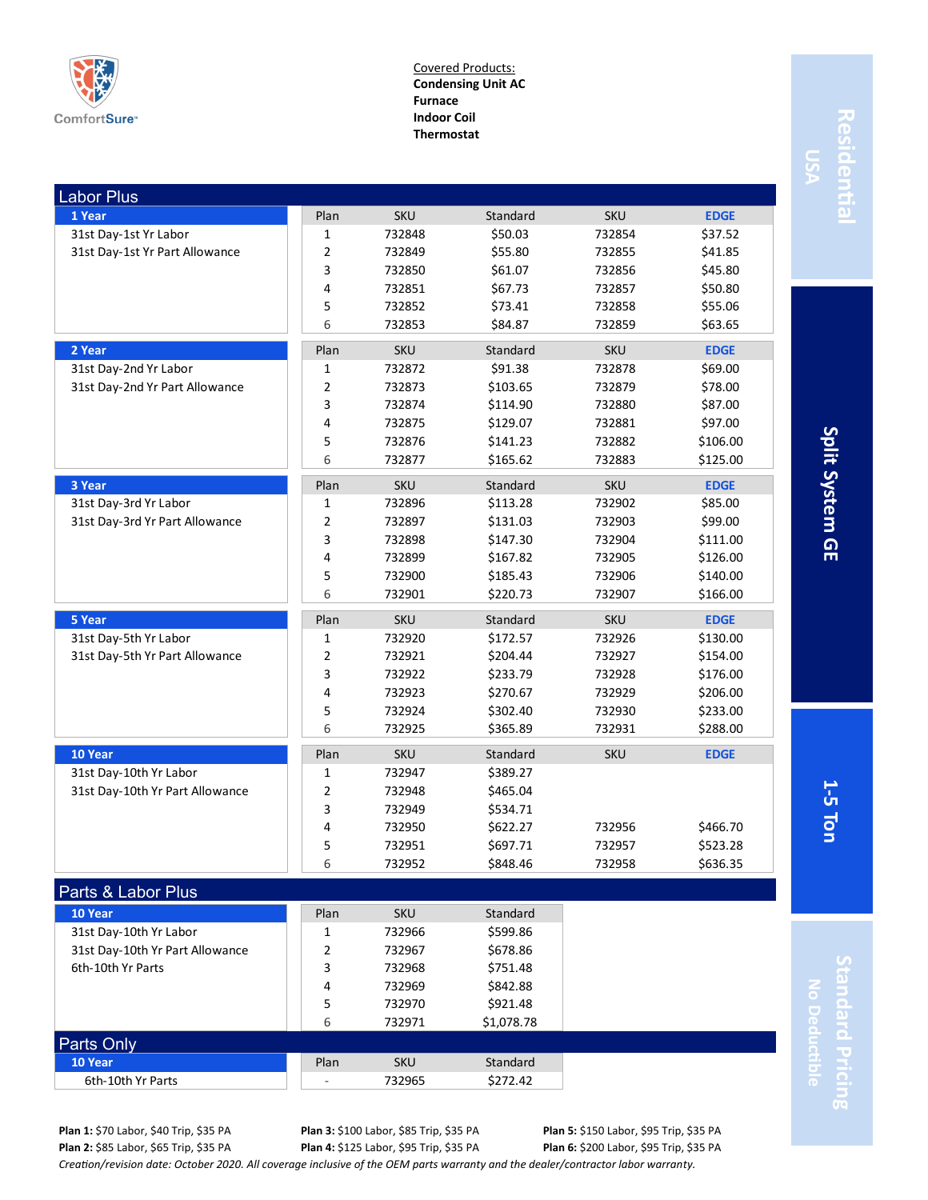ComfortSure

Covered Products:
**Condensing Unit AC**
**Furnace**
**Indoor Coil**
**Thermostat**

**Residential USA** | **Split System GE** | **1-5 Ton** | **Standard Pricing No Deductible**

## Labor Plus

### 1 Year

31st Day-1st Yr Labor
31st Day-1st Yr Part Allowance

| Plan | SKU | Standard | SKU | EDGE |
|---|---|---|---|---|
| 1 | 732848 | $50.03 | 732854 | $37.52 |
| 2 | 732849 | $55.80 | 732855 | $41.85 |
| 3 | 732850 | $61.07 | 732856 | $45.80 |
| 4 | 732851 | $67.73 | 732857 | $50.80 |
| 5 | 732852 | $73.41 | 732858 | $55.06 |
| 6 | 732853 | $84.87 | 732859 | $63.65 |

### 2 Year

31st Day-2nd Yr Labor
31st Day-2nd Yr Part Allowance

| Plan | SKU | Standard | SKU | EDGE |
|---|---|---|---|---|
| 1 | 732872 | $91.38 | 732878 | $69.00 |
| 2 | 732873 | $103.65 | 732879 | $78.00 |
| 3 | 732874 | $114.90 | 732880 | $87.00 |
| 4 | 732875 | $129.07 | 732881 | $97.00 |
| 5 | 732876 | $141.23 | 732882 | $106.00 |
| 6 | 732877 | $165.62 | 732883 | $125.00 |

### 3 Year

31st Day-3rd Yr Labor
31st Day-3rd Yr Part Allowance

| Plan | SKU | Standard | SKU | EDGE |
|---|---|---|---|---|
| 1 | 732896 | $113.28 | 732902 | $85.00 |
| 2 | 732897 | $131.03 | 732903 | $99.00 |
| 3 | 732898 | $147.30 | 732904 | $111.00 |
| 4 | 732899 | $167.82 | 732905 | $126.00 |
| 5 | 732900 | $185.43 | 732906 | $140.00 |
| 6 | 732901 | $220.73 | 732907 | $166.00 |

### 5 Year

31st Day-5th Yr Labor
31st Day-5th Yr Part Allowance

| Plan | SKU | Standard | SKU | EDGE |
|---|---|---|---|---|
| 1 | 732920 | $172.57 | 732926 | $130.00 |
| 2 | 732921 | $204.44 | 732927 | $154.00 |
| 3 | 732922 | $233.79 | 732928 | $176.00 |
| 4 | 732923 | $270.67 | 732929 | $206.00 |
| 5 | 732924 | $302.40 | 732930 | $233.00 |
| 6 | 732925 | $365.89 | 732931 | $288.00 |

### 10 Year

31st Day-10th Yr Labor
31st Day-10th Yr Part Allowance

| Plan | SKU | Standard | SKU | EDGE |
|---|---|---|---|---|
| 1 | 732947 | $389.27 | | |
| 2 | 732948 | $465.04 | | |
| 3 | 732949 | $534.71 | | |
| 4 | 732950 | $622.27 | 732956 | $466.70 |
| 5 | 732951 | $697.71 | 732957 | $523.28 |
| 6 | 732952 | $848.46 | 732958 | $636.35 |

## Parts & Labor Plus

### 10 Year

31st Day-10th Yr Labor
31st Day-10th Yr Part Allowance
6th-10th Yr Parts

| Plan | SKU | Standard |
|---|---|---|
| 1 | 732966 | $599.86 |
| 2 | 732967 | $678.86 |
| 3 | 732968 | $751.48 |
| 4 | 732969 | $842.88 |
| 5 | 732970 | $921.48 |
| 6 | 732971 | $1,078.78 |

## Parts Only

### 10 Year

6th-10th Yr Parts

| Plan | SKU | Standard |
|---|---|---|
| - | 732965 | $272.42 |

**Plan 1:** $70 Labor, $40 Trip, $35 PA
**Plan 2:** $85 Labor, $65 Trip, $35 PA
**Plan 3:** $100 Labor, $85 Trip, $35 PA
**Plan 4:** $125 Labor, $95 Trip, $35 PA
**Plan 5:** $150 Labor, $95 Trip, $35 PA
**Plan 6:** $200 Labor, $95 Trip, $35 PA

*Creation/revision date: October 2020. All coverage inclusive of the OEM parts warranty and the dealer/contractor labor warranty.*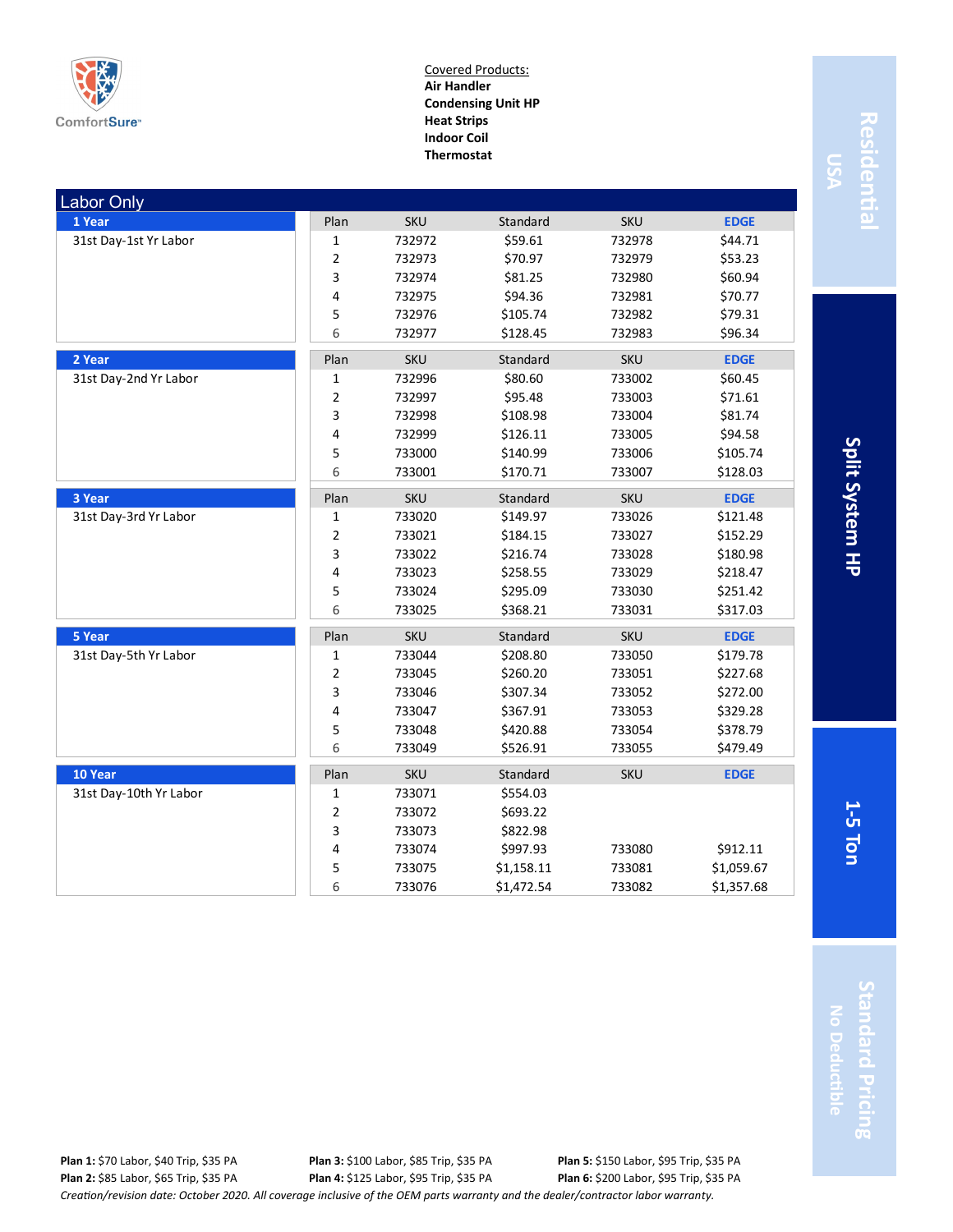ComfortSure

Covered Products:
**Air Handler**
**Condensing Unit HP**
**Heat Strips**
**Indoor Coil**
**Thermostat**

Residential USA | Split System HP | 1-5 Ton | Standard Pricing No Deductible

## Labor Only

### 1 Year
31st Day-1st Yr Labor

| Plan | SKU | Standard | SKU | EDGE |
|---|---|---|---|---|
| 1 | 732972 | $59.61 | 732978 | $44.71 |
| 2 | 732973 | $70.97 | 732979 | $53.23 |
| 3 | 732974 | $81.25 | 732980 | $60.94 |
| 4 | 732975 | $94.36 | 732981 | $70.77 |
| 5 | 732976 | $105.74 | 732982 | $79.31 |
| 6 | 732977 | $128.45 | 732983 | $96.34 |

### 2 Year
31st Day-2nd Yr Labor

| Plan | SKU | Standard | SKU | EDGE |
|---|---|---|---|---|
| 1 | 732996 | $80.60 | 733002 | $60.45 |
| 2 | 732997 | $95.48 | 733003 | $71.61 |
| 3 | 732998 | $108.98 | 733004 | $81.74 |
| 4 | 732999 | $126.11 | 733005 | $94.58 |
| 5 | 733000 | $140.99 | 733006 | $105.74 |
| 6 | 733001 | $170.71 | 733007 | $128.03 |

### 3 Year
31st Day-3rd Yr Labor

| Plan | SKU | Standard | SKU | EDGE |
|---|---|---|---|---|
| 1 | 733020 | $149.97 | 733026 | $121.48 |
| 2 | 733021 | $184.15 | 733027 | $152.29 |
| 3 | 733022 | $216.74 | 733028 | $180.98 |
| 4 | 733023 | $258.55 | 733029 | $218.47 |
| 5 | 733024 | $295.09 | 733030 | $251.42 |
| 6 | 733025 | $368.21 | 733031 | $317.03 |

### 5 Year
31st Day-5th Yr Labor

| Plan | SKU | Standard | SKU | EDGE |
|---|---|---|---|---|
| 1 | 733044 | $208.80 | 733050 | $179.78 |
| 2 | 733045 | $260.20 | 733051 | $227.68 |
| 3 | 733046 | $307.34 | 733052 | $272.00 |
| 4 | 733047 | $367.91 | 733053 | $329.28 |
| 5 | 733048 | $420.88 | 733054 | $378.79 |
| 6 | 733049 | $526.91 | 733055 | $479.49 |

### 10 Year
31st Day-10th Yr Labor

| Plan | SKU | Standard | SKU | EDGE |
|---|---|---|---|---|
| 1 | 733071 | $554.03 | | |
| 2 | 733072 | $693.22 | | |
| 3 | 733073 | $822.98 | | |
| 4 | 733074 | $997.93 | 733080 | $912.11 |
| 5 | 733075 | $1,158.11 | 733081 | $1,059.67 |
| 6 | 733076 | $1,472.54 | 733082 | $1,357.68 |

**Plan 1:** $70 Labor, $40 Trip, $35 PA
**Plan 2:** $85 Labor, $65 Trip, $35 PA
**Plan 3:** $100 Labor, $85 Trip, $35 PA
**Plan 4:** $125 Labor, $95 Trip, $35 PA
**Plan 5:** $150 Labor, $95 Trip, $35 PA
**Plan 6:** $200 Labor, $95 Trip, $35 PA

*Creation/revision date: October 2020. All coverage inclusive of the OEM parts warranty and the dealer/contractor labor warranty.*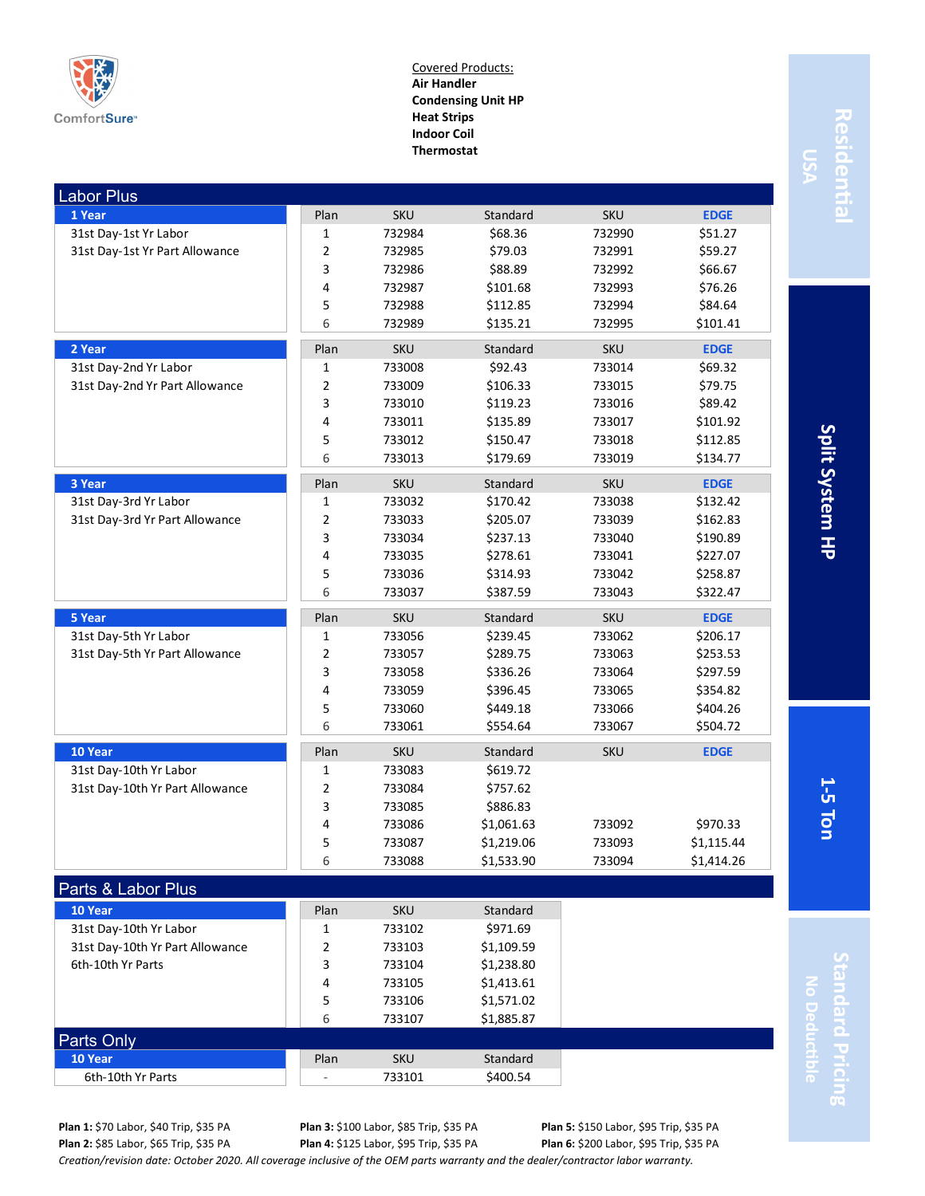ComfortSure

Covered Products:
**Air Handler**
**Condensing Unit HP**
**Heat Strips**
**Indoor Coil**
**Thermostat**

Residential USA | Split System HP | 1-5 Ton | Standard Pricing No Deductible

## Labor Plus

**1 Year**
31st Day-1st Yr Labor
31st Day-1st Yr Part Allowance

| Plan | SKU | Standard | SKU | EDGE |
|---|---|---|---|---|
| 1 | 732984 | $68.36 | 732990 | $51.27 |
| 2 | 732985 | $79.03 | 732991 | $59.27 |
| 3 | 732986 | $88.89 | 732992 | $66.67 |
| 4 | 732987 | $101.68 | 732993 | $76.26 |
| 5 | 732988 | $112.85 | 732994 | $84.64 |
| 6 | 732989 | $135.21 | 732995 | $101.41 |

**2 Year**
31st Day-2nd Yr Labor
31st Day-2nd Yr Part Allowance

| Plan | SKU | Standard | SKU | EDGE |
|---|---|---|---|---|
| 1 | 733008 | $92.43 | 733014 | $69.32 |
| 2 | 733009 | $106.33 | 733015 | $79.75 |
| 3 | 733010 | $119.23 | 733016 | $89.42 |
| 4 | 733011 | $135.89 | 733017 | $101.92 |
| 5 | 733012 | $150.47 | 733018 | $112.85 |
| 6 | 733013 | $179.69 | 733019 | $134.77 |

**3 Year**
31st Day-3rd Yr Labor
31st Day-3rd Yr Part Allowance

| Plan | SKU | Standard | SKU | EDGE |
|---|---|---|---|---|
| 1 | 733032 | $170.42 | 733038 | $132.42 |
| 2 | 733033 | $205.07 | 733039 | $162.83 |
| 3 | 733034 | $237.13 | 733040 | $190.89 |
| 4 | 733035 | $278.61 | 733041 | $227.07 |
| 5 | 733036 | $314.93 | 733042 | $258.87 |
| 6 | 733037 | $387.59 | 733043 | $322.47 |

**5 Year**
31st Day-5th Yr Labor
31st Day-5th Yr Part Allowance

| Plan | SKU | Standard | SKU | EDGE |
|---|---|---|---|---|
| 1 | 733056 | $239.45 | 733062 | $206.17 |
| 2 | 733057 | $289.75 | 733063 | $253.53 |
| 3 | 733058 | $336.26 | 733064 | $297.59 |
| 4 | 733059 | $396.45 | 733065 | $354.82 |
| 5 | 733060 | $449.18 | 733066 | $404.26 |
| 6 | 733061 | $554.64 | 733067 | $504.72 |

**10 Year**
31st Day-10th Yr Labor
31st Day-10th Yr Part Allowance

| Plan | SKU | Standard | SKU | EDGE |
|---|---|---|---|---|
| 1 | 733083 | $619.72 | | |
| 2 | 733084 | $757.62 | | |
| 3 | 733085 | $886.83 | | |
| 4 | 733086 | $1,061.63 | 733092 | $970.33 |
| 5 | 733087 | $1,219.06 | 733093 | $1,115.44 |
| 6 | 733088 | $1,533.90 | 733094 | $1,414.26 |

## Parts & Labor Plus

**10 Year**
31st Day-10th Yr Labor
31st Day-10th Yr Part Allowance
6th-10th Yr Parts

| Plan | SKU | Standard |
|---|---|---|
| 1 | 733102 | $971.69 |
| 2 | 733103 | $1,109.59 |
| 3 | 733104 | $1,238.80 |
| 4 | 733105 | $1,413.61 |
| 5 | 733106 | $1,571.02 |
| 6 | 733107 | $1,885.87 |

## Parts Only

**10 Year**
6th-10th Yr Parts

| Plan | SKU | Standard |
|---|---|---|
| - | 733101 | $400.54 |

**Plan 1:** $70 Labor, $40 Trip, $35 PA
**Plan 2:** $85 Labor, $65 Trip, $35 PA
**Plan 3:** $100 Labor, $85 Trip, $35 PA
**Plan 4:** $125 Labor, $95 Trip, $35 PA
**Plan 5:** $150 Labor, $95 Trip, $35 PA
**Plan 6:** $200 Labor, $95 Trip, $35 PA

*Creation/revision date: October 2020. All coverage inclusive of the OEM parts warranty and the dealer/contractor labor warranty.*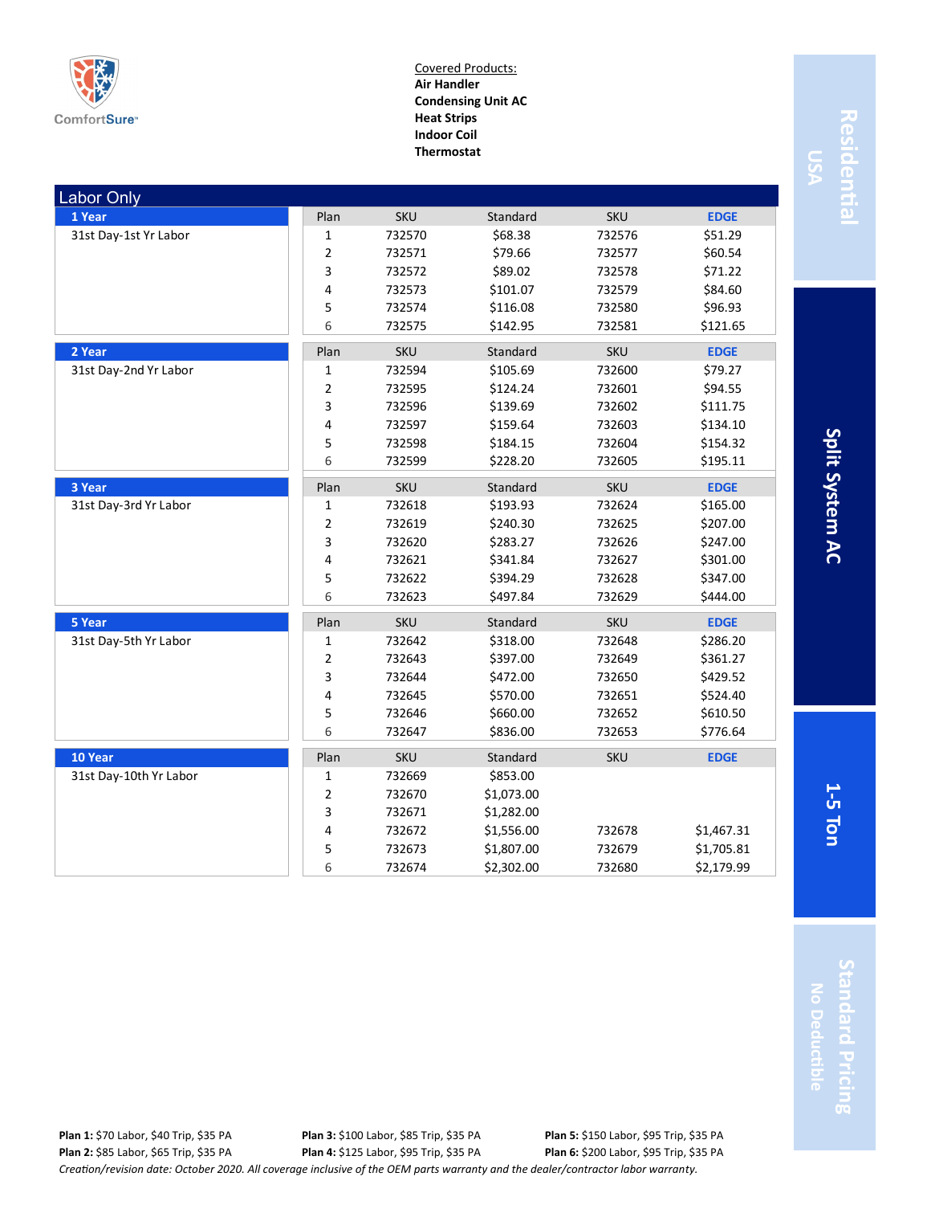ComfortSure

Covered Products:
**Air Handler**
**Condensing Unit AC**
**Heat Strips**
**Indoor Coil**
**Thermostat**

**Residential USA** | **Split System AC** | **1-5 Ton** | **Standard Pricing – No Deductible**

## Labor Only

### 1 Year

31st Day-1st Yr Labor

| Plan | SKU | Standard | SKU | EDGE |
|---|---|---|---|---|
| 1 | 732570 | $68.38 | 732576 | $51.29 |
| 2 | 732571 | $79.66 | 732577 | $60.54 |
| 3 | 732572 | $89.02 | 732578 | $71.22 |
| 4 | 732573 | $101.07 | 732579 | $84.60 |
| 5 | 732574 | $116.08 | 732580 | $96.93 |
| 6 | 732575 | $142.95 | 732581 | $121.65 |

### 2 Year

31st Day-2nd Yr Labor

| Plan | SKU | Standard | SKU | EDGE |
|---|---|---|---|---|
| 1 | 732594 | $105.69 | 732600 | $79.27 |
| 2 | 732595 | $124.24 | 732601 | $94.55 |
| 3 | 732596 | $139.69 | 732602 | $111.75 |
| 4 | 732597 | $159.64 | 732603 | $134.10 |
| 5 | 732598 | $184.15 | 732604 | $154.32 |
| 6 | 732599 | $228.20 | 732605 | $195.11 |

### 3 Year

31st Day-3rd Yr Labor

| Plan | SKU | Standard | SKU | EDGE |
|---|---|---|---|---|
| 1 | 732618 | $193.93 | 732624 | $165.00 |
| 2 | 732619 | $240.30 | 732625 | $207.00 |
| 3 | 732620 | $283.27 | 732626 | $247.00 |
| 4 | 732621 | $341.84 | 732627 | $301.00 |
| 5 | 732622 | $394.29 | 732628 | $347.00 |
| 6 | 732623 | $497.84 | 732629 | $444.00 |

### 5 Year

31st Day-5th Yr Labor

| Plan | SKU | Standard | SKU | EDGE |
|---|---|---|---|---|
| 1 | 732642 | $318.00 | 732648 | $286.20 |
| 2 | 732643 | $397.00 | 732649 | $361.27 |
| 3 | 732644 | $472.00 | 732650 | $429.52 |
| 4 | 732645 | $570.00 | 732651 | $524.40 |
| 5 | 732646 | $660.00 | 732652 | $610.50 |
| 6 | 732647 | $836.00 | 732653 | $776.64 |

### 10 Year

31st Day-10th Yr Labor

| Plan | SKU | Standard | SKU | EDGE |
|---|---|---|---|---|
| 1 | 732669 | $853.00 | | |
| 2 | 732670 | $1,073.00 | | |
| 3 | 732671 | $1,282.00 | | |
| 4 | 732672 | $1,556.00 | 732678 | $1,467.31 |
| 5 | 732673 | $1,807.00 | 732679 | $1,705.81 |
| 6 | 732674 | $2,302.00 | 732680 | $2,179.99 |

**Plan 1:** $70 Labor, $40 Trip, $35 PA
**Plan 2:** $85 Labor, $65 Trip, $35 PA
**Plan 3:** $100 Labor, $85 Trip, $35 PA
**Plan 4:** $125 Labor, $95 Trip, $35 PA
**Plan 5:** $150 Labor, $95 Trip, $35 PA
**Plan 6:** $200 Labor, $95 Trip, $35 PA

*Creation/revision date: October 2020. All coverage inclusive of the OEM parts warranty and the dealer/contractor labor warranty.*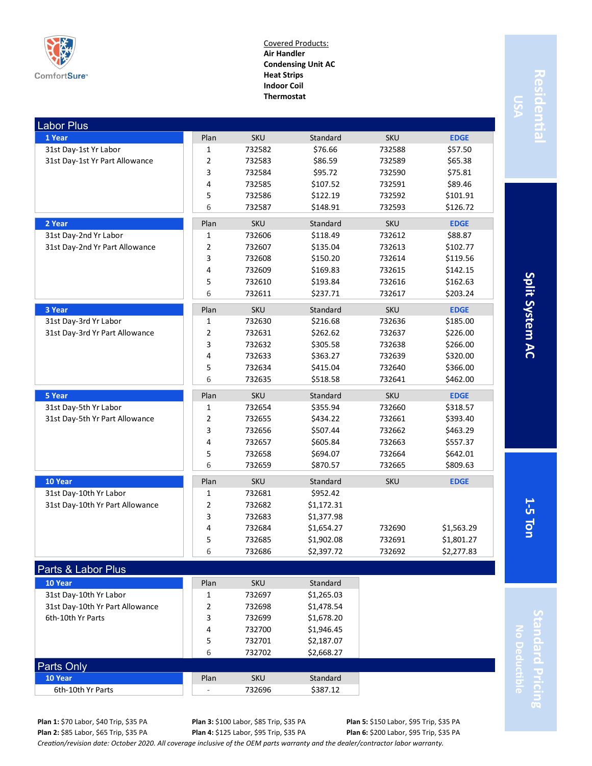ComfortSure

Covered Products:
**Air Handler**
**Condensing Unit AC**
**Heat Strips**
**Indoor Coil**
**Thermostat**

Residential USA | Split System AC | 1-5 Ton | Standard Pricing No Deductible

## Labor Plus

| Term / Coverage | Plan | SKU | Standard | SKU | EDGE |
|---|---|---|---|---|---|
| **1 Year** | 1 | 732582 | $76.66 | 732588 | $57.50 |
| 31st Day-1st Yr Labor | 2 | 732583 | $86.59 | 732589 | $65.38 |
| 31st Day-1st Yr Part Allowance | 3 | 732584 | $95.72 | 732590 | $75.81 |
| | 4 | 732585 | $107.52 | 732591 | $89.46 |
| | 5 | 732586 | $122.19 | 732592 | $101.91 |
| | 6 | 732587 | $148.91 | 732593 | $126.72 |
| **2 Year** | 1 | 732606 | $118.49 | 732612 | $88.87 |
| 31st Day-2nd Yr Labor | 2 | 732607 | $135.04 | 732613 | $102.77 |
| 31st Day-2nd Yr Part Allowance | 3 | 732608 | $150.20 | 732614 | $119.56 |
| | 4 | 732609 | $169.83 | 732615 | $142.15 |
| | 5 | 732610 | $193.84 | 732616 | $162.63 |
| | 6 | 732611 | $237.71 | 732617 | $203.24 |
| **3 Year** | 1 | 732630 | $216.68 | 732636 | $185.00 |
| 31st Day-3rd Yr Labor | 2 | 732631 | $262.62 | 732637 | $226.00 |
| 31st Day-3rd Yr Part Allowance | 3 | 732632 | $305.58 | 732638 | $266.00 |
| | 4 | 732633 | $363.27 | 732639 | $320.00 |
| | 5 | 732634 | $415.04 | 732640 | $366.00 |
| | 6 | 732635 | $518.58 | 732641 | $462.00 |
| **5 Year** | 1 | 732654 | $355.94 | 732660 | $318.57 |
| 31st Day-5th Yr Labor | 2 | 732655 | $434.22 | 732661 | $393.40 |
| 31st Day-5th Yr Part Allowance | 3 | 732656 | $507.44 | 732662 | $463.29 |
| | 4 | 732657 | $605.84 | 732663 | $557.37 |
| | 5 | 732658 | $694.07 | 732664 | $642.01 |
| | 6 | 732659 | $870.57 | 732665 | $809.63 |
| **10 Year** | 1 | 732681 | $952.42 | | |
| 31st Day-10th Yr Labor | 2 | 732682 | $1,172.31 | | |
| 31st Day-10th Yr Part Allowance | 3 | 732683 | $1,377.98 | | |
| | 4 | 732684 | $1,654.27 | 732690 | $1,563.29 |
| | 5 | 732685 | $1,902.08 | 732691 | $1,801.27 |
| | 6 | 732686 | $2,397.72 | 732692 | $2,277.83 |

## Parts & Labor Plus

| Term / Coverage | Plan | SKU | Standard |
|---|---|---|---|
| **10 Year** | 1 | 732697 | $1,265.03 |
| 31st Day-10th Yr Labor | 2 | 732698 | $1,478.54 |
| 31st Day-10th Yr Part Allowance | 3 | 732699 | $1,678.20 |
| 6th-10th Yr Parts | 4 | 732700 | $1,946.45 |
| | 5 | 732701 | $2,187.07 |
| | 6 | 732702 | $2,668.27 |

## Parts Only

| Term / Coverage | Plan | SKU | Standard |
|---|---|---|---|
| **10 Year** | | | |
| 6th-10th Yr Parts | - | 732696 | $387.12 |

**Plan 1:** $70 Labor, $40 Trip, $35 PA
**Plan 2:** $85 Labor, $65 Trip, $35 PA
**Plan 3:** $100 Labor, $85 Trip, $35 PA
**Plan 4:** $125 Labor, $95 Trip, $35 PA
**Plan 5:** $150 Labor, $95 Trip, $35 PA
**Plan 6:** $200 Labor, $95 Trip, $35 PA

*Creation/revision date: October 2020. All coverage inclusive of the OEM parts warranty and the dealer/contractor labor warranty.*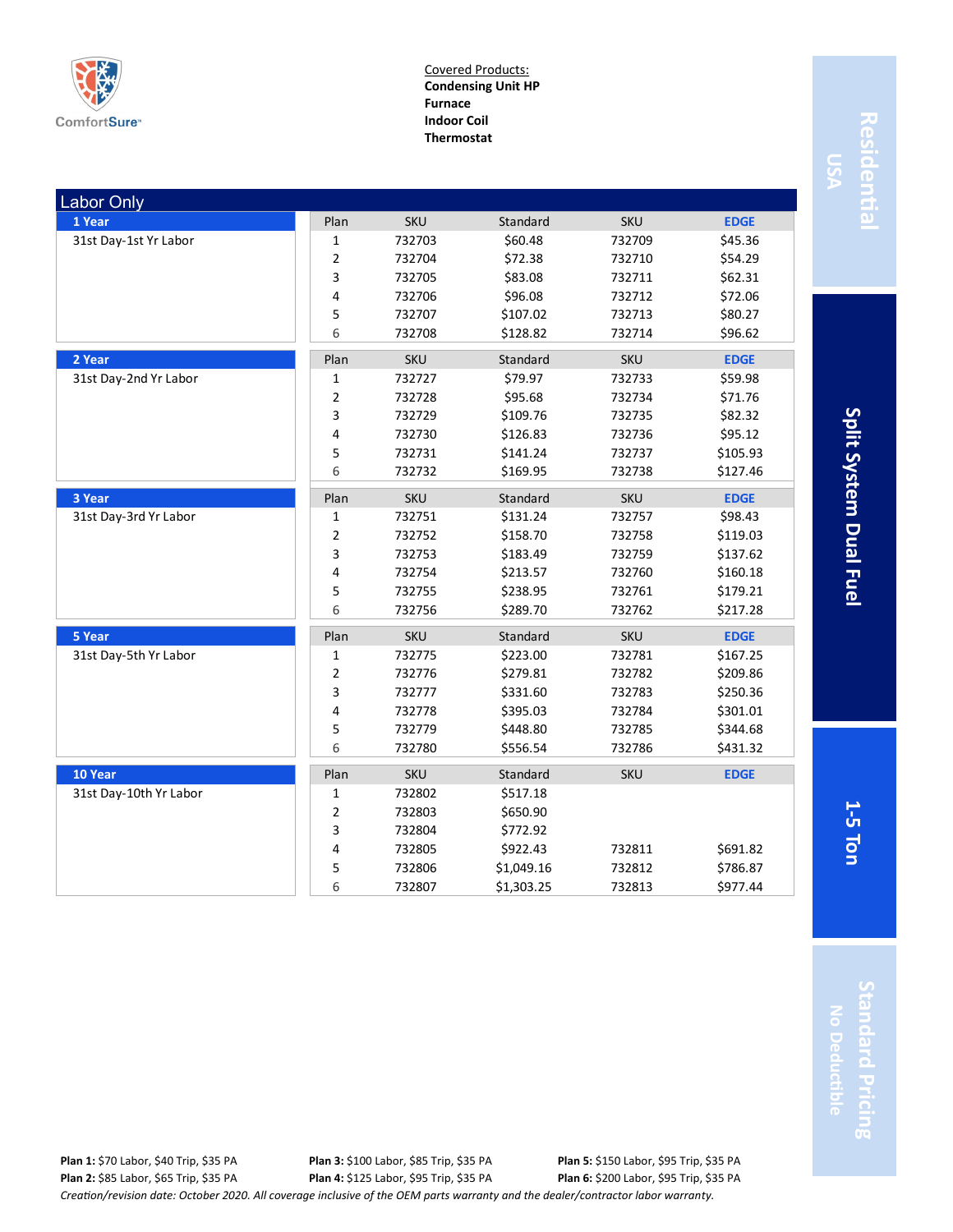ComfortSure

Covered Products:
**Condensing Unit HP**
**Furnace**
**Indoor Coil**
**Thermostat**

**Residential** USA | **Split System Dual Fuel** | **1-5 Ton** | **Standard Pricing** No Deductible

## Labor Only

| Term | Coverage | Plan | SKU | Standard | SKU | EDGE |
|---|---|---|---|---|---|---|
| **1 Year** | 31st Day-1st Yr Labor | 1 | 732703 | $60.48 | 732709 | $45.36 |
| | | 2 | 732704 | $72.38 | 732710 | $54.29 |
| | | 3 | 732705 | $83.08 | 732711 | $62.31 |
| | | 4 | 732706 | $96.08 | 732712 | $72.06 |
| | | 5 | 732707 | $107.02 | 732713 | $80.27 |
| | | 6 | 732708 | $128.82 | 732714 | $96.62 |
| **2 Year** | 31st Day-2nd Yr Labor | 1 | 732727 | $79.97 | 732733 | $59.98 |
| | | 2 | 732728 | $95.68 | 732734 | $71.76 |
| | | 3 | 732729 | $109.76 | 732735 | $82.32 |
| | | 4 | 732730 | $126.83 | 732736 | $95.12 |
| | | 5 | 732731 | $141.24 | 732737 | $105.93 |
| | | 6 | 732732 | $169.95 | 732738 | $127.46 |
| **3 Year** | 31st Day-3rd Yr Labor | 1 | 732751 | $131.24 | 732757 | $98.43 |
| | | 2 | 732752 | $158.70 | 732758 | $119.03 |
| | | 3 | 732753 | $183.49 | 732759 | $137.62 |
| | | 4 | 732754 | $213.57 | 732760 | $160.18 |
| | | 5 | 732755 | $238.95 | 732761 | $179.21 |
| | | 6 | 732756 | $289.70 | 732762 | $217.28 |
| **5 Year** | 31st Day-5th Yr Labor | 1 | 732775 | $223.00 | 732781 | $167.25 |
| | | 2 | 732776 | $279.81 | 732782 | $209.86 |
| | | 3 | 732777 | $331.60 | 732783 | $250.36 |
| | | 4 | 732778 | $395.03 | 732784 | $301.01 |
| | | 5 | 732779 | $448.80 | 732785 | $344.68 |
| | | 6 | 732780 | $556.54 | 732786 | $431.32 |
| **10 Year** | 31st Day-10th Yr Labor | 1 | 732802 | $517.18 | | |
| | | 2 | 732803 | $650.90 | | |
| | | 3 | 732804 | $772.92 | | |
| | | 4 | 732805 | $922.43 | 732811 | $691.82 |
| | | 5 | 732806 | $1,049.16 | 732812 | $786.87 |
| | | 6 | 732807 | $1,303.25 | 732813 | $977.44 |

**Plan 1:** $70 Labor, $40 Trip, $35 PA
**Plan 2:** $85 Labor, $65 Trip, $35 PA
**Plan 3:** $100 Labor, $85 Trip, $35 PA
**Plan 4:** $125 Labor, $95 Trip, $35 PA
**Plan 5:** $150 Labor, $95 Trip, $35 PA
**Plan 6:** $200 Labor, $95 Trip, $35 PA

*Creation/revision date: October 2020. All coverage inclusive of the OEM parts warranty and the dealer/contractor labor warranty.*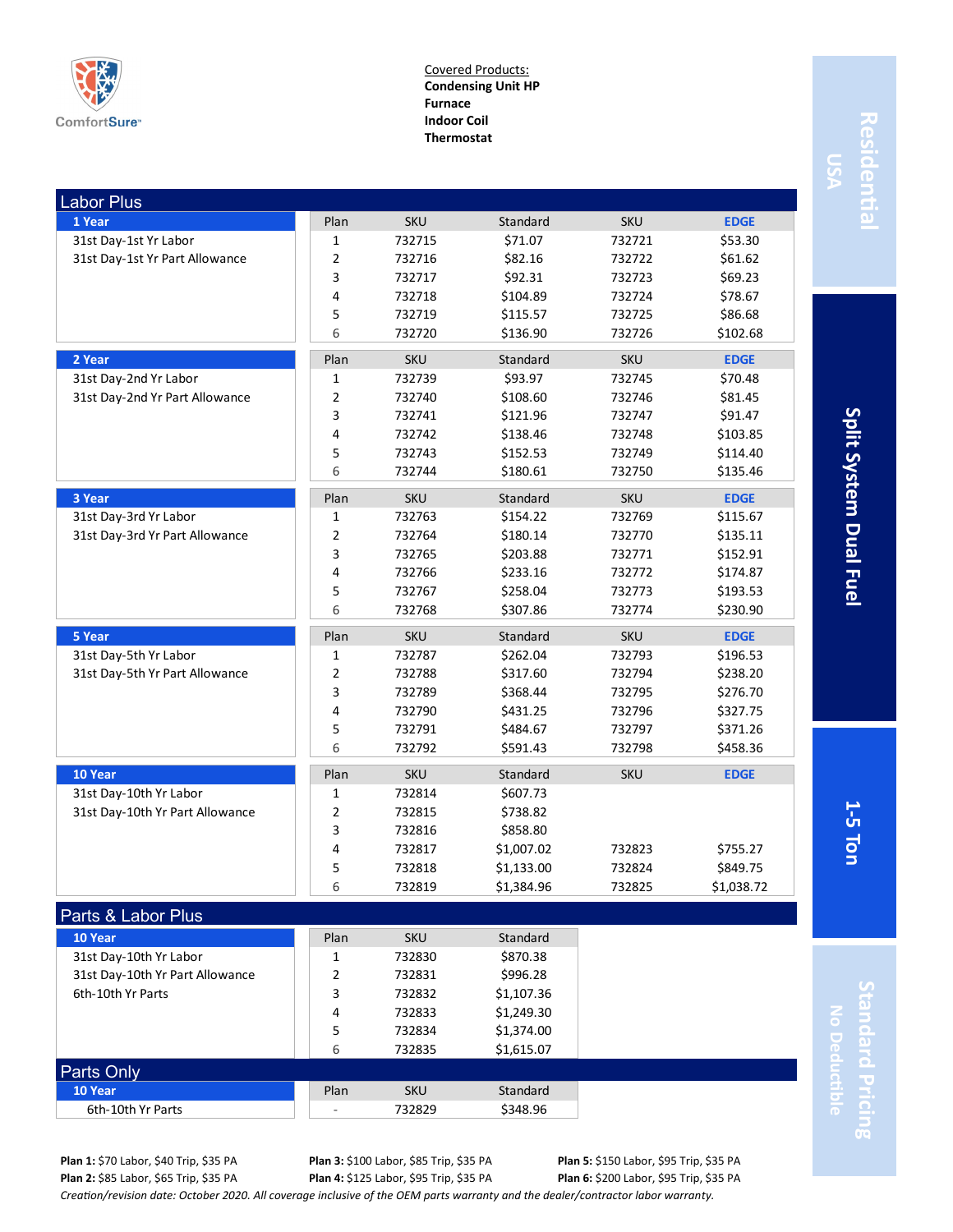ComfortSure™

Covered Products:
**Condensing Unit HP**
**Furnace**
**Indoor Coil**
**Thermostat**

**Residential USA** | **Split System Dual Fuel** | **1-5 Ton** | **Standard Pricing No Deductible**

## Labor Plus

### 1 Year

31st Day-1st Yr Labor
31st Day-1st Yr Part Allowance

| Plan | SKU | Standard | SKU | EDGE |
|---|---|---|---|---|
| 1 | 732715 | $71.07 | 732721 | $53.30 |
| 2 | 732716 | $82.16 | 732722 | $61.62 |
| 3 | 732717 | $92.31 | 732723 | $69.23 |
| 4 | 732718 | $104.89 | 732724 | $78.67 |
| 5 | 732719 | $115.57 | 732725 | $86.68 |
| 6 | 732720 | $136.90 | 732726 | $102.68 |

### 2 Year

31st Day-2nd Yr Labor
31st Day-2nd Yr Part Allowance

| Plan | SKU | Standard | SKU | EDGE |
|---|---|---|---|---|
| 1 | 732739 | $93.97 | 732745 | $70.48 |
| 2 | 732740 | $108.60 | 732746 | $81.45 |
| 3 | 732741 | $121.96 | 732747 | $91.47 |
| 4 | 732742 | $138.46 | 732748 | $103.85 |
| 5 | 732743 | $152.53 | 732749 | $114.40 |
| 6 | 732744 | $180.61 | 732750 | $135.46 |

### 3 Year

31st Day-3rd Yr Labor
31st Day-3rd Yr Part Allowance

| Plan | SKU | Standard | SKU | EDGE |
|---|---|---|---|---|
| 1 | 732763 | $154.22 | 732769 | $115.67 |
| 2 | 732764 | $180.14 | 732770 | $135.11 |
| 3 | 732765 | $203.88 | 732771 | $152.91 |
| 4 | 732766 | $233.16 | 732772 | $174.87 |
| 5 | 732767 | $258.04 | 732773 | $193.53 |
| 6 | 732768 | $307.86 | 732774 | $230.90 |

### 5 Year

31st Day-5th Yr Labor
31st Day-5th Yr Part Allowance

| Plan | SKU | Standard | SKU | EDGE |
|---|---|---|---|---|
| 1 | 732787 | $262.04 | 732793 | $196.53 |
| 2 | 732788 | $317.60 | 732794 | $238.20 |
| 3 | 732789 | $368.44 | 732795 | $276.70 |
| 4 | 732790 | $431.25 | 732796 | $327.75 |
| 5 | 732791 | $484.67 | 732797 | $371.26 |
| 6 | 732792 | $591.43 | 732798 | $458.36 |

### 10 Year

31st Day-10th Yr Labor
31st Day-10th Yr Part Allowance

| Plan | SKU | Standard | SKU | EDGE |
|---|---|---|---|---|
| 1 | 732814 | $607.73 | | |
| 2 | 732815 | $738.82 | | |
| 3 | 732816 | $858.80 | | |
| 4 | 732817 | $1,007.02 | 732823 | $755.27 |
| 5 | 732818 | $1,133.00 | 732824 | $849.75 |
| 6 | 732819 | $1,384.96 | 732825 | $1,038.72 |

## Parts & Labor Plus

### 10 Year

31st Day-10th Yr Labor
31st Day-10th Yr Part Allowance
6th-10th Yr Parts

| Plan | SKU | Standard |
|---|---|---|
| 1 | 732830 | $870.38 |
| 2 | 732831 | $996.28 |
| 3 | 732832 | $1,107.36 |
| 4 | 732833 | $1,249.30 |
| 5 | 732834 | $1,374.00 |
| 6 | 732835 | $1,615.07 |

## Parts Only

### 10 Year

6th-10th Yr Parts

| Plan | SKU | Standard |
|---|---|---|
| - | 732829 | $348.96 |

**Plan 1:** $70 Labor, $40 Trip, $35 PA
**Plan 2:** $85 Labor, $65 Trip, $35 PA
**Plan 3:** $100 Labor, $85 Trip, $35 PA
**Plan 4:** $125 Labor, $95 Trip, $35 PA
**Plan 5:** $150 Labor, $95 Trip, $35 PA
**Plan 6:** $200 Labor, $95 Trip, $35 PA

*Creation/revision date: October 2020. All coverage inclusive of the OEM parts warranty and the dealer/contractor labor warranty.*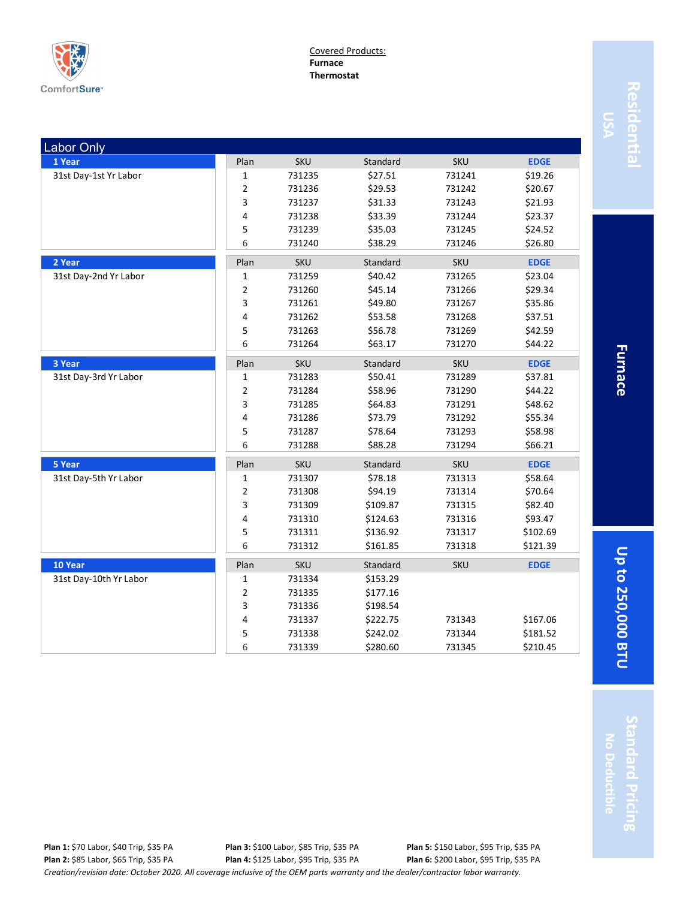ComfortSure

Covered Products:
**Furnace**
**Thermostat**

Residential USA | Furnace | Up to 250,000 BTU | Standard Pricing No Deductible

## Labor Only

| Term | Plan | SKU | Standard | SKU | EDGE |
|---|---|---|---|---|---|
| **1 Year** — 31st Day-1st Yr Labor | 1 | 731235 | $27.51 | 731241 | $19.26 |
| | 2 | 731236 | $29.53 | 731242 | $20.67 |
| | 3 | 731237 | $31.33 | 731243 | $21.93 |
| | 4 | 731238 | $33.39 | 731244 | $23.37 |
| | 5 | 731239 | $35.03 | 731245 | $24.52 |
| | 6 | 731240 | $38.29 | 731246 | $26.80 |
| **2 Year** — 31st Day-2nd Yr Labor | 1 | 731259 | $40.42 | 731265 | $23.04 |
| | 2 | 731260 | $45.14 | 731266 | $29.34 |
| | 3 | 731261 | $49.80 | 731267 | $35.86 |
| | 4 | 731262 | $53.58 | 731268 | $37.51 |
| | 5 | 731263 | $56.78 | 731269 | $42.59 |
| | 6 | 731264 | $63.17 | 731270 | $44.22 |
| **3 Year** — 31st Day-3rd Yr Labor | 1 | 731283 | $50.41 | 731289 | $37.81 |
| | 2 | 731284 | $58.96 | 731290 | $44.22 |
| | 3 | 731285 | $64.83 | 731291 | $48.62 |
| | 4 | 731286 | $73.79 | 731292 | $55.34 |
| | 5 | 731287 | $78.64 | 731293 | $58.98 |
| | 6 | 731288 | $88.28 | 731294 | $66.21 |
| **5 Year** — 31st Day-5th Yr Labor | 1 | 731307 | $78.18 | 731313 | $58.64 |
| | 2 | 731308 | $94.19 | 731314 | $70.64 |
| | 3 | 731309 | $109.87 | 731315 | $82.40 |
| | 4 | 731310 | $124.63 | 731316 | $93.47 |
| | 5 | 731311 | $136.92 | 731317 | $102.69 |
| | 6 | 731312 | $161.85 | 731318 | $121.39 |
| **10 Year** — 31st Day-10th Yr Labor | 1 | 731334 | $153.29 | | |
| | 2 | 731335 | $177.16 | | |
| | 3 | 731336 | $198.54 | | |
| | 4 | 731337 | $222.75 | 731343 | $167.06 |
| | 5 | 731338 | $242.02 | 731344 | $181.52 |
| | 6 | 731339 | $280.60 | 731345 | $210.45 |

**Plan 1:** $70 Labor, $40 Trip, $35 PA
**Plan 2:** $85 Labor, $65 Trip, $35 PA
**Plan 3:** $100 Labor, $85 Trip, $35 PA
**Plan 4:** $125 Labor, $95 Trip, $35 PA
**Plan 5:** $150 Labor, $95 Trip, $35 PA
**Plan 6:** $200 Labor, $95 Trip, $35 PA

*Creation/revision date: October 2020. All coverage inclusive of the OEM parts warranty and the dealer/contractor labor warranty.*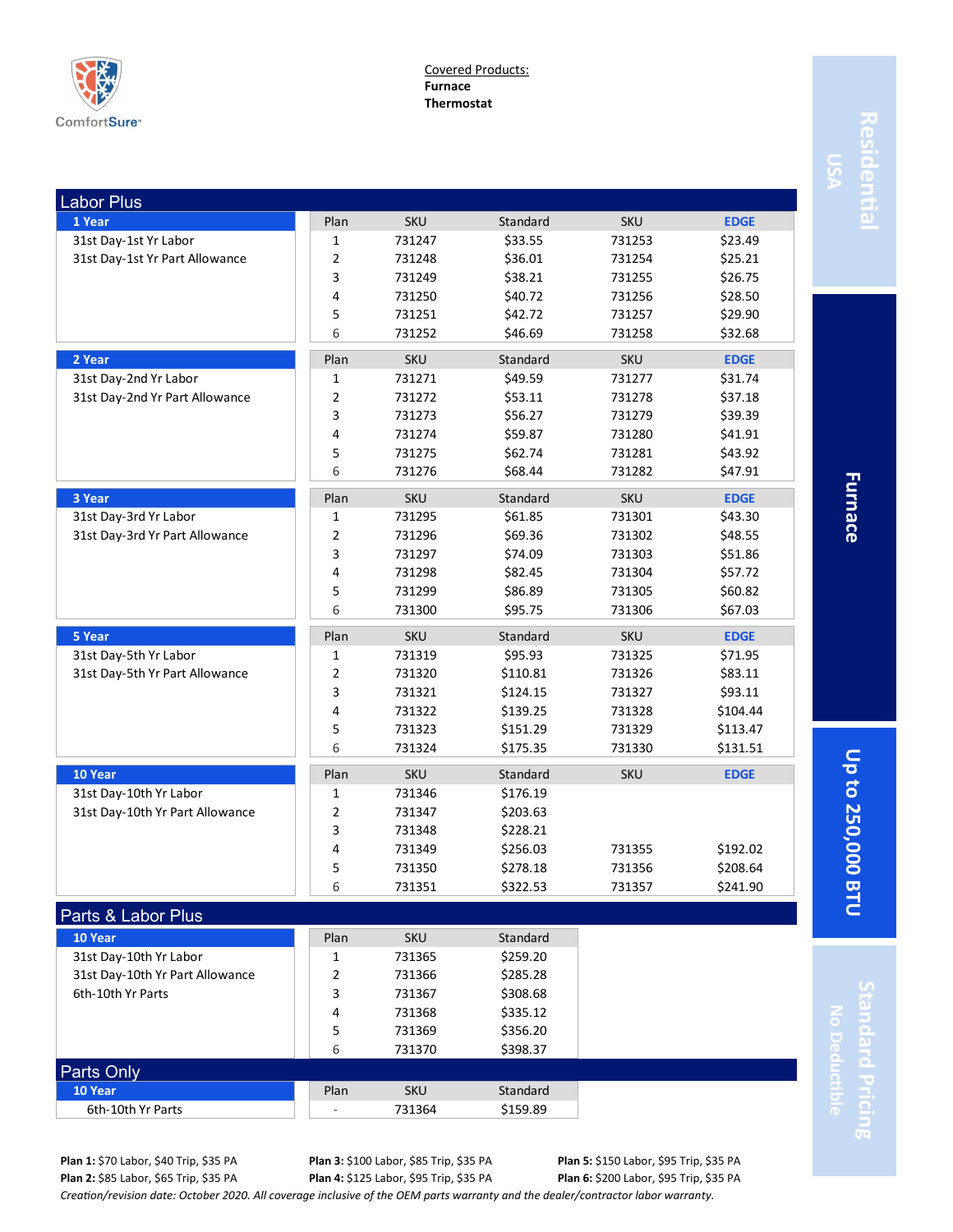ComfortSure

Covered Products:
**Furnace**
**Thermostat**

Residential USA | Furnace | Up to 250,000 BTU | Standard Pricing No Deductible

## Labor Plus

### 1 Year

31st Day-1st Yr Labor
31st Day-1st Yr Part Allowance

| Plan | SKU | Standard | SKU | EDGE |
|---|---|---|---|---|
| 1 | 731247 | $33.55 | 731253 | $23.49 |
| 2 | 731248 | $36.01 | 731254 | $25.21 |
| 3 | 731249 | $38.21 | 731255 | $26.75 |
| 4 | 731250 | $40.72 | 731256 | $28.50 |
| 5 | 731251 | $42.72 | 731257 | $29.90 |
| 6 | 731252 | $46.69 | 731258 | $32.68 |

### 2 Year

31st Day-2nd Yr Labor
31st Day-2nd Yr Part Allowance

| Plan | SKU | Standard | SKU | EDGE |
|---|---|---|---|---|
| 1 | 731271 | $49.59 | 731277 | $31.74 |
| 2 | 731272 | $53.11 | 731278 | $37.18 |
| 3 | 731273 | $56.27 | 731279 | $39.39 |
| 4 | 731274 | $59.87 | 731280 | $41.91 |
| 5 | 731275 | $62.74 | 731281 | $43.92 |
| 6 | 731276 | $68.44 | 731282 | $47.91 |

### 3 Year

31st Day-3rd Yr Labor
31st Day-3rd Yr Part Allowance

| Plan | SKU | Standard | SKU | EDGE |
|---|---|---|---|---|
| 1 | 731295 | $61.85 | 731301 | $43.30 |
| 2 | 731296 | $69.36 | 731302 | $48.55 |
| 3 | 731297 | $74.09 | 731303 | $51.86 |
| 4 | 731298 | $82.45 | 731304 | $57.72 |
| 5 | 731299 | $86.89 | 731305 | $60.82 |
| 6 | 731300 | $95.75 | 731306 | $67.03 |

### 5 Year

31st Day-5th Yr Labor
31st Day-5th Yr Part Allowance

| Plan | SKU | Standard | SKU | EDGE |
|---|---|---|---|---|
| 1 | 731319 | $95.93 | 731325 | $71.95 |
| 2 | 731320 | $110.81 | 731326 | $83.11 |
| 3 | 731321 | $124.15 | 731327 | $93.11 |
| 4 | 731322 | $139.25 | 731328 | $104.44 |
| 5 | 731323 | $151.29 | 731329 | $113.47 |
| 6 | 731324 | $175.35 | 731330 | $131.51 |

### 10 Year

31st Day-10th Yr Labor
31st Day-10th Yr Part Allowance

| Plan | SKU | Standard | SKU | EDGE |
|---|---|---|---|---|
| 1 | 731346 | $176.19 | | |
| 2 | 731347 | $203.63 | | |
| 3 | 731348 | $228.21 | | |
| 4 | 731349 | $256.03 | 731355 | $192.02 |
| 5 | 731350 | $278.18 | 731356 | $208.64 |
| 6 | 731351 | $322.53 | 731357 | $241.90 |

## Parts & Labor Plus

### 10 Year

31st Day-10th Yr Labor
31st Day-10th Yr Part Allowance
6th-10th Yr Parts

| Plan | SKU | Standard |
|---|---|---|
| 1 | 731365 | $259.20 |
| 2 | 731366 | $285.28 |
| 3 | 731367 | $308.68 |
| 4 | 731368 | $335.12 |
| 5 | 731369 | $356.20 |
| 6 | 731370 | $398.37 |

## Parts Only

### 10 Year

6th-10th Yr Parts

| Plan | SKU | Standard |
|---|---|---|
| - | 731364 | $159.89 |

**Plan 1:** $70 Labor, $40 Trip, $35 PA
**Plan 2:** $85 Labor, $65 Trip, $35 PA
**Plan 3:** $100 Labor, $85 Trip, $35 PA
**Plan 4:** $125 Labor, $95 Trip, $35 PA
**Plan 5:** $150 Labor, $95 Trip, $35 PA
**Plan 6:** $200 Labor, $95 Trip, $35 PA

*Creation/revision date: October 2020. All coverage inclusive of the OEM parts warranty and the dealer/contractor labor warranty.*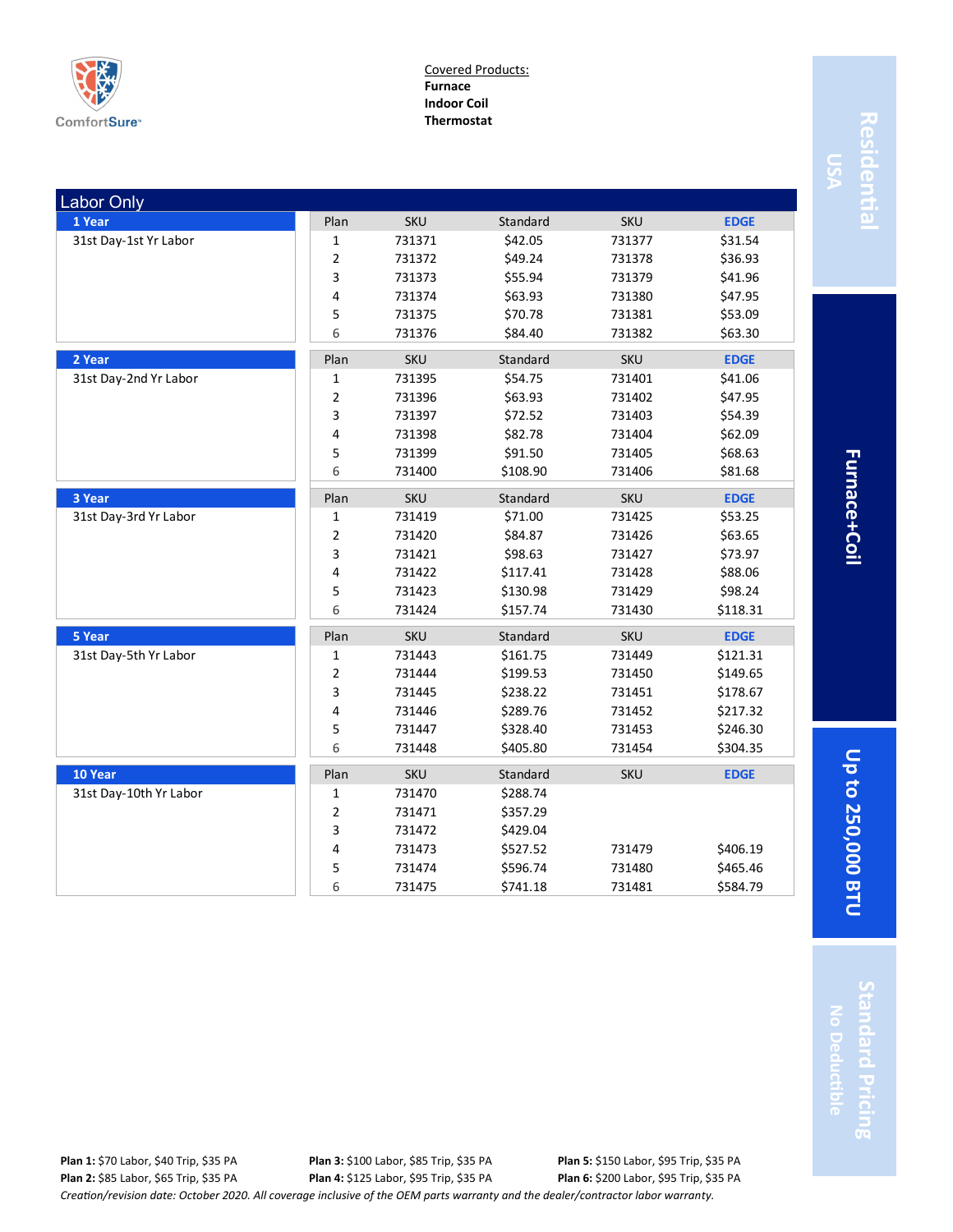ComfortSure

Covered Products:
**Furnace**
**Indoor Coil**
**Thermostat**

Residential USA | Furnace+Coil | Up to 250,000 BTU | Standard Pricing No Deductible

## Labor Only

### 1 Year
31st Day-1st Yr Labor

| Plan | SKU | Standard | SKU | EDGE |
|---|---|---|---|---|
| 1 | 731371 | $42.05 | 731377 | $31.54 |
| 2 | 731372 | $49.24 | 731378 | $36.93 |
| 3 | 731373 | $55.94 | 731379 | $41.96 |
| 4 | 731374 | $63.93 | 731380 | $47.95 |
| 5 | 731375 | $70.78 | 731381 | $53.09 |
| 6 | 731376 | $84.40 | 731382 | $63.30 |

### 2 Year
31st Day-2nd Yr Labor

| Plan | SKU | Standard | SKU | EDGE |
|---|---|---|---|---|
| 1 | 731395 | $54.75 | 731401 | $41.06 |
| 2 | 731396 | $63.93 | 731402 | $47.95 |
| 3 | 731397 | $72.52 | 731403 | $54.39 |
| 4 | 731398 | $82.78 | 731404 | $62.09 |
| 5 | 731399 | $91.50 | 731405 | $68.63 |
| 6 | 731400 | $108.90 | 731406 | $81.68 |

### 3 Year
31st Day-3rd Yr Labor

| Plan | SKU | Standard | SKU | EDGE |
|---|---|---|---|---|
| 1 | 731419 | $71.00 | 731425 | $53.25 |
| 2 | 731420 | $84.87 | 731426 | $63.65 |
| 3 | 731421 | $98.63 | 731427 | $73.97 |
| 4 | 731422 | $117.41 | 731428 | $88.06 |
| 5 | 731423 | $130.98 | 731429 | $98.24 |
| 6 | 731424 | $157.74 | 731430 | $118.31 |

### 5 Year
31st Day-5th Yr Labor

| Plan | SKU | Standard | SKU | EDGE |
|---|---|---|---|---|
| 1 | 731443 | $161.75 | 731449 | $121.31 |
| 2 | 731444 | $199.53 | 731450 | $149.65 |
| 3 | 731445 | $238.22 | 731451 | $178.67 |
| 4 | 731446 | $289.76 | 731452 | $217.32 |
| 5 | 731447 | $328.40 | 731453 | $246.30 |
| 6 | 731448 | $405.80 | 731454 | $304.35 |

### 10 Year
31st Day-10th Yr Labor

| Plan | SKU | Standard | SKU | EDGE |
|---|---|---|---|---|
| 1 | 731470 | $288.74 | | |
| 2 | 731471 | $357.29 | | |
| 3 | 731472 | $429.04 | | |
| 4 | 731473 | $527.52 | 731479 | $406.19 |
| 5 | 731474 | $596.74 | 731480 | $465.46 |
| 6 | 731475 | $741.18 | 731481 | $584.79 |

**Plan 1:** $70 Labor, $40 Trip, $35 PA
**Plan 2:** $85 Labor, $65 Trip, $35 PA
**Plan 3:** $100 Labor, $85 Trip, $35 PA
**Plan 4:** $125 Labor, $95 Trip, $35 PA
**Plan 5:** $150 Labor, $95 Trip, $35 PA
**Plan 6:** $200 Labor, $95 Trip, $35 PA

*Creation/revision date: October 2020. All coverage inclusive of the OEM parts warranty and the dealer/contractor labor warranty.*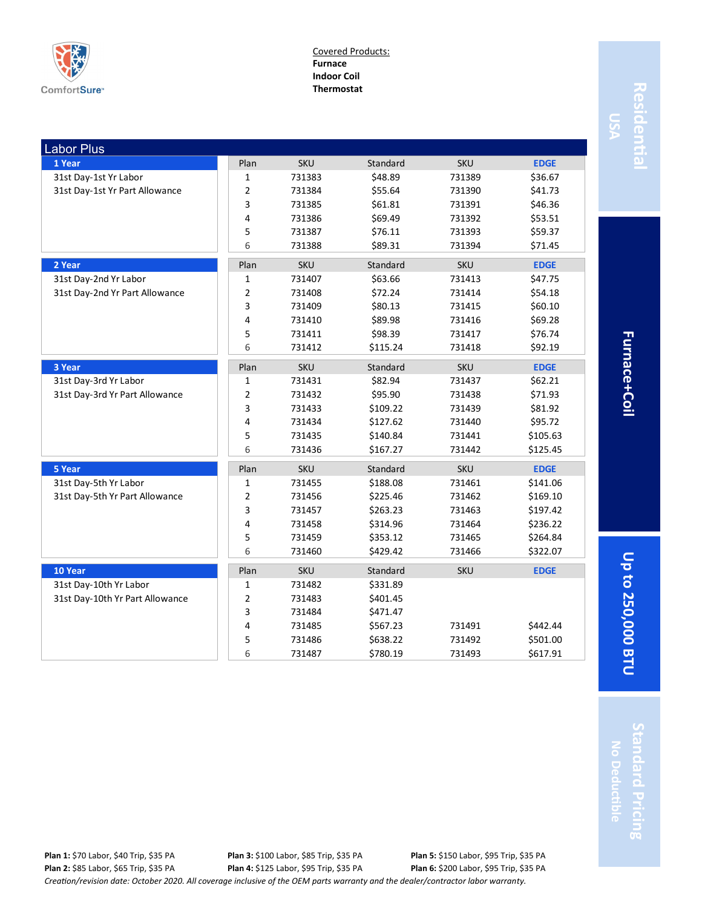ComfortSure

Covered Products:
**Furnace**
**Indoor Coil**
**Thermostat**

**Residential USA** | **Furnace+Coil** | **Up to 250,000 BTU** | **Standard Pricing No Deductible**

## Labor Plus

### 1 Year

31st Day-1st Yr Labor
31st Day-1st Yr Part Allowance

| Plan | SKU | Standard | SKU | EDGE |
|---|---|---|---|---|
| 1 | 731383 | $48.89 | 731389 | $36.67 |
| 2 | 731384 | $55.64 | 731390 | $41.73 |
| 3 | 731385 | $61.81 | 731391 | $46.36 |
| 4 | 731386 | $69.49 | 731392 | $53.51 |
| 5 | 731387 | $76.11 | 731393 | $59.37 |
| 6 | 731388 | $89.31 | 731394 | $71.45 |

### 2 Year

31st Day-2nd Yr Labor
31st Day-2nd Yr Part Allowance

| Plan | SKU | Standard | SKU | EDGE |
|---|---|---|---|---|
| 1 | 731407 | $63.66 | 731413 | $47.75 |
| 2 | 731408 | $72.24 | 731414 | $54.18 |
| 3 | 731409 | $80.13 | 731415 | $60.10 |
| 4 | 731410 | $89.98 | 731416 | $69.28 |
| 5 | 731411 | $98.39 | 731417 | $76.74 |
| 6 | 731412 | $115.24 | 731418 | $92.19 |

### 3 Year

31st Day-3rd Yr Labor
31st Day-3rd Yr Part Allowance

| Plan | SKU | Standard | SKU | EDGE |
|---|---|---|---|---|
| 1 | 731431 | $82.94 | 731437 | $62.21 |
| 2 | 731432 | $95.90 | 731438 | $71.93 |
| 3 | 731433 | $109.22 | 731439 | $81.92 |
| 4 | 731434 | $127.62 | 731440 | $95.72 |
| 5 | 731435 | $140.84 | 731441 | $105.63 |
| 6 | 731436 | $167.27 | 731442 | $125.45 |

### 5 Year

31st Day-5th Yr Labor
31st Day-5th Yr Part Allowance

| Plan | SKU | Standard | SKU | EDGE |
|---|---|---|---|---|
| 1 | 731455 | $188.08 | 731461 | $141.06 |
| 2 | 731456 | $225.46 | 731462 | $169.10 |
| 3 | 731457 | $263.23 | 731463 | $197.42 |
| 4 | 731458 | $314.96 | 731464 | $236.22 |
| 5 | 731459 | $353.12 | 731465 | $264.84 |
| 6 | 731460 | $429.42 | 731466 | $322.07 |

### 10 Year

31st Day-10th Yr Labor
31st Day-10th Yr Part Allowance

| Plan | SKU | Standard | SKU | EDGE |
|---|---|---|---|---|
| 1 | 731482 | $331.89 | | |
| 2 | 731483 | $401.45 | | |
| 3 | 731484 | $471.47 | | |
| 4 | 731485 | $567.23 | 731491 | $442.44 |
| 5 | 731486 | $638.22 | 731492 | $501.00 |
| 6 | 731487 | $780.19 | 731493 | $617.91 |

**Plan 1:** $70 Labor, $40 Trip, $35 PA
**Plan 2:** $85 Labor, $65 Trip, $35 PA
**Plan 3:** $100 Labor, $85 Trip, $35 PA
**Plan 4:** $125 Labor, $95 Trip, $35 PA
**Plan 5:** $150 Labor, $95 Trip, $35 PA
**Plan 6:** $200 Labor, $95 Trip, $35 PA

*Creation/revision date: October 2020. All coverage inclusive of the OEM parts warranty and the dealer/contractor labor warranty.*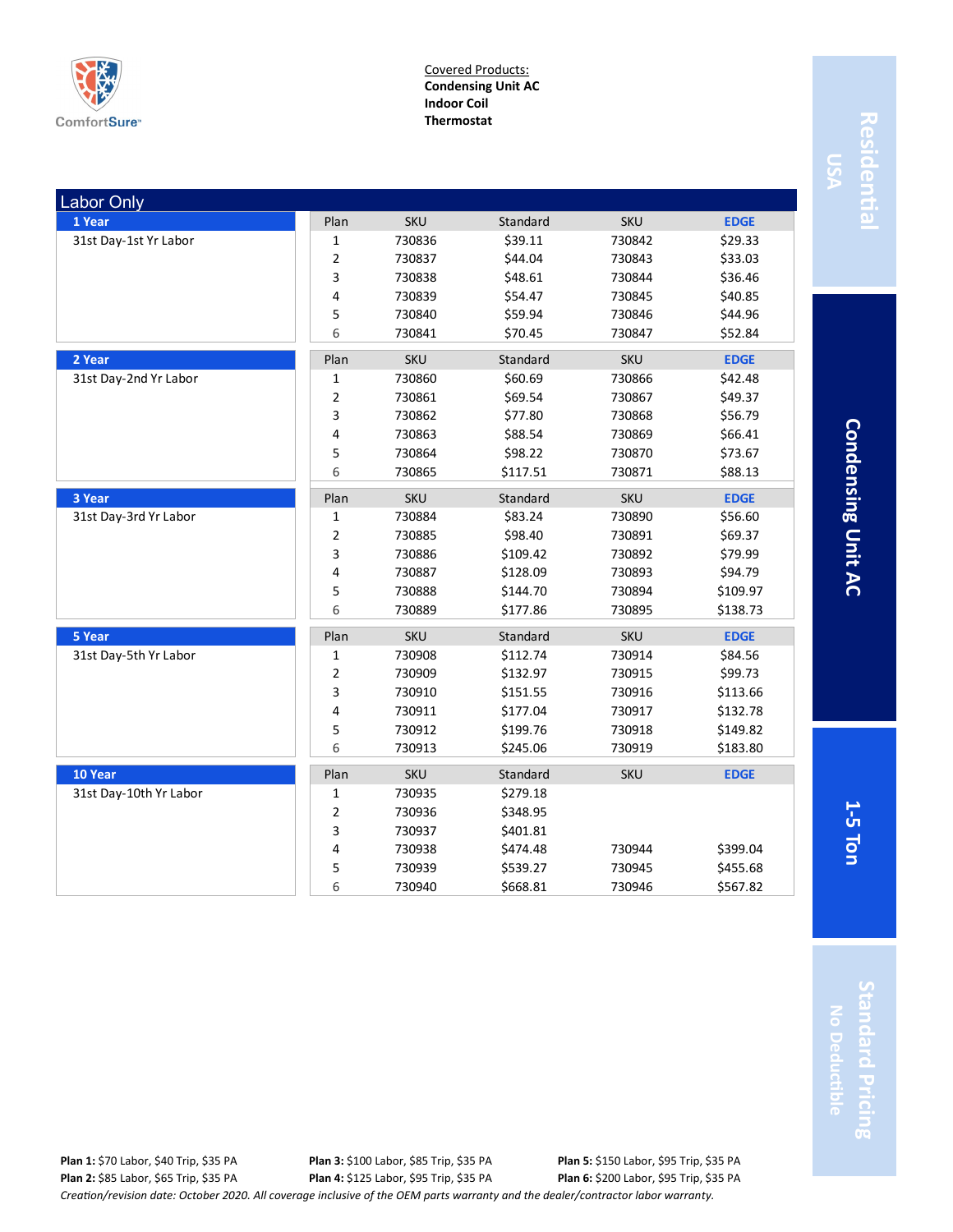ComfortSure

Covered Products:
**Condensing Unit AC**
**Indoor Coil**
**Thermostat**

**Residential** USA | **Condensing Unit AC** | **1-5 Ton** | **Standard Pricing** No Deductible

## Labor Only

| Term | Coverage | Plan | SKU | Standard | SKU | EDGE |
|---|---|---|---|---|---|---|
| **1 Year** | 31st Day-1st Yr Labor | 1 | 730836 | $39.11 | 730842 | $29.33 |
| | | 2 | 730837 | $44.04 | 730843 | $33.03 |
| | | 3 | 730838 | $48.61 | 730844 | $36.46 |
| | | 4 | 730839 | $54.47 | 730845 | $40.85 |
| | | 5 | 730840 | $59.94 | 730846 | $44.96 |
| | | 6 | 730841 | $70.45 | 730847 | $52.84 |
| **2 Year** | 31st Day-2nd Yr Labor | 1 | 730860 | $60.69 | 730866 | $42.48 |
| | | 2 | 730861 | $69.54 | 730867 | $49.37 |
| | | 3 | 730862 | $77.80 | 730868 | $56.79 |
| | | 4 | 730863 | $88.54 | 730869 | $66.41 |
| | | 5 | 730864 | $98.22 | 730870 | $73.67 |
| | | 6 | 730865 | $117.51 | 730871 | $88.13 |
| **3 Year** | 31st Day-3rd Yr Labor | 1 | 730884 | $83.24 | 730890 | $56.60 |
| | | 2 | 730885 | $98.40 | 730891 | $69.37 |
| | | 3 | 730886 | $109.42 | 730892 | $79.99 |
| | | 4 | 730887 | $128.09 | 730893 | $94.79 |
| | | 5 | 730888 | $144.70 | 730894 | $109.97 |
| | | 6 | 730889 | $177.86 | 730895 | $138.73 |
| **5 Year** | 31st Day-5th Yr Labor | 1 | 730908 | $112.74 | 730914 | $84.56 |
| | | 2 | 730909 | $132.97 | 730915 | $99.73 |
| | | 3 | 730910 | $151.55 | 730916 | $113.66 |
| | | 4 | 730911 | $177.04 | 730917 | $132.78 |
| | | 5 | 730912 | $199.76 | 730918 | $149.82 |
| | | 6 | 730913 | $245.06 | 730919 | $183.80 |
| **10 Year** | 31st Day-10th Yr Labor | 1 | 730935 | $279.18 | | |
| | | 2 | 730936 | $348.95 | | |
| | | 3 | 730937 | $401.81 | | |
| | | 4 | 730938 | $474.48 | 730944 | $399.04 |
| | | 5 | 730939 | $539.27 | 730945 | $455.68 |
| | | 6 | 730940 | $668.81 | 730946 | $567.82 |

**Plan 1:** $70 Labor, $40 Trip, $35 PA
**Plan 2:** $85 Labor, $65 Trip, $35 PA
**Plan 3:** $100 Labor, $85 Trip, $35 PA
**Plan 4:** $125 Labor, $95 Trip, $35 PA
**Plan 5:** $150 Labor, $95 Trip, $35 PA
**Plan 6:** $200 Labor, $95 Trip, $35 PA

*Creation/revision date: October 2020. All coverage inclusive of the OEM parts warranty and the dealer/contractor labor warranty.*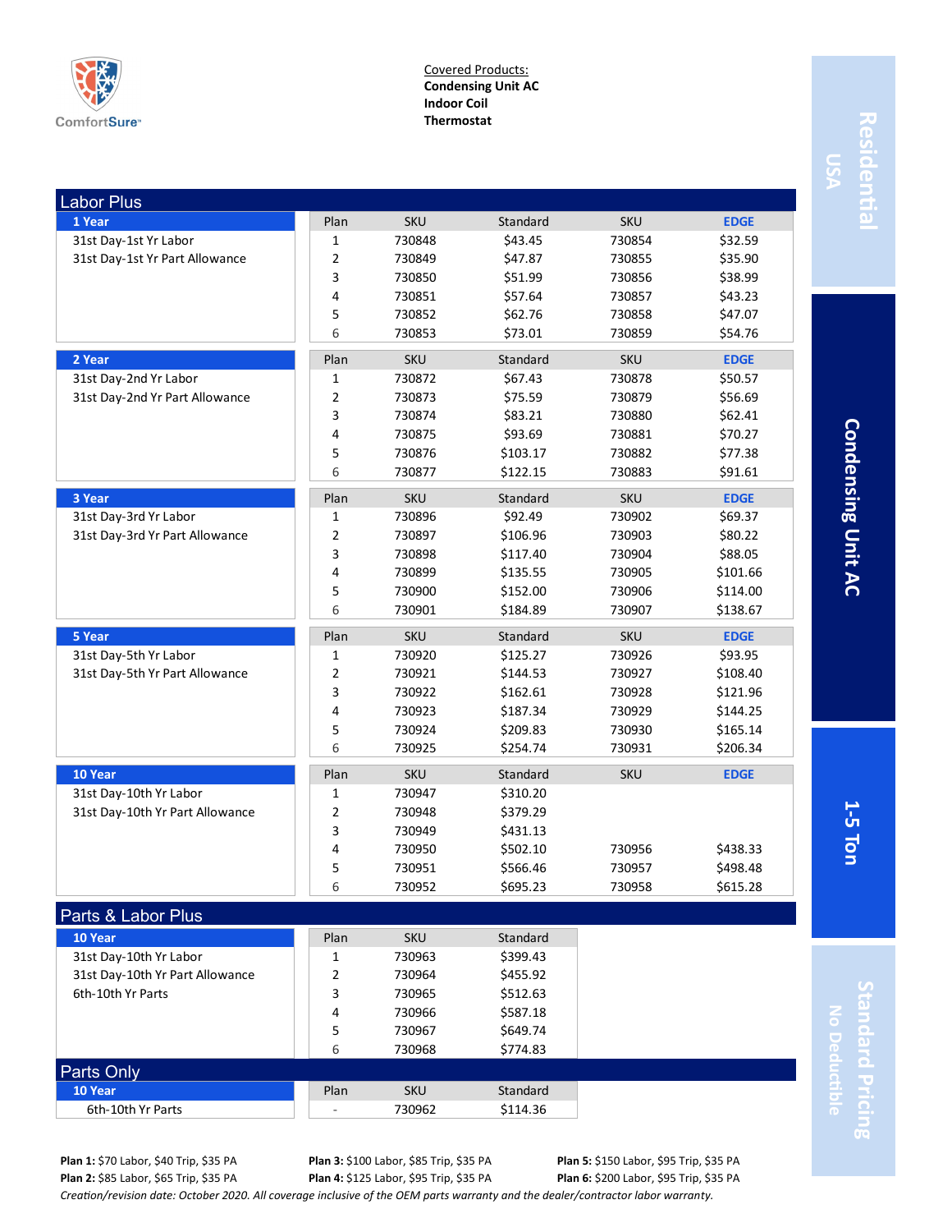ComfortSure

Covered Products:
**Condensing Unit AC**
**Indoor Coil**
**Thermostat**

Residential USA | Condensing Unit AC | 1-5 Ton | Standard Pricing No Deductible

## Labor Plus

| 1 Year | Plan | SKU | Standard | SKU | EDGE |
|---|---|---|---|---|---|
| 31st Day-1st Yr Labor | 1 | 730848 | $43.45 | 730854 | $32.59 |
| 31st Day-1st Yr Part Allowance | 2 | 730849 | $47.87 | 730855 | $35.90 |
| | 3 | 730850 | $51.99 | 730856 | $38.99 |
| | 4 | 730851 | $57.64 | 730857 | $43.23 |
| | 5 | 730852 | $62.76 | 730858 | $47.07 |
| | 6 | 730853 | $73.01 | 730859 | $54.76 |

| 2 Year | Plan | SKU | Standard | SKU | EDGE |
|---|---|---|---|---|---|
| 31st Day-2nd Yr Labor | 1 | 730872 | $67.43 | 730878 | $50.57 |
| 31st Day-2nd Yr Part Allowance | 2 | 730873 | $75.59 | 730879 | $56.69 |
| | 3 | 730874 | $83.21 | 730880 | $62.41 |
| | 4 | 730875 | $93.69 | 730881 | $70.27 |
| | 5 | 730876 | $103.17 | 730882 | $77.38 |
| | 6 | 730877 | $122.15 | 730883 | $91.61 |

| 3 Year | Plan | SKU | Standard | SKU | EDGE |
|---|---|---|---|---|---|
| 31st Day-3rd Yr Labor | 1 | 730896 | $92.49 | 730902 | $69.37 |
| 31st Day-3rd Yr Part Allowance | 2 | 730897 | $106.96 | 730903 | $80.22 |
| | 3 | 730898 | $117.40 | 730904 | $88.05 |
| | 4 | 730899 | $135.55 | 730905 | $101.66 |
| | 5 | 730900 | $152.00 | 730906 | $114.00 |
| | 6 | 730901 | $184.89 | 730907 | $138.67 |

| 5 Year | Plan | SKU | Standard | SKU | EDGE |
|---|---|---|---|---|---|
| 31st Day-5th Yr Labor | 1 | 730920 | $125.27 | 730926 | $93.95 |
| 31st Day-5th Yr Part Allowance | 2 | 730921 | $144.53 | 730927 | $108.40 |
| | 3 | 730922 | $162.61 | 730928 | $121.96 |
| | 4 | 730923 | $187.34 | 730929 | $144.25 |
| | 5 | 730924 | $209.83 | 730930 | $165.14 |
| | 6 | 730925 | $254.74 | 730931 | $206.34 |

| 10 Year | Plan | SKU | Standard | SKU | EDGE |
|---|---|---|---|---|---|
| 31st Day-10th Yr Labor | 1 | 730947 | $310.20 | | |
| 31st Day-10th Yr Part Allowance | 2 | 730948 | $379.29 | | |
| | 3 | 730949 | $431.13 | | |
| | 4 | 730950 | $502.10 | 730956 | $438.33 |
| | 5 | 730951 | $566.46 | 730957 | $498.48 |
| | 6 | 730952 | $695.23 | 730958 | $615.28 |

## Parts & Labor Plus

| 10 Year | Plan | SKU | Standard |
|---|---|---|---|
| 31st Day-10th Yr Labor | 1 | 730963 | $399.43 |
| 31st Day-10th Yr Part Allowance | 2 | 730964 | $455.92 |
| 6th-10th Yr Parts | 3 | 730965 | $512.63 |
| | 4 | 730966 | $587.18 |
| | 5 | 730967 | $649.74 |
| | 6 | 730968 | $774.83 |

## Parts Only

| 10 Year | Plan | SKU | Standard |
|---|---|---|---|
| 6th-10th Yr Parts | - | 730962 | $114.36 |

**Plan 1:** $70 Labor, $40 Trip, $35 PA
**Plan 2:** $85 Labor, $65 Trip, $35 PA
**Plan 3:** $100 Labor, $85 Trip, $35 PA
**Plan 4:** $125 Labor, $95 Trip, $35 PA
**Plan 5:** $150 Labor, $95 Trip, $35 PA
**Plan 6:** $200 Labor, $95 Trip, $35 PA

*Creation/revision date: October 2020. All coverage inclusive of the OEM parts warranty and the dealer/contractor labor warranty.*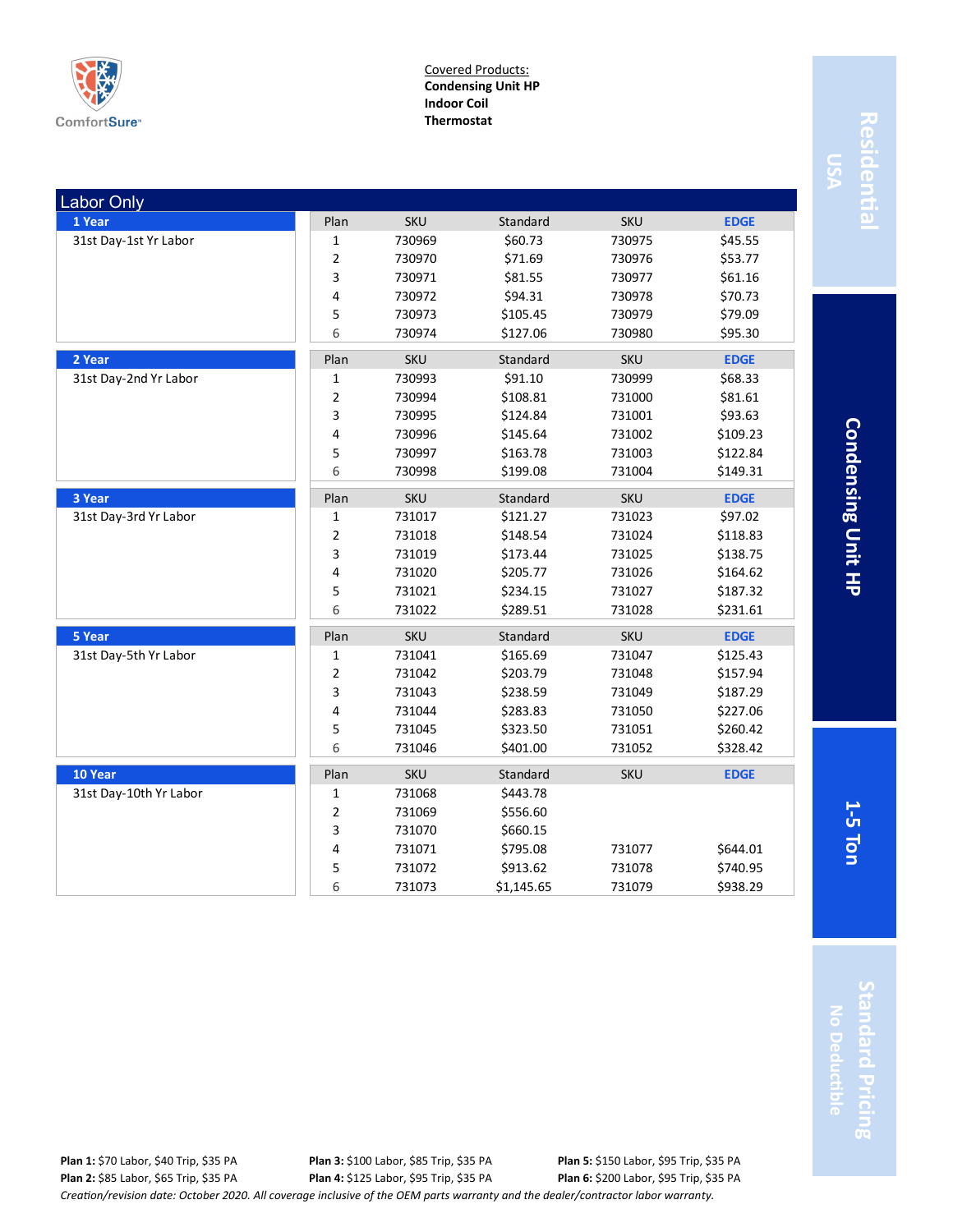ComfortSure

Covered Products:
**Condensing Unit HP**
**Indoor Coil**
**Thermostat**

Residential USA | Condensing Unit HP | 1-5 Ton | Standard Pricing No Deductible

## Labor Only

| Term | Coverage | Plan | SKU | Standard | SKU | EDGE |
|---|---|---|---|---|---|---|
| **1 Year** | 31st Day-1st Yr Labor | 1 | 730969 | $60.73 | 730975 | $45.55 |
| | | 2 | 730970 | $71.69 | 730976 | $53.77 |
| | | 3 | 730971 | $81.55 | 730977 | $61.16 |
| | | 4 | 730972 | $94.31 | 730978 | $70.73 |
| | | 5 | 730973 | $105.45 | 730979 | $79.09 |
| | | 6 | 730974 | $127.06 | 730980 | $95.30 |
| **2 Year** | 31st Day-2nd Yr Labor | 1 | 730993 | $91.10 | 730999 | $68.33 |
| | | 2 | 730994 | $108.81 | 731000 | $81.61 |
| | | 3 | 730995 | $124.84 | 731001 | $93.63 |
| | | 4 | 730996 | $145.64 | 731002 | $109.23 |
| | | 5 | 730997 | $163.78 | 731003 | $122.84 |
| | | 6 | 730998 | $199.08 | 731004 | $149.31 |
| **3 Year** | 31st Day-3rd Yr Labor | 1 | 731017 | $121.27 | 731023 | $97.02 |
| | | 2 | 731018 | $148.54 | 731024 | $118.83 |
| | | 3 | 731019 | $173.44 | 731025 | $138.75 |
| | | 4 | 731020 | $205.77 | 731026 | $164.62 |
| | | 5 | 731021 | $234.15 | 731027 | $187.32 |
| | | 6 | 731022 | $289.51 | 731028 | $231.61 |
| **5 Year** | 31st Day-5th Yr Labor | 1 | 731041 | $165.69 | 731047 | $125.43 |
| | | 2 | 731042 | $203.79 | 731048 | $157.94 |
| | | 3 | 731043 | $238.59 | 731049 | $187.29 |
| | | 4 | 731044 | $283.83 | 731050 | $227.06 |
| | | 5 | 731045 | $323.50 | 731051 | $260.42 |
| | | 6 | 731046 | $401.00 | 731052 | $328.42 |
| **10 Year** | 31st Day-10th Yr Labor | 1 | 731068 | $443.78 | | |
| | | 2 | 731069 | $556.60 | | |
| | | 3 | 731070 | $660.15 | | |
| | | 4 | 731071 | $795.08 | 731077 | $644.01 |
| | | 5 | 731072 | $913.62 | 731078 | $740.95 |
| | | 6 | 731073 | $1,145.65 | 731079 | $938.29 |

**Plan 1:** $70 Labor, $40 Trip, $35 PA
**Plan 2:** $85 Labor, $65 Trip, $35 PA
**Plan 3:** $100 Labor, $85 Trip, $35 PA
**Plan 4:** $125 Labor, $95 Trip, $35 PA
**Plan 5:** $150 Labor, $95 Trip, $35 PA
**Plan 6:** $200 Labor, $95 Trip, $35 PA

*Creation/revision date: October 2020. All coverage inclusive of the OEM parts warranty and the dealer/contractor labor warranty.*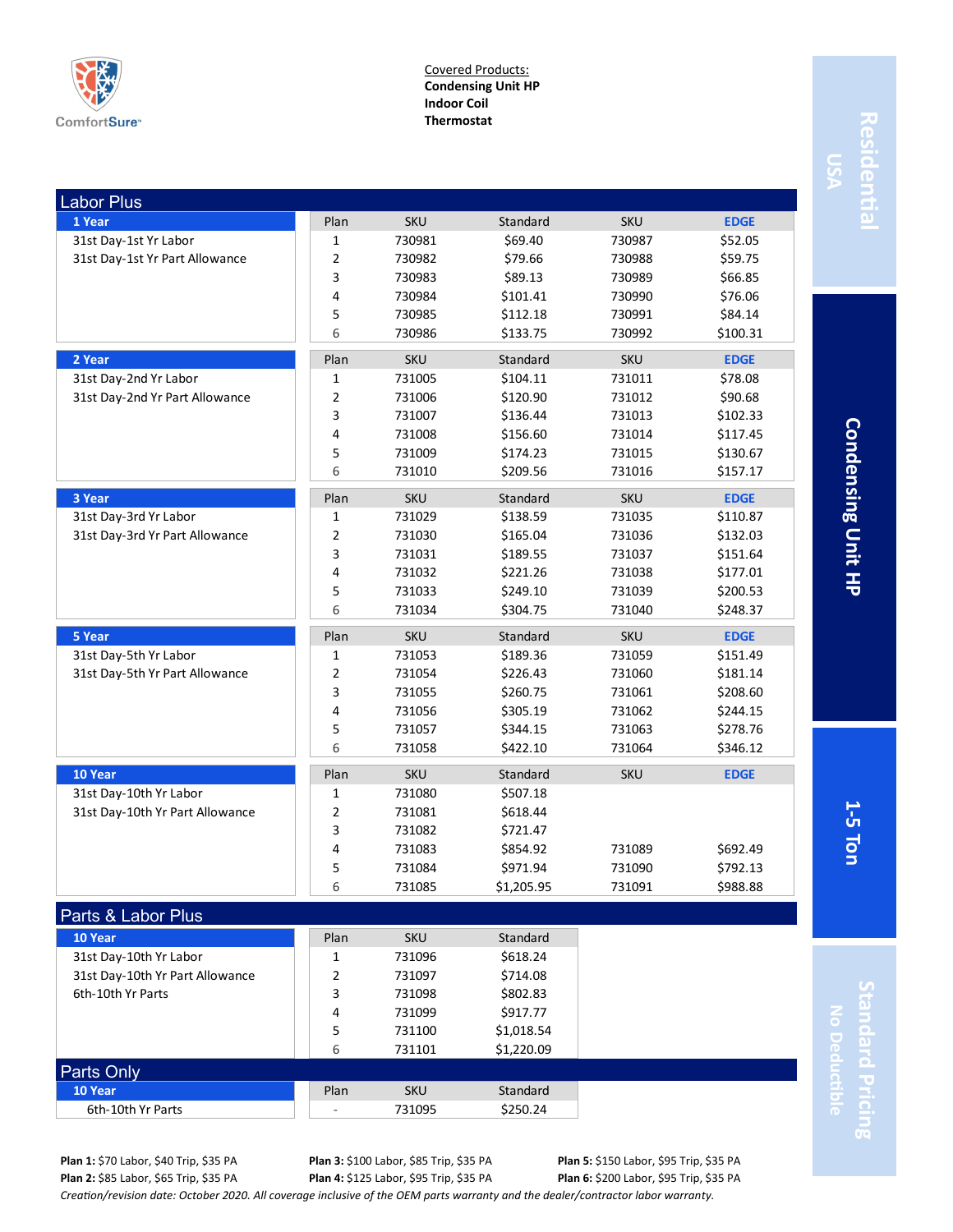ComfortSure

Covered Products:
**Condensing Unit HP**
**Indoor Coil**
**Thermostat**

Residential USA | Condensing Unit HP | 1-5 Ton | Standard Pricing No Deductible

## Labor Plus

### 1 Year

31st Day-1st Yr Labor
31st Day-1st Yr Part Allowance

| Plan | SKU | Standard | SKU | EDGE |
|---|---|---|---|---|
| 1 | 730981 | $69.40 | 730987 | $52.05 |
| 2 | 730982 | $79.66 | 730988 | $59.75 |
| 3 | 730983 | $89.13 | 730989 | $66.85 |
| 4 | 730984 | $101.41 | 730990 | $76.06 |
| 5 | 730985 | $112.18 | 730991 | $84.14 |
| 6 | 730986 | $133.75 | 730992 | $100.31 |

### 2 Year

31st Day-2nd Yr Labor
31st Day-2nd Yr Part Allowance

| Plan | SKU | Standard | SKU | EDGE |
|---|---|---|---|---|
| 1 | 731005 | $104.11 | 731011 | $78.08 |
| 2 | 731006 | $120.90 | 731012 | $90.68 |
| 3 | 731007 | $136.44 | 731013 | $102.33 |
| 4 | 731008 | $156.60 | 731014 | $117.45 |
| 5 | 731009 | $174.23 | 731015 | $130.67 |
| 6 | 731010 | $209.56 | 731016 | $157.17 |

### 3 Year

31st Day-3rd Yr Labor
31st Day-3rd Yr Part Allowance

| Plan | SKU | Standard | SKU | EDGE |
|---|---|---|---|---|
| 1 | 731029 | $138.59 | 731035 | $110.87 |
| 2 | 731030 | $165.04 | 731036 | $132.03 |
| 3 | 731031 | $189.55 | 731037 | $151.64 |
| 4 | 731032 | $221.26 | 731038 | $177.01 |
| 5 | 731033 | $249.10 | 731039 | $200.53 |
| 6 | 731034 | $304.75 | 731040 | $248.37 |

### 5 Year

31st Day-5th Yr Labor
31st Day-5th Yr Part Allowance

| Plan | SKU | Standard | SKU | EDGE |
|---|---|---|---|---|
| 1 | 731053 | $189.36 | 731059 | $151.49 |
| 2 | 731054 | $226.43 | 731060 | $181.14 |
| 3 | 731055 | $260.75 | 731061 | $208.60 |
| 4 | 731056 | $305.19 | 731062 | $244.15 |
| 5 | 731057 | $344.15 | 731063 | $278.76 |
| 6 | 731058 | $422.10 | 731064 | $346.12 |

### 10 Year

31st Day-10th Yr Labor
31st Day-10th Yr Part Allowance

| Plan | SKU | Standard | SKU | EDGE |
|---|---|---|---|---|
| 1 | 731080 | $507.18 | | |
| 2 | 731081 | $618.44 | | |
| 3 | 731082 | $721.47 | | |
| 4 | 731083 | $854.92 | 731089 | $692.49 |
| 5 | 731084 | $971.94 | 731090 | $792.13 |
| 6 | 731085 | $1,205.95 | 731091 | $988.88 |

## Parts & Labor Plus

### 10 Year

31st Day-10th Yr Labor
31st Day-10th Yr Part Allowance
6th-10th Yr Parts

| Plan | SKU | Standard |
|---|---|---|
| 1 | 731096 | $618.24 |
| 2 | 731097 | $714.08 |
| 3 | 731098 | $802.83 |
| 4 | 731099 | $917.77 |
| 5 | 731100 | $1,018.54 |
| 6 | 731101 | $1,220.09 |

## Parts Only

### 10 Year

6th-10th Yr Parts

| Plan | SKU | Standard |
|---|---|---|
| - | 731095 | $250.24 |

**Plan 1:** $70 Labor, $40 Trip, $35 PA
**Plan 2:** $85 Labor, $65 Trip, $35 PA
**Plan 3:** $100 Labor, $85 Trip, $35 PA
**Plan 4:** $125 Labor, $95 Trip, $35 PA
**Plan 5:** $150 Labor, $95 Trip, $35 PA
**Plan 6:** $200 Labor, $95 Trip, $35 PA

*Creation/revision date: October 2020. All coverage inclusive of the OEM parts warranty and the dealer/contractor labor warranty.*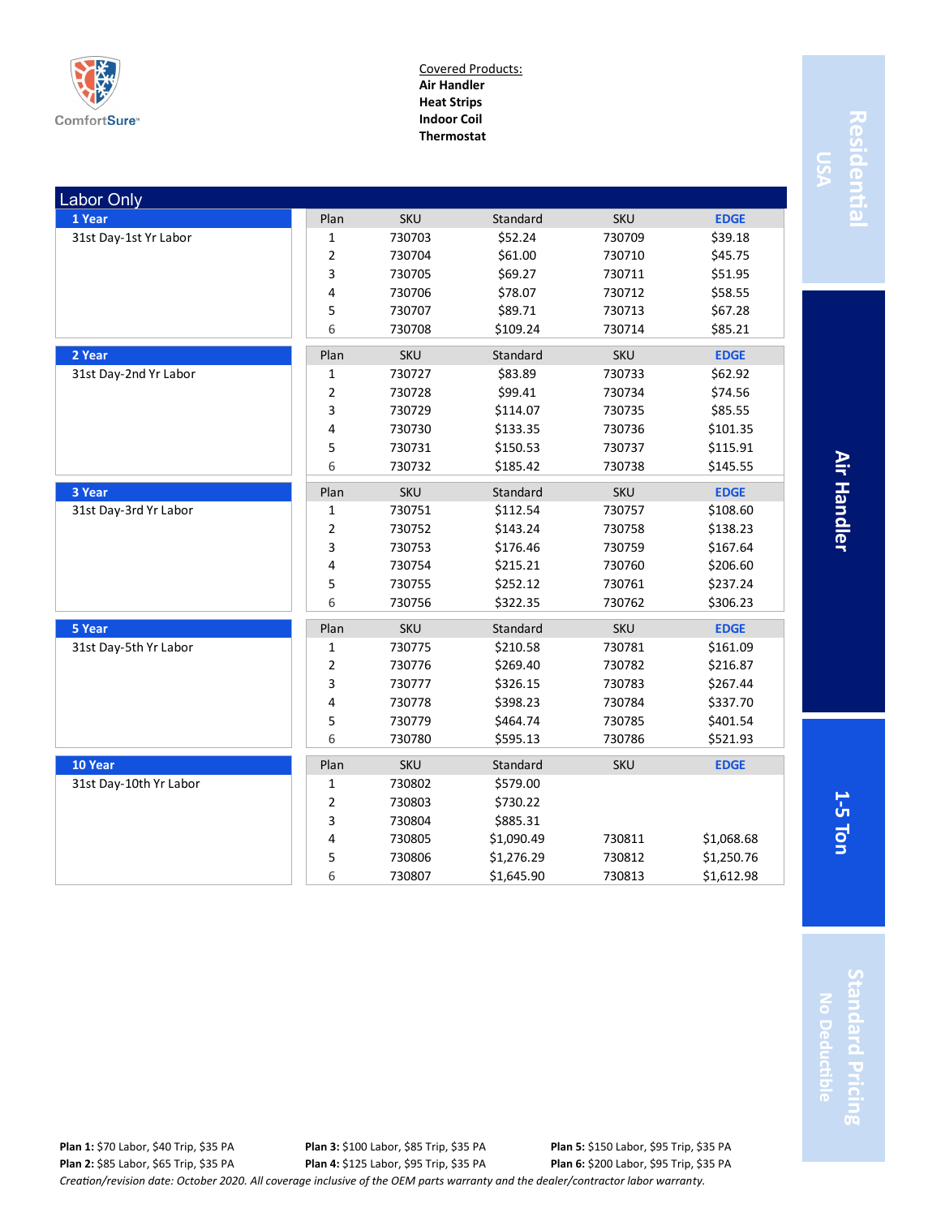ComfortSure

Covered Products:
**Air Handler**
**Heat Strips**
**Indoor Coil**
**Thermostat**

Residential USA | Air Handler | 1-5 Ton | Standard Pricing No Deductible

## Labor Only

| Term | Coverage | Plan | SKU | Standard | SKU | EDGE |
|---|---|---|---|---|---|---|
| **1 Year** | 31st Day-1st Yr Labor | 1 | 730703 | $52.24 | 730709 | $39.18 |
| | | 2 | 730704 | $61.00 | 730710 | $45.75 |
| | | 3 | 730705 | $69.27 | 730711 | $51.95 |
| | | 4 | 730706 | $78.07 | 730712 | $58.55 |
| | | 5 | 730707 | $89.71 | 730713 | $67.28 |
| | | 6 | 730708 | $109.24 | 730714 | $85.21 |
| **2 Year** | 31st Day-2nd Yr Labor | 1 | 730727 | $83.89 | 730733 | $62.92 |
| | | 2 | 730728 | $99.41 | 730734 | $74.56 |
| | | 3 | 730729 | $114.07 | 730735 | $85.55 |
| | | 4 | 730730 | $133.35 | 730736 | $101.35 |
| | | 5 | 730731 | $150.53 | 730737 | $115.91 |
| | | 6 | 730732 | $185.42 | 730738 | $145.55 |
| **3 Year** | 31st Day-3rd Yr Labor | 1 | 730751 | $112.54 | 730757 | $108.60 |
| | | 2 | 730752 | $143.24 | 730758 | $138.23 |
| | | 3 | 730753 | $176.46 | 730759 | $167.64 |
| | | 4 | 730754 | $215.21 | 730760 | $206.60 |
| | | 5 | 730755 | $252.12 | 730761 | $237.24 |
| | | 6 | 730756 | $322.35 | 730762 | $306.23 |
| **5 Year** | 31st Day-5th Yr Labor | 1 | 730775 | $210.58 | 730781 | $161.09 |
| | | 2 | 730776 | $269.40 | 730782 | $216.87 |
| | | 3 | 730777 | $326.15 | 730783 | $267.44 |
| | | 4 | 730778 | $398.23 | 730784 | $337.70 |
| | | 5 | 730779 | $464.74 | 730785 | $401.54 |
| | | 6 | 730780 | $595.13 | 730786 | $521.93 |
| **10 Year** | 31st Day-10th Yr Labor | 1 | 730802 | $579.00 | | |
| | | 2 | 730803 | $730.22 | | |
| | | 3 | 730804 | $885.31 | | |
| | | 4 | 730805 | $1,090.49 | 730811 | $1,068.68 |
| | | 5 | 730806 | $1,276.29 | 730812 | $1,250.76 |
| | | 6 | 730807 | $1,645.90 | 730813 | $1,612.98 |

**Plan 1:** $70 Labor, $40 Trip, $35 PA
**Plan 2:** $85 Labor, $65 Trip, $35 PA
**Plan 3:** $100 Labor, $85 Trip, $35 PA
**Plan 4:** $125 Labor, $95 Trip, $35 PA
**Plan 5:** $150 Labor, $95 Trip, $35 PA
**Plan 6:** $200 Labor, $95 Trip, $35 PA

*Creation/revision date: October 2020. All coverage inclusive of the OEM parts warranty and the dealer/contractor labor warranty.*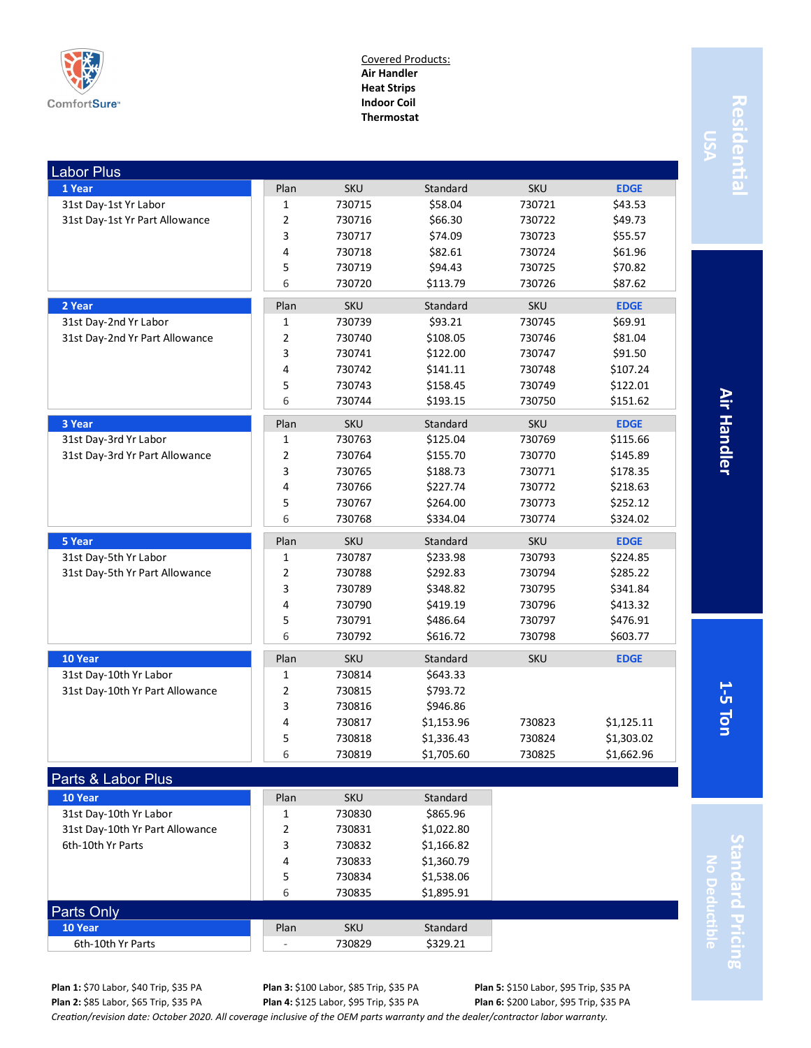ComfortSure

Covered Products:
**Air Handler**
**Heat Strips**
**Indoor Coil**
**Thermostat**

Residential USA | Air Handler | 1-5 Ton | Standard Pricing No Deductible

## Labor Plus

### 1 Year

31st Day-1st Yr Labor
31st Day-1st Yr Part Allowance

| Plan | SKU | Standard | SKU | EDGE |
|---|---|---|---|---|
| 1 | 730715 | $58.04 | 730721 | $43.53 |
| 2 | 730716 | $66.30 | 730722 | $49.73 |
| 3 | 730717 | $74.09 | 730723 | $55.57 |
| 4 | 730718 | $82.61 | 730724 | $61.96 |
| 5 | 730719 | $94.43 | 730725 | $70.82 |
| 6 | 730720 | $113.79 | 730726 | $87.62 |

### 2 Year

31st Day-2nd Yr Labor
31st Day-2nd Yr Part Allowance

| Plan | SKU | Standard | SKU | EDGE |
|---|---|---|---|---|
| 1 | 730739 | $93.21 | 730745 | $69.91 |
| 2 | 730740 | $108.05 | 730746 | $81.04 |
| 3 | 730741 | $122.00 | 730747 | $91.50 |
| 4 | 730742 | $141.11 | 730748 | $107.24 |
| 5 | 730743 | $158.45 | 730749 | $122.01 |
| 6 | 730744 | $193.15 | 730750 | $151.62 |

### 3 Year

31st Day-3rd Yr Labor
31st Day-3rd Yr Part Allowance

| Plan | SKU | Standard | SKU | EDGE |
|---|---|---|---|---|
| 1 | 730763 | $125.04 | 730769 | $115.66 |
| 2 | 730764 | $155.70 | 730770 | $145.89 |
| 3 | 730765 | $188.73 | 730771 | $178.35 |
| 4 | 730766 | $227.74 | 730772 | $218.63 |
| 5 | 730767 | $264.00 | 730773 | $252.12 |
| 6 | 730768 | $334.04 | 730774 | $324.02 |

### 5 Year

31st Day-5th Yr Labor
31st Day-5th Yr Part Allowance

| Plan | SKU | Standard | SKU | EDGE |
|---|---|---|---|---|
| 1 | 730787 | $233.98 | 730793 | $224.85 |
| 2 | 730788 | $292.83 | 730794 | $285.22 |
| 3 | 730789 | $348.82 | 730795 | $341.84 |
| 4 | 730790 | $419.19 | 730796 | $413.32 |
| 5 | 730791 | $486.64 | 730797 | $476.91 |
| 6 | 730792 | $616.72 | 730798 | $603.77 |

### 10 Year

31st Day-10th Yr Labor
31st Day-10th Yr Part Allowance

| Plan | SKU | Standard | SKU | EDGE |
|---|---|---|---|---|
| 1 | 730814 | $643.33 | | |
| 2 | 730815 | $793.72 | | |
| 3 | 730816 | $946.86 | | |
| 4 | 730817 | $1,153.96 | 730823 | $1,125.11 |
| 5 | 730818 | $1,336.43 | 730824 | $1,303.02 |
| 6 | 730819 | $1,705.60 | 730825 | $1,662.96 |

## Parts & Labor Plus

### 10 Year

31st Day-10th Yr Labor
31st Day-10th Yr Part Allowance
6th-10th Yr Parts

| Plan | SKU | Standard |
|---|---|---|
| 1 | 730830 | $865.96 |
| 2 | 730831 | $1,022.80 |
| 3 | 730832 | $1,166.82 |
| 4 | 730833 | $1,360.79 |
| 5 | 730834 | $1,538.06 |
| 6 | 730835 | $1,895.91 |

## Parts Only

### 10 Year

6th-10th Yr Parts

| Plan | SKU | Standard |
|---|---|---|
| - | 730829 | $329.21 |

**Plan 1:** $70 Labor, $40 Trip, $35 PA
**Plan 2:** $85 Labor, $65 Trip, $35 PA
**Plan 3:** $100 Labor, $85 Trip, $35 PA
**Plan 4:** $125 Labor, $95 Trip, $35 PA
**Plan 5:** $150 Labor, $95 Trip, $35 PA
**Plan 6:** $200 Labor, $95 Trip, $35 PA

*Creation/revision date: October 2020. All coverage inclusive of the OEM parts warranty and the dealer/contractor labor warranty.*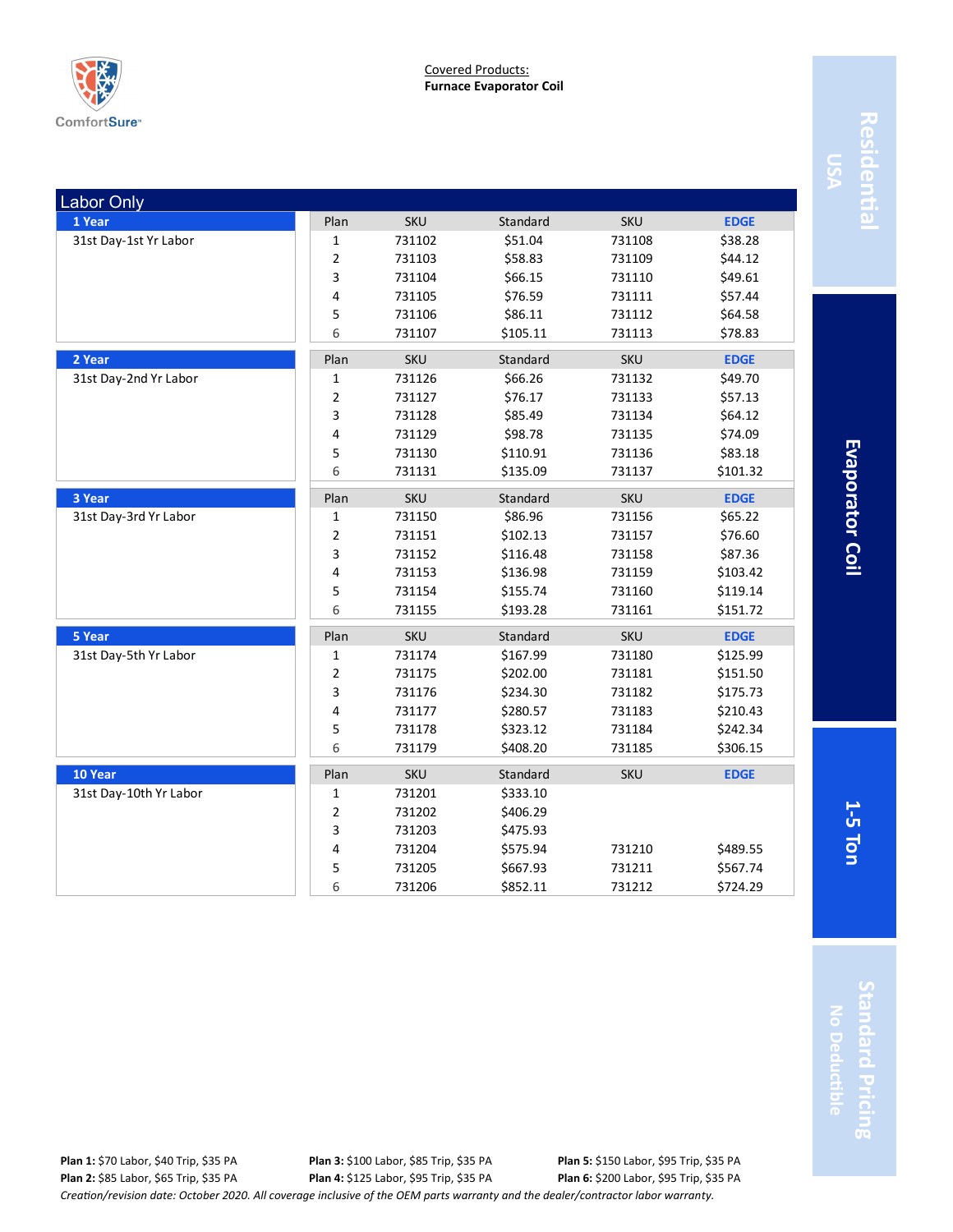ComfortSure

Covered Products:
**Furnace Evaporator Coil**

Residential USA

Evaporator Coil

1-5 Ton

Standard Pricing
No Deductible

## Labor Only

| 1 Year | Plan | SKU | Standard | SKU | EDGE |
|---|---|---|---|---|---|
| 31st Day-1st Yr Labor | 1 | 731102 | $51.04 | 731108 | $38.28 |
| | 2 | 731103 | $58.83 | 731109 | $44.12 |
| | 3 | 731104 | $66.15 | 731110 | $49.61 |
| | 4 | 731105 | $76.59 | 731111 | $57.44 |
| | 5 | 731106 | $86.11 | 731112 | $64.58 |
| | 6 | 731107 | $105.11 | 731113 | $78.83 |

| 2 Year | Plan | SKU | Standard | SKU | EDGE |
|---|---|---|---|---|---|
| 31st Day-2nd Yr Labor | 1 | 731126 | $66.26 | 731132 | $49.70 |
| | 2 | 731127 | $76.17 | 731133 | $57.13 |
| | 3 | 731128 | $85.49 | 731134 | $64.12 |
| | 4 | 731129 | $98.78 | 731135 | $74.09 |
| | 5 | 731130 | $110.91 | 731136 | $83.18 |
| | 6 | 731131 | $135.09 | 731137 | $101.32 |

| 3 Year | Plan | SKU | Standard | SKU | EDGE |
|---|---|---|---|---|---|
| 31st Day-3rd Yr Labor | 1 | 731150 | $86.96 | 731156 | $65.22 |
| | 2 | 731151 | $102.13 | 731157 | $76.60 |
| | 3 | 731152 | $116.48 | 731158 | $87.36 |
| | 4 | 731153 | $136.98 | 731159 | $103.42 |
| | 5 | 731154 | $155.74 | 731160 | $119.14 |
| | 6 | 731155 | $193.28 | 731161 | $151.72 |

| 5 Year | Plan | SKU | Standard | SKU | EDGE |
|---|---|---|---|---|---|
| 31st Day-5th Yr Labor | 1 | 731174 | $167.99 | 731180 | $125.99 |
| | 2 | 731175 | $202.00 | 731181 | $151.50 |
| | 3 | 731176 | $234.30 | 731182 | $175.73 |
| | 4 | 731177 | $280.57 | 731183 | $210.43 |
| | 5 | 731178 | $323.12 | 731184 | $242.34 |
| | 6 | 731179 | $408.20 | 731185 | $306.15 |

| 10 Year | Plan | SKU | Standard | SKU | EDGE |
|---|---|---|---|---|---|
| 31st Day-10th Yr Labor | 1 | 731201 | $333.10 | | |
| | 2 | 731202 | $406.29 | | |
| | 3 | 731203 | $475.93 | | |
| | 4 | 731204 | $575.94 | 731210 | $489.55 |
| | 5 | 731205 | $667.93 | 731211 | $567.74 |
| | 6 | 731206 | $852.11 | 731212 | $724.29 |

**Plan 1:** $70 Labor, $40 Trip, $35 PA
**Plan 2:** $85 Labor, $65 Trip, $35 PA
**Plan 3:** $100 Labor, $85 Trip, $35 PA
**Plan 4:** $125 Labor, $95 Trip, $35 PA
**Plan 5:** $150 Labor, $95 Trip, $35 PA
**Plan 6:** $200 Labor, $95 Trip, $35 PA

*Creation/revision date: October 2020. All coverage inclusive of the OEM parts warranty and the dealer/contractor labor warranty.*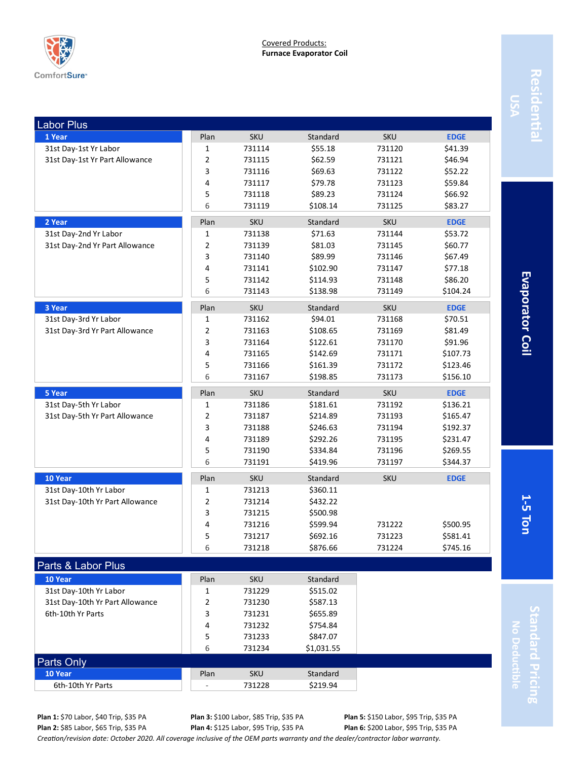ComfortSure

Covered Products:
**Furnace Evaporator Coil**

Residential USA | Evaporator Coil | 1-5 Ton | Standard Pricing No Deductible

## Labor Plus

| 1 Year | Plan | SKU | Standard | SKU | EDGE |
|---|---|---|---|---|---|
| 31st Day-1st Yr Labor | 1 | 731114 | $55.18 | 731120 | $41.39 |
| 31st Day-1st Yr Part Allowance | 2 | 731115 | $62.59 | 731121 | $46.94 |
| | 3 | 731116 | $69.63 | 731122 | $52.22 |
| | 4 | 731117 | $79.78 | 731123 | $59.84 |
| | 5 | 731118 | $89.23 | 731124 | $66.92 |
| | 6 | 731119 | $108.14 | 731125 | $83.27 |

| 2 Year | Plan | SKU | Standard | SKU | EDGE |
|---|---|---|---|---|---|
| 31st Day-2nd Yr Labor | 1 | 731138 | $71.63 | 731144 | $53.72 |
| 31st Day-2nd Yr Part Allowance | 2 | 731139 | $81.03 | 731145 | $60.77 |
| | 3 | 731140 | $89.99 | 731146 | $67.49 |
| | 4 | 731141 | $102.90 | 731147 | $77.18 |
| | 5 | 731142 | $114.93 | 731148 | $86.20 |
| | 6 | 731143 | $138.98 | 731149 | $104.24 |

| 3 Year | Plan | SKU | Standard | SKU | EDGE |
|---|---|---|---|---|---|
| 31st Day-3rd Yr Labor | 1 | 731162 | $94.01 | 731168 | $70.51 |
| 31st Day-3rd Yr Part Allowance | 2 | 731163 | $108.65 | 731169 | $81.49 |
| | 3 | 731164 | $122.61 | 731170 | $91.96 |
| | 4 | 731165 | $142.69 | 731171 | $107.73 |
| | 5 | 731166 | $161.39 | 731172 | $123.46 |
| | 6 | 731167 | $198.85 | 731173 | $156.10 |

| 5 Year | Plan | SKU | Standard | SKU | EDGE |
|---|---|---|---|---|---|
| 31st Day-5th Yr Labor | 1 | 731186 | $181.61 | 731192 | $136.21 |
| 31st Day-5th Yr Part Allowance | 2 | 731187 | $214.89 | 731193 | $165.47 |
| | 3 | 731188 | $246.63 | 731194 | $192.37 |
| | 4 | 731189 | $292.26 | 731195 | $231.47 |
| | 5 | 731190 | $334.84 | 731196 | $269.55 |
| | 6 | 731191 | $419.96 | 731197 | $344.37 |

| 10 Year | Plan | SKU | Standard | SKU | EDGE |
|---|---|---|---|---|---|
| 31st Day-10th Yr Labor | 1 | 731213 | $360.11 | | |
| 31st Day-10th Yr Part Allowance | 2 | 731214 | $432.22 | | |
| | 3 | 731215 | $500.98 | | |
| | 4 | 731216 | $599.94 | 731222 | $500.95 |
| | 5 | 731217 | $692.16 | 731223 | $581.41 |
| | 6 | 731218 | $876.66 | 731224 | $745.16 |

## Parts & Labor Plus

| 10 Year | Plan | SKU | Standard |
|---|---|---|---|
| 31st Day-10th Yr Labor | 1 | 731229 | $515.02 |
| 31st Day-10th Yr Part Allowance | 2 | 731230 | $587.13 |
| 6th-10th Yr Parts | 3 | 731231 | $655.89 |
| | 4 | 731232 | $754.84 |
| | 5 | 731233 | $847.07 |
| | 6 | 731234 | $1,031.55 |

## Parts Only

| 10 Year | Plan | SKU | Standard |
|---|---|---|---|
| 6th-10th Yr Parts | - | 731228 | $219.94 |

**Plan 1:** $70 Labor, $40 Trip, $35 PA
**Plan 2:** $85 Labor, $65 Trip, $35 PA
**Plan 3:** $100 Labor, $85 Trip, $35 PA
**Plan 4:** $125 Labor, $95 Trip, $35 PA
**Plan 5:** $150 Labor, $95 Trip, $35 PA
**Plan 6:** $200 Labor, $95 Trip, $35 PA

*Creation/revision date: October 2020. All coverage inclusive of the OEM parts warranty and the dealer/contractor labor warranty.*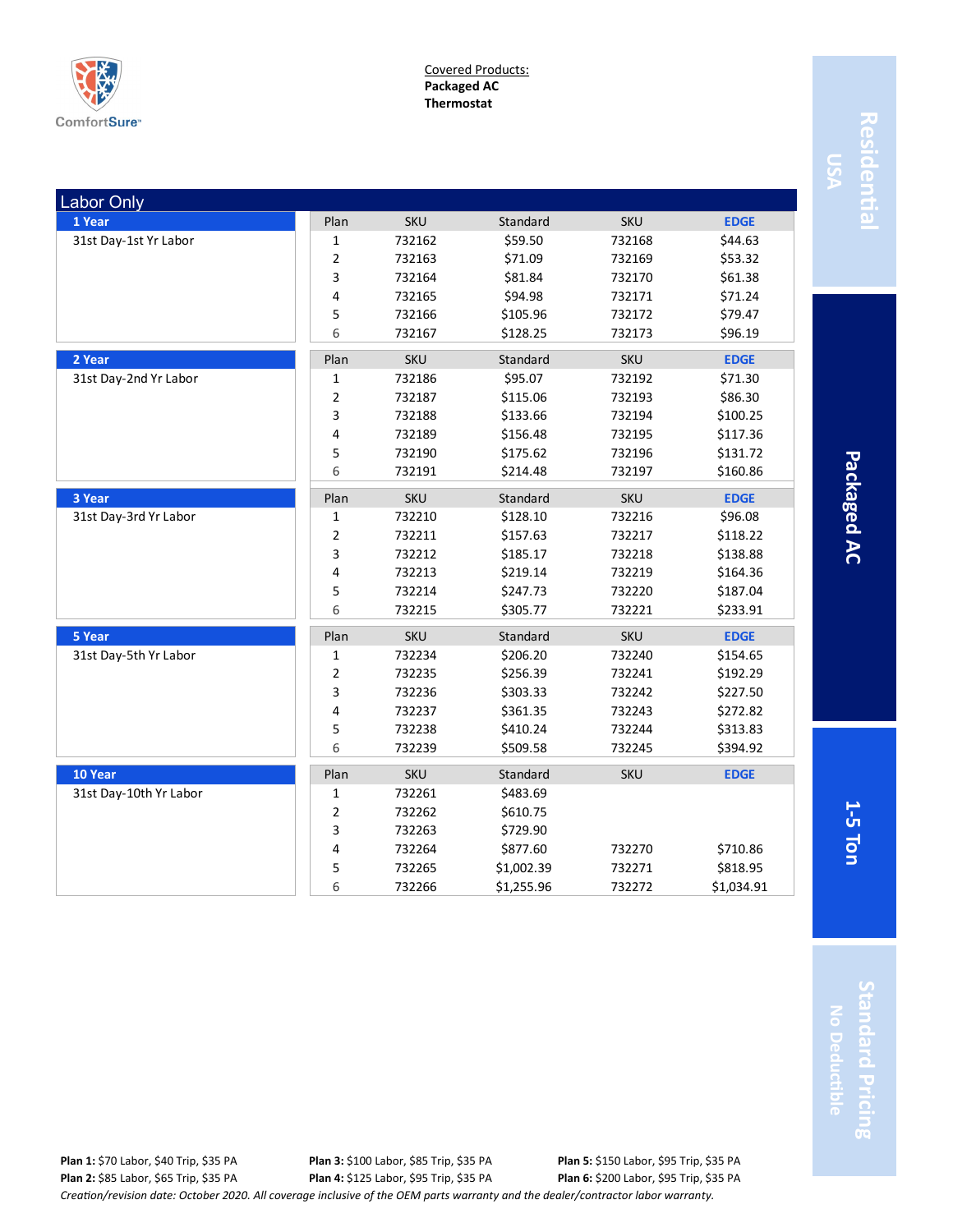ComfortSure™

Covered Products:
**Packaged AC**
**Thermostat**

Residential USA | Packaged AC | 1-5 Ton | Standard Pricing No Deductible

## Labor Only

### 1 Year

31st Day-1st Yr Labor

| Plan | SKU | Standard | SKU | EDGE |
|---|---|---|---|---|
| 1 | 732162 | $59.50 | 732168 | $44.63 |
| 2 | 732163 | $71.09 | 732169 | $53.32 |
| 3 | 732164 | $81.84 | 732170 | $61.38 |
| 4 | 732165 | $94.98 | 732171 | $71.24 |
| 5 | 732166 | $105.96 | 732172 | $79.47 |
| 6 | 732167 | $128.25 | 732173 | $96.19 |

### 2 Year

31st Day-2nd Yr Labor

| Plan | SKU | Standard | SKU | EDGE |
|---|---|---|---|---|
| 1 | 732186 | $95.07 | 732192 | $71.30 |
| 2 | 732187 | $115.06 | 732193 | $86.30 |
| 3 | 732188 | $133.66 | 732194 | $100.25 |
| 4 | 732189 | $156.48 | 732195 | $117.36 |
| 5 | 732190 | $175.62 | 732196 | $131.72 |
| 6 | 732191 | $214.48 | 732197 | $160.86 |

### 3 Year

31st Day-3rd Yr Labor

| Plan | SKU | Standard | SKU | EDGE |
|---|---|---|---|---|
| 1 | 732210 | $128.10 | 732216 | $96.08 |
| 2 | 732211 | $157.63 | 732217 | $118.22 |
| 3 | 732212 | $185.17 | 732218 | $138.88 |
| 4 | 732213 | $219.14 | 732219 | $164.36 |
| 5 | 732214 | $247.73 | 732220 | $187.04 |
| 6 | 732215 | $305.77 | 732221 | $233.91 |

### 5 Year

31st Day-5th Yr Labor

| Plan | SKU | Standard | SKU | EDGE |
|---|---|---|---|---|
| 1 | 732234 | $206.20 | 732240 | $154.65 |
| 2 | 732235 | $256.39 | 732241 | $192.29 |
| 3 | 732236 | $303.33 | 732242 | $227.50 |
| 4 | 732237 | $361.35 | 732243 | $272.82 |
| 5 | 732238 | $410.24 | 732244 | $313.83 |
| 6 | 732239 | $509.58 | 732245 | $394.92 |

### 10 Year

31st Day-10th Yr Labor

| Plan | SKU | Standard | SKU | EDGE |
|---|---|---|---|---|
| 1 | 732261 | $483.69 | | |
| 2 | 732262 | $610.75 | | |
| 3 | 732263 | $729.90 | | |
| 4 | 732264 | $877.60 | 732270 | $710.86 |
| 5 | 732265 | $1,002.39 | 732271 | $818.95 |
| 6 | 732266 | $1,255.96 | 732272 | $1,034.91 |

**Plan 1:** $70 Labor, $40 Trip, $35 PA
**Plan 2:** $85 Labor, $65 Trip, $35 PA
**Plan 3:** $100 Labor, $85 Trip, $35 PA
**Plan 4:** $125 Labor, $95 Trip, $35 PA
**Plan 5:** $150 Labor, $95 Trip, $35 PA
**Plan 6:** $200 Labor, $95 Trip, $35 PA

*Creation/revision date: October 2020. All coverage inclusive of the OEM parts warranty and the dealer/contractor labor warranty.*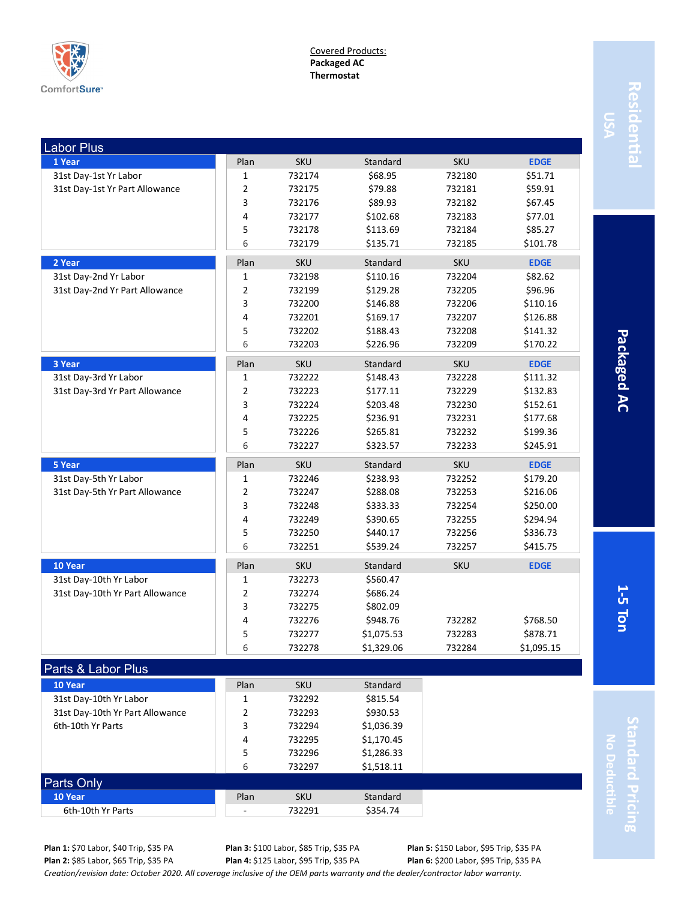ComfortSure™

Covered Products:
**Packaged AC**
**Thermostat**

Residential USA | Packaged AC | 1-5 Ton | Standard Pricing No Deductible

## Labor Plus

**1 Year**
31st Day-1st Yr Labor
31st Day-1st Yr Part Allowance

| Plan | SKU | Standard | SKU | EDGE |
|---|---|---|---|---|
| 1 | 732174 | $68.95 | 732180 | $51.71 |
| 2 | 732175 | $79.88 | 732181 | $59.91 |
| 3 | 732176 | $89.93 | 732182 | $67.45 |
| 4 | 732177 | $102.68 | 732183 | $77.01 |
| 5 | 732178 | $113.69 | 732184 | $85.27 |
| 6 | 732179 | $135.71 | 732185 | $101.78 |

**2 Year**
31st Day-2nd Yr Labor
31st Day-2nd Yr Part Allowance

| Plan | SKU | Standard | SKU | EDGE |
|---|---|---|---|---|
| 1 | 732198 | $110.16 | 732204 | $82.62 |
| 2 | 732199 | $129.28 | 732205 | $96.96 |
| 3 | 732200 | $146.88 | 732206 | $110.16 |
| 4 | 732201 | $169.17 | 732207 | $126.88 |
| 5 | 732202 | $188.43 | 732208 | $141.32 |
| 6 | 732203 | $226.96 | 732209 | $170.22 |

**3 Year**
31st Day-3rd Yr Labor
31st Day-3rd Yr Part Allowance

| Plan | SKU | Standard | SKU | EDGE |
|---|---|---|---|---|
| 1 | 732222 | $148.43 | 732228 | $111.32 |
| 2 | 732223 | $177.11 | 732229 | $132.83 |
| 3 | 732224 | $203.48 | 732230 | $152.61 |
| 4 | 732225 | $236.91 | 732231 | $177.68 |
| 5 | 732226 | $265.81 | 732232 | $199.36 |
| 6 | 732227 | $323.57 | 732233 | $245.91 |

**5 Year**
31st Day-5th Yr Labor
31st Day-5th Yr Part Allowance

| Plan | SKU | Standard | SKU | EDGE |
|---|---|---|---|---|
| 1 | 732246 | $238.93 | 732252 | $179.20 |
| 2 | 732247 | $288.08 | 732253 | $216.06 |
| 3 | 732248 | $333.33 | 732254 | $250.00 |
| 4 | 732249 | $390.65 | 732255 | $294.94 |
| 5 | 732250 | $440.17 | 732256 | $336.73 |
| 6 | 732251 | $539.24 | 732257 | $415.75 |

**10 Year**
31st Day-10th Yr Labor
31st Day-10th Yr Part Allowance

| Plan | SKU | Standard | SKU | EDGE |
|---|---|---|---|---|
| 1 | 732273 | $560.47 | | |
| 2 | 732274 | $686.24 | | |
| 3 | 732275 | $802.09 | | |
| 4 | 732276 | $948.76 | 732282 | $768.50 |
| 5 | 732277 | $1,075.53 | 732283 | $878.71 |
| 6 | 732278 | $1,329.06 | 732284 | $1,095.15 |

## Parts & Labor Plus

**10 Year**
31st Day-10th Yr Labor
31st Day-10th Yr Part Allowance
6th-10th Yr Parts

| Plan | SKU | Standard |
|---|---|---|
| 1 | 732292 | $815.54 |
| 2 | 732293 | $930.53 |
| 3 | 732294 | $1,036.39 |
| 4 | 732295 | $1,170.45 |
| 5 | 732296 | $1,286.33 |
| 6 | 732297 | $1,518.11 |

## Parts Only

**10 Year**
6th-10th Yr Parts

| Plan | SKU | Standard |
|---|---|---|
| - | 732291 | $354.74 |

**Plan 1:** $70 Labor, $40 Trip, $35 PA
**Plan 2:** $85 Labor, $65 Trip, $35 PA
**Plan 3:** $100 Labor, $85 Trip, $35 PA
**Plan 4:** $125 Labor, $95 Trip, $35 PA
**Plan 5:** $150 Labor, $95 Trip, $35 PA
**Plan 6:** $200 Labor, $95 Trip, $35 PA

*Creation/revision date: October 2020. All coverage inclusive of the OEM parts warranty and the dealer/contractor labor warranty.*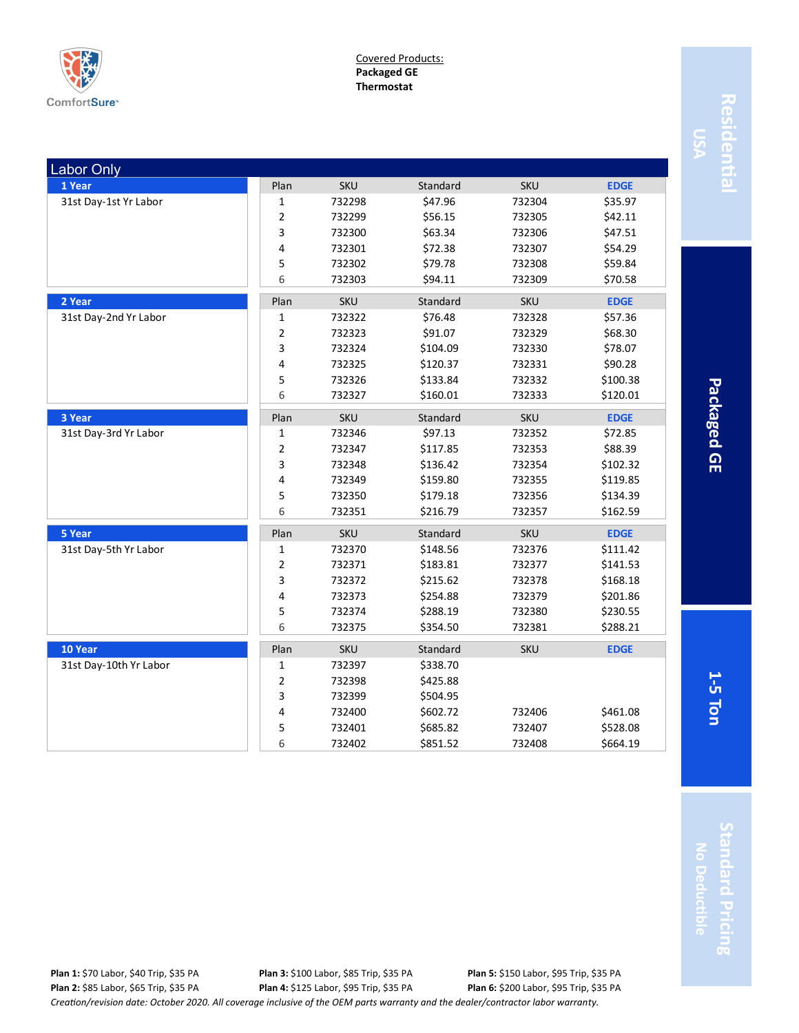ComfortSure

Covered Products:
**Packaged GE**
**Thermostat**

Residential USA | Packaged GE | 1-5 Ton | Standard Pricing No Deductible

## Labor Only

| Term | Coverage | Plan | SKU | Standard | SKU | EDGE |
|---|---|---|---|---|---|---|
| **1 Year** | 31st Day-1st Yr Labor | 1 | 732298 | $47.96 | 732304 | $35.97 |
| | | 2 | 732299 | $56.15 | 732305 | $42.11 |
| | | 3 | 732300 | $63.34 | 732306 | $47.51 |
| | | 4 | 732301 | $72.38 | 732307 | $54.29 |
| | | 5 | 732302 | $79.78 | 732308 | $59.84 |
| | | 6 | 732303 | $94.11 | 732309 | $70.58 |
| **2 Year** | 31st Day-2nd Yr Labor | 1 | 732322 | $76.48 | 732328 | $57.36 |
| | | 2 | 732323 | $91.07 | 732329 | $68.30 |
| | | 3 | 732324 | $104.09 | 732330 | $78.07 |
| | | 4 | 732325 | $120.37 | 732331 | $90.28 |
| | | 5 | 732326 | $133.84 | 732332 | $100.38 |
| | | 6 | 732327 | $160.01 | 732333 | $120.01 |
| **3 Year** | 31st Day-3rd Yr Labor | 1 | 732346 | $97.13 | 732352 | $72.85 |
| | | 2 | 732347 | $117.85 | 732353 | $88.39 |
| | | 3 | 732348 | $136.42 | 732354 | $102.32 |
| | | 4 | 732349 | $159.80 | 732355 | $119.85 |
| | | 5 | 732350 | $179.18 | 732356 | $134.39 |
| | | 6 | 732351 | $216.79 | 732357 | $162.59 |
| **5 Year** | 31st Day-5th Yr Labor | 1 | 732370 | $148.56 | 732376 | $111.42 |
| | | 2 | 732371 | $183.81 | 732377 | $141.53 |
| | | 3 | 732372 | $215.62 | 732378 | $168.18 |
| | | 4 | 732373 | $254.88 | 732379 | $201.86 |
| | | 5 | 732374 | $288.19 | 732380 | $230.55 |
| | | 6 | 732375 | $354.50 | 732381 | $288.21 |
| **10 Year** | 31st Day-10th Yr Labor | 1 | 732397 | $338.70 | | |
| | | 2 | 732398 | $425.88 | | |
| | | 3 | 732399 | $504.95 | | |
| | | 4 | 732400 | $602.72 | 732406 | $461.08 |
| | | 5 | 732401 | $685.82 | 732407 | $528.08 |
| | | 6 | 732402 | $851.52 | 732408 | $664.19 |

**Plan 1:** $70 Labor, $40 Trip, $35 PA
**Plan 2:** $85 Labor, $65 Trip, $35 PA
**Plan 3:** $100 Labor, $85 Trip, $35 PA
**Plan 4:** $125 Labor, $95 Trip, $35 PA
**Plan 5:** $150 Labor, $95 Trip, $35 PA
**Plan 6:** $200 Labor, $95 Trip, $35 PA

*Creation/revision date: October 2020. All coverage inclusive of the OEM parts warranty and the dealer/contractor labor warranty.*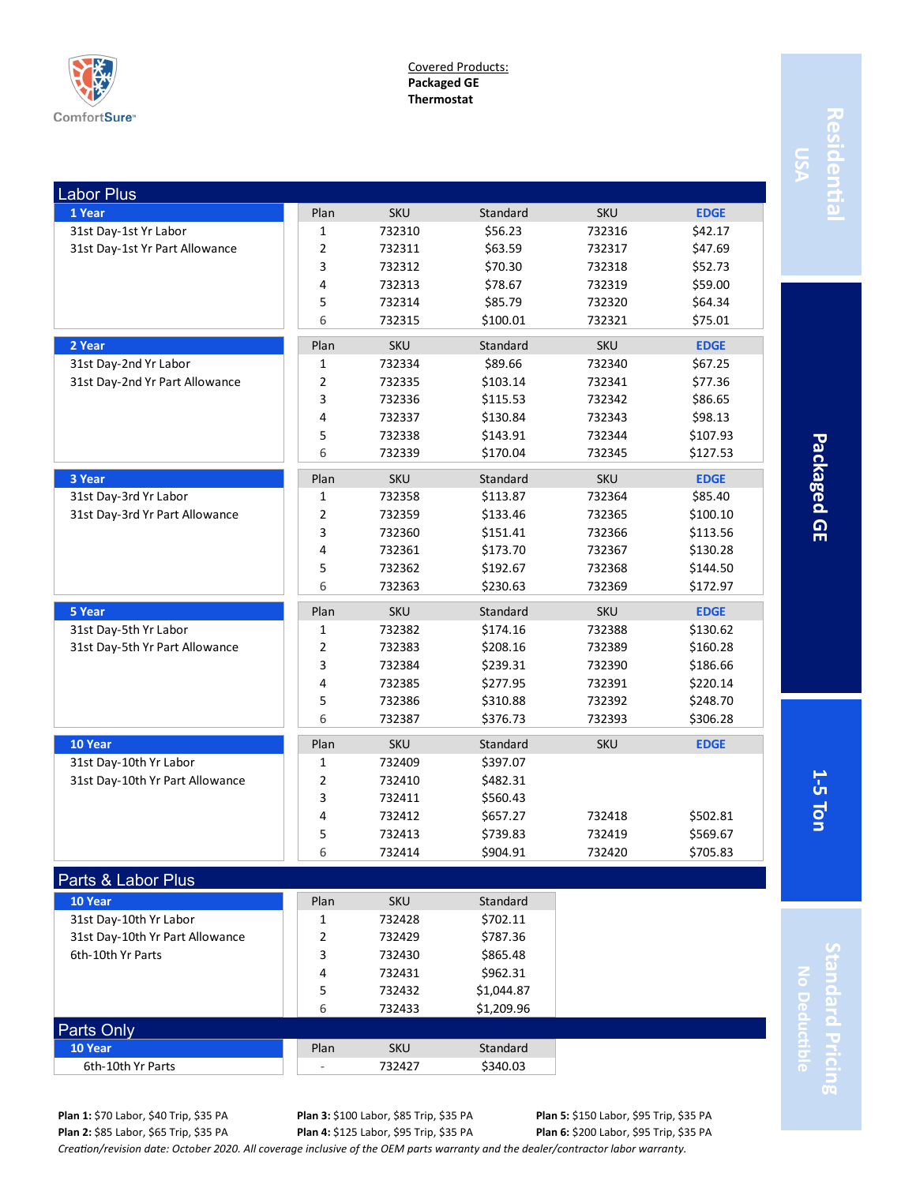ComfortSure™

Covered Products:
**Packaged GE**
**Thermostat**

Residential USA | Packaged GE | 1-5 Ton | Standard Pricing No Deductible

## Labor Plus

### 1 Year

31st Day-1st Yr Labor
31st Day-1st Yr Part Allowance

| Plan | SKU | Standard | SKU | EDGE |
|---|---|---|---|---|
| 1 | 732310 | $56.23 | 732316 | $42.17 |
| 2 | 732311 | $63.59 | 732317 | $47.69 |
| 3 | 732312 | $70.30 | 732318 | $52.73 |
| 4 | 732313 | $78.67 | 732319 | $59.00 |
| 5 | 732314 | $85.79 | 732320 | $64.34 |
| 6 | 732315 | $100.01 | 732321 | $75.01 |

### 2 Year

31st Day-2nd Yr Labor
31st Day-2nd Yr Part Allowance

| Plan | SKU | Standard | SKU | EDGE |
|---|---|---|---|---|
| 1 | 732334 | $89.66 | 732340 | $67.25 |
| 2 | 732335 | $103.14 | 732341 | $77.36 |
| 3 | 732336 | $115.53 | 732342 | $86.65 |
| 4 | 732337 | $130.84 | 732343 | $98.13 |
| 5 | 732338 | $143.91 | 732344 | $107.93 |
| 6 | 732339 | $170.04 | 732345 | $127.53 |

### 3 Year

31st Day-3rd Yr Labor
31st Day-3rd Yr Part Allowance

| Plan | SKU | Standard | SKU | EDGE |
|---|---|---|---|---|
| 1 | 732358 | $113.87 | 732364 | $85.40 |
| 2 | 732359 | $133.46 | 732365 | $100.10 |
| 3 | 732360 | $151.41 | 732366 | $113.56 |
| 4 | 732361 | $173.70 | 732367 | $130.28 |
| 5 | 732362 | $192.67 | 732368 | $144.50 |
| 6 | 732363 | $230.63 | 732369 | $172.97 |

### 5 Year

31st Day-5th Yr Labor
31st Day-5th Yr Part Allowance

| Plan | SKU | Standard | SKU | EDGE |
|---|---|---|---|---|
| 1 | 732382 | $174.16 | 732388 | $130.62 |
| 2 | 732383 | $208.16 | 732389 | $160.28 |
| 3 | 732384 | $239.31 | 732390 | $186.66 |
| 4 | 732385 | $277.95 | 732391 | $220.14 |
| 5 | 732386 | $310.88 | 732392 | $248.70 |
| 6 | 732387 | $376.73 | 732393 | $306.28 |

### 10 Year

31st Day-10th Yr Labor
31st Day-10th Yr Part Allowance

| Plan | SKU | Standard | SKU | EDGE |
|---|---|---|---|---|
| 1 | 732409 | $397.07 | | |
| 2 | 732410 | $482.31 | | |
| 3 | 732411 | $560.43 | | |
| 4 | 732412 | $657.27 | 732418 | $502.81 |
| 5 | 732413 | $739.83 | 732419 | $569.67 |
| 6 | 732414 | $904.91 | 732420 | $705.83 |

## Parts & Labor Plus

### 10 Year

31st Day-10th Yr Labor
31st Day-10th Yr Part Allowance
6th-10th Yr Parts

| Plan | SKU | Standard |
|---|---|---|
| 1 | 732428 | $702.11 |
| 2 | 732429 | $787.36 |
| 3 | 732430 | $865.48 |
| 4 | 732431 | $962.31 |
| 5 | 732432 | $1,044.87 |
| 6 | 732433 | $1,209.96 |

## Parts Only

### 10 Year

6th-10th Yr Parts

| Plan | SKU | Standard |
|---|---|---|
| - | 732427 | $340.03 |

**Plan 1:** $70 Labor, $40 Trip, $35 PA
**Plan 2:** $85 Labor, $65 Trip, $35 PA
**Plan 3:** $100 Labor, $85 Trip, $35 PA
**Plan 4:** $125 Labor, $95 Trip, $35 PA
**Plan 5:** $150 Labor, $95 Trip, $35 PA
**Plan 6:** $200 Labor, $95 Trip, $35 PA

*Creation/revision date: October 2020. All coverage inclusive of the OEM parts warranty and the dealer/contractor labor warranty.*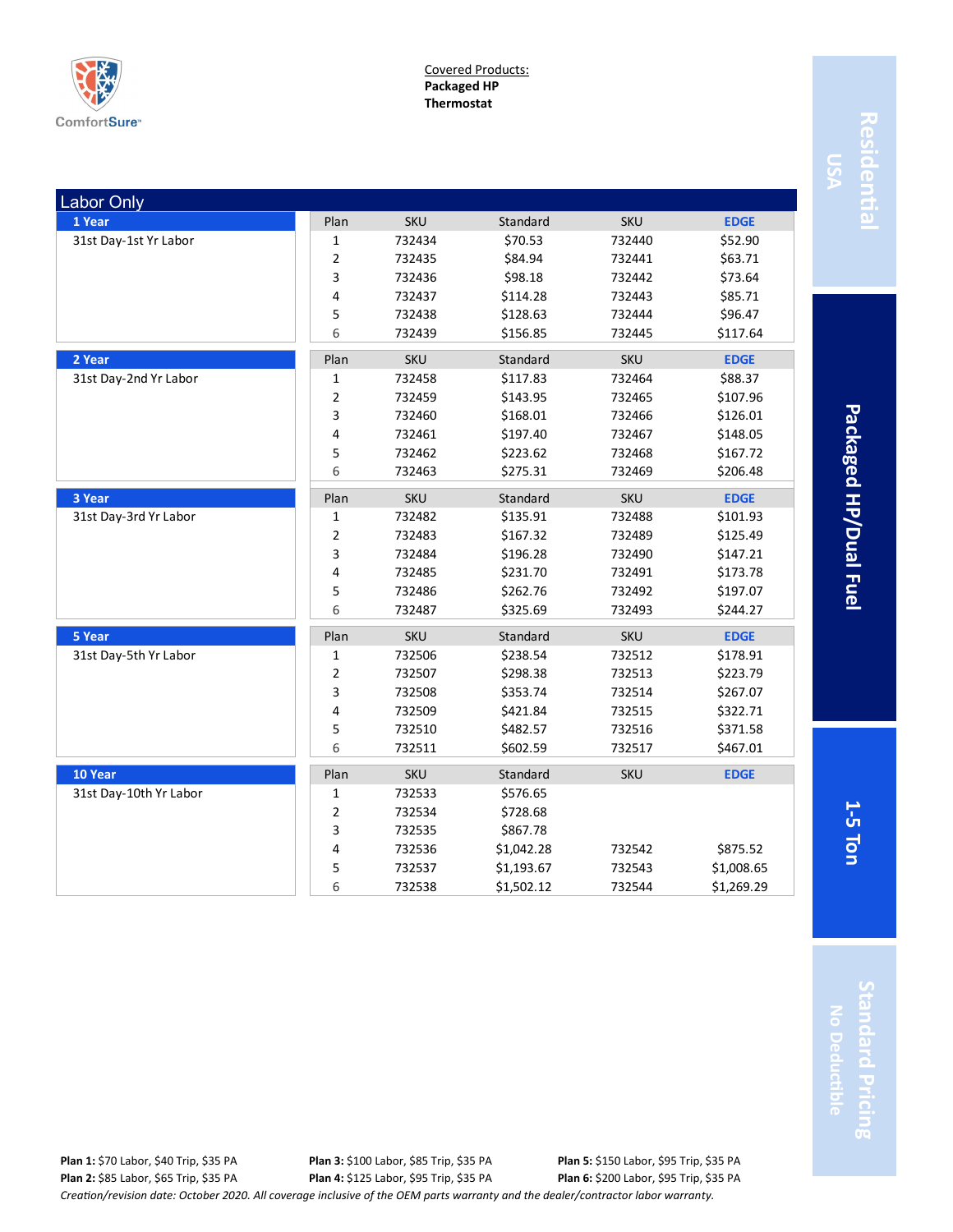ComfortSure

Covered Products:
**Packaged HP**
**Thermostat**

**Residential USA** | **Packaged HP/Dual Fuel** | **1-5 Ton** | **Standard Pricing** No Deductible

## Labor Only

| Term | Plan | SKU | Standard | SKU | EDGE |
|---|---|---|---|---|---|
| **1 Year** 31st Day-1st Yr Labor | 1 | 732434 | $70.53 | 732440 | $52.90 |
| | 2 | 732435 | $84.94 | 732441 | $63.71 |
| | 3 | 732436 | $98.18 | 732442 | $73.64 |
| | 4 | 732437 | $114.28 | 732443 | $85.71 |
| | 5 | 732438 | $128.63 | 732444 | $96.47 |
| | 6 | 732439 | $156.85 | 732445 | $117.64 |
| **2 Year** 31st Day-2nd Yr Labor | 1 | 732458 | $117.83 | 732464 | $88.37 |
| | 2 | 732459 | $143.95 | 732465 | $107.96 |
| | 3 | 732460 | $168.01 | 732466 | $126.01 |
| | 4 | 732461 | $197.40 | 732467 | $148.05 |
| | 5 | 732462 | $223.62 | 732468 | $167.72 |
| | 6 | 732463 | $275.31 | 732469 | $206.48 |
| **3 Year** 31st Day-3rd Yr Labor | 1 | 732482 | $135.91 | 732488 | $101.93 |
| | 2 | 732483 | $167.32 | 732489 | $125.49 |
| | 3 | 732484 | $196.28 | 732490 | $147.21 |
| | 4 | 732485 | $231.70 | 732491 | $173.78 |
| | 5 | 732486 | $262.76 | 732492 | $197.07 |
| | 6 | 732487 | $325.69 | 732493 | $244.27 |
| **5 Year** 31st Day-5th Yr Labor | 1 | 732506 | $238.54 | 732512 | $178.91 |
| | 2 | 732507 | $298.38 | 732513 | $223.79 |
| | 3 | 732508 | $353.74 | 732514 | $267.07 |
| | 4 | 732509 | $421.84 | 732515 | $322.71 |
| | 5 | 732510 | $482.57 | 732516 | $371.58 |
| | 6 | 732511 | $602.59 | 732517 | $467.01 |
| **10 Year** 31st Day-10th Yr Labor | 1 | 732533 | $576.65 | | |
| | 2 | 732534 | $728.68 | | |
| | 3 | 732535 | $867.78 | | |
| | 4 | 732536 | $1,042.28 | 732542 | $875.52 |
| | 5 | 732537 | $1,193.67 | 732543 | $1,008.65 |
| | 6 | 732538 | $1,502.12 | 732544 | $1,269.29 |

**Plan 1:** $70 Labor, $40 Trip, $35 PA
**Plan 2:** $85 Labor, $65 Trip, $35 PA
**Plan 3:** $100 Labor, $85 Trip, $35 PA
**Plan 4:** $125 Labor, $95 Trip, $35 PA
**Plan 5:** $150 Labor, $95 Trip, $35 PA
**Plan 6:** $200 Labor, $95 Trip, $35 PA

*Creation/revision date: October 2020. All coverage inclusive of the OEM parts warranty and the dealer/contractor labor warranty.*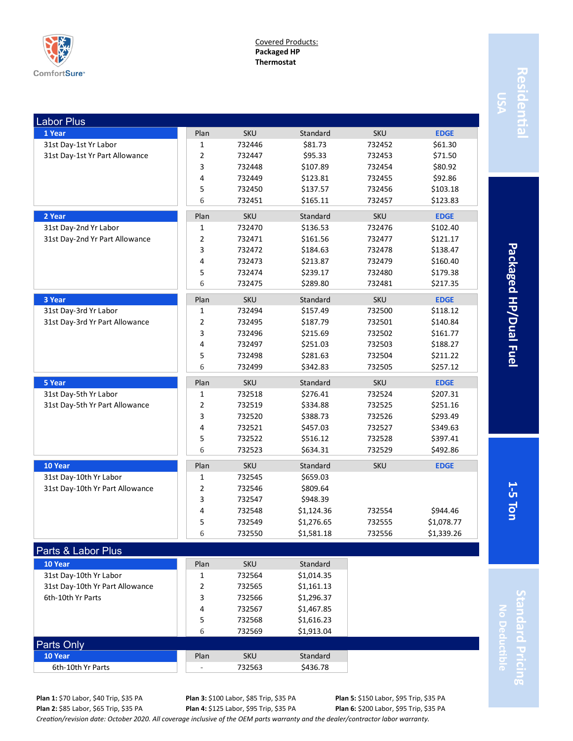ComfortSure

Covered Products:
**Packaged HP**
**Thermostat**

Residential USA | Packaged HP/Dual Fuel | 1-5 Ton | Standard Pricing No Deductible

## Labor Plus

| 1 Year | Plan | SKU | Standard | SKU | EDGE |
|---|---|---|---|---|---|
| 31st Day-1st Yr Labor | 1 | 732446 | $81.73 | 732452 | $61.30 |
| 31st Day-1st Yr Part Allowance | 2 | 732447 | $95.33 | 732453 | $71.50 |
| | 3 | 732448 | $107.89 | 732454 | $80.92 |
| | 4 | 732449 | $123.81 | 732455 | $92.86 |
| | 5 | 732450 | $137.57 | 732456 | $103.18 |
| | 6 | 732451 | $165.11 | 732457 | $123.83 |

| 2 Year | Plan | SKU | Standard | SKU | EDGE |
|---|---|---|---|---|---|
| 31st Day-2nd Yr Labor | 1 | 732470 | $136.53 | 732476 | $102.40 |
| 31st Day-2nd Yr Part Allowance | 2 | 732471 | $161.56 | 732477 | $121.17 |
| | 3 | 732472 | $184.63 | 732478 | $138.47 |
| | 4 | 732473 | $213.87 | 732479 | $160.40 |
| | 5 | 732474 | $239.17 | 732480 | $179.38 |
| | 6 | 732475 | $289.80 | 732481 | $217.35 |

| 3 Year | Plan | SKU | Standard | SKU | EDGE |
|---|---|---|---|---|---|
| 31st Day-3rd Yr Labor | 1 | 732494 | $157.49 | 732500 | $118.12 |
| 31st Day-3rd Yr Part Allowance | 2 | 732495 | $187.79 | 732501 | $140.84 |
| | 3 | 732496 | $215.69 | 732502 | $161.77 |
| | 4 | 732497 | $251.03 | 732503 | $188.27 |
| | 5 | 732498 | $281.63 | 732504 | $211.22 |
| | 6 | 732499 | $342.83 | 732505 | $257.12 |

| 5 Year | Plan | SKU | Standard | SKU | EDGE |
|---|---|---|---|---|---|
| 31st Day-5th Yr Labor | 1 | 732518 | $276.41 | 732524 | $207.31 |
| 31st Day-5th Yr Part Allowance | 2 | 732519 | $334.88 | 732525 | $251.16 |
| | 3 | 732520 | $388.73 | 732526 | $293.49 |
| | 4 | 732521 | $457.03 | 732527 | $349.63 |
| | 5 | 732522 | $516.12 | 732528 | $397.41 |
| | 6 | 732523 | $634.31 | 732529 | $492.86 |

| 10 Year | Plan | SKU | Standard | SKU | EDGE |
|---|---|---|---|---|---|
| 31st Day-10th Yr Labor | 1 | 732545 | $659.03 | | |
| 31st Day-10th Yr Part Allowance | 2 | 732546 | $809.64 | | |
| | 3 | 732547 | $948.39 | | |
| | 4 | 732548 | $1,124.36 | 732554 | $944.46 |
| | 5 | 732549 | $1,276.65 | 732555 | $1,078.77 |
| | 6 | 732550 | $1,581.18 | 732556 | $1,339.26 |

## Parts & Labor Plus

| 10 Year | Plan | SKU | Standard |
|---|---|---|---|
| 31st Day-10th Yr Labor | 1 | 732564 | $1,014.35 |
| 31st Day-10th Yr Part Allowance | 2 | 732565 | $1,161.13 |
| 6th-10th Yr Parts | 3 | 732566 | $1,296.37 |
| | 4 | 732567 | $1,467.85 |
| | 5 | 732568 | $1,616.23 |
| | 6 | 732569 | $1,913.04 |

## Parts Only

| 10 Year | Plan | SKU | Standard |
|---|---|---|---|
| 6th-10th Yr Parts | - | 732563 | $436.78 |

**Plan 1:** $70 Labor, $40 Trip, $35 PA
**Plan 2:** $85 Labor, $65 Trip, $35 PA
**Plan 3:** $100 Labor, $85 Trip, $35 PA
**Plan 4:** $125 Labor, $95 Trip, $35 PA
**Plan 5:** $150 Labor, $95 Trip, $35 PA
**Plan 6:** $200 Labor, $95 Trip, $35 PA

*Creation/revision date: October 2020. All coverage inclusive of the OEM parts warranty and the dealer/contractor labor warranty.*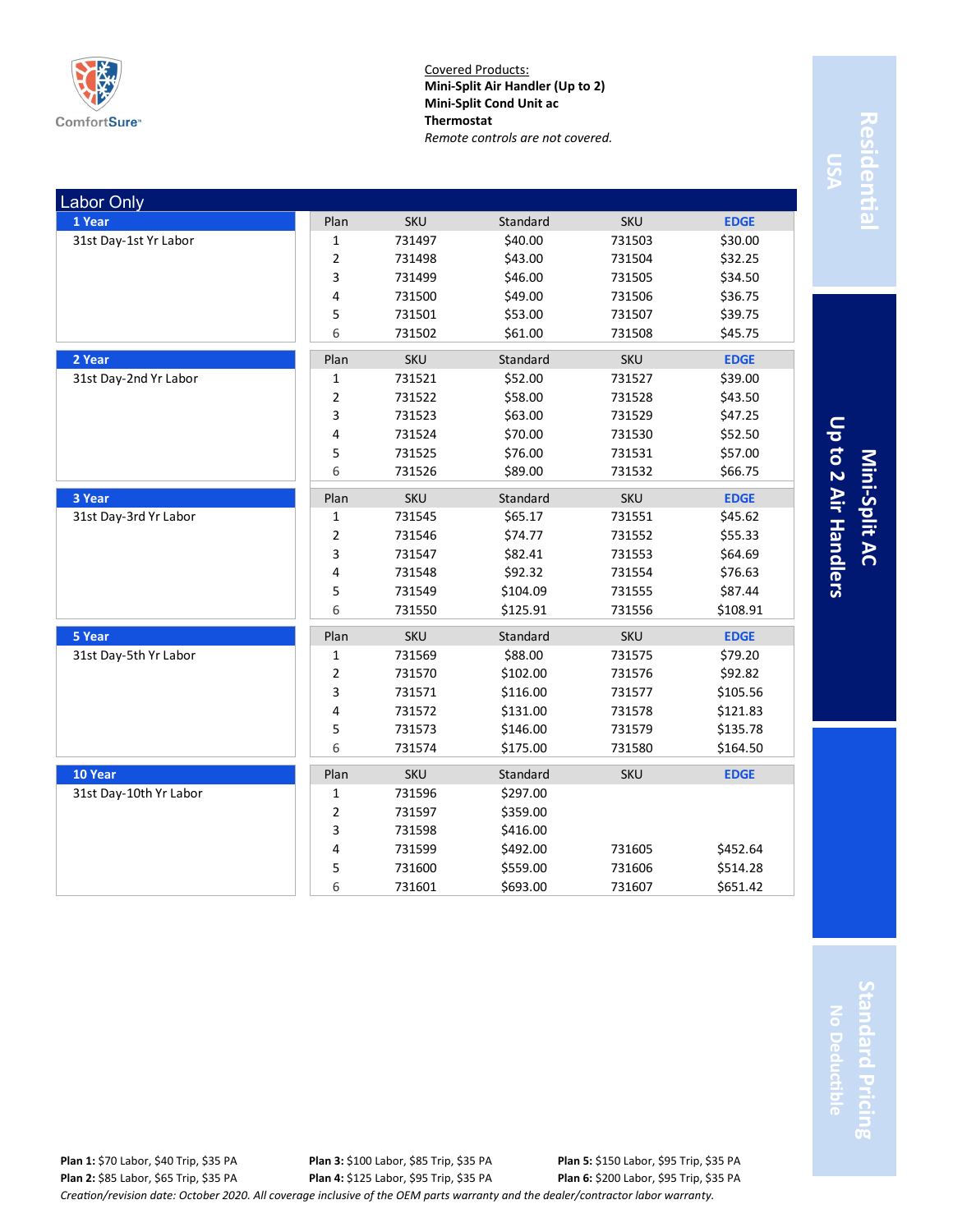ComfortSure

Covered Products:
**Mini-Split Air Handler (Up to 2)**
**Mini-Split Cond Unit ac**
**Thermostat**
*Remote controls are not covered.*

**Residential**
**USA**

**Mini-Split AC**
**Up to 2 Air Handlers**

**Standard Pricing**
**No Deductible**

## Labor Only

| 1 Year | Plan | SKU | Standard | SKU | EDGE |
|---|---|---|---|---|---|
| 31st Day-1st Yr Labor | 1 | 731497 | $40.00 | 731503 | $30.00 |
| | 2 | 731498 | $43.00 | 731504 | $32.25 |
| | 3 | 731499 | $46.00 | 731505 | $34.50 |
| | 4 | 731500 | $49.00 | 731506 | $36.75 |
| | 5 | 731501 | $53.00 | 731507 | $39.75 |
| | 6 | 731502 | $61.00 | 731508 | $45.75 |

| 2 Year | Plan | SKU | Standard | SKU | EDGE |
|---|---|---|---|---|---|
| 31st Day-2nd Yr Labor | 1 | 731521 | $52.00 | 731527 | $39.00 |
| | 2 | 731522 | $58.00 | 731528 | $43.50 |
| | 3 | 731523 | $63.00 | 731529 | $47.25 |
| | 4 | 731524 | $70.00 | 731530 | $52.50 |
| | 5 | 731525 | $76.00 | 731531 | $57.00 |
| | 6 | 731526 | $89.00 | 731532 | $66.75 |

| 3 Year | Plan | SKU | Standard | SKU | EDGE |
|---|---|---|---|---|---|
| 31st Day-3rd Yr Labor | 1 | 731545 | $65.17 | 731551 | $45.62 |
| | 2 | 731546 | $74.77 | 731552 | $55.33 |
| | 3 | 731547 | $82.41 | 731553 | $64.69 |
| | 4 | 731548 | $92.32 | 731554 | $76.63 |
| | 5 | 731549 | $104.09 | 731555 | $87.44 |
| | 6 | 731550 | $125.91 | 731556 | $108.91 |

| 5 Year | Plan | SKU | Standard | SKU | EDGE |
|---|---|---|---|---|---|
| 31st Day-5th Yr Labor | 1 | 731569 | $88.00 | 731575 | $79.20 |
| | 2 | 731570 | $102.00 | 731576 | $92.82 |
| | 3 | 731571 | $116.00 | 731577 | $105.56 |
| | 4 | 731572 | $131.00 | 731578 | $121.83 |
| | 5 | 731573 | $146.00 | 731579 | $135.78 |
| | 6 | 731574 | $175.00 | 731580 | $164.50 |

| 10 Year | Plan | SKU | Standard | SKU | EDGE |
|---|---|---|---|---|---|
| 31st Day-10th Yr Labor | 1 | 731596 | $297.00 | | |
| | 2 | 731597 | $359.00 | | |
| | 3 | 731598 | $416.00 | | |
| | 4 | 731599 | $492.00 | 731605 | $452.64 |
| | 5 | 731600 | $559.00 | 731606 | $514.28 |
| | 6 | 731601 | $693.00 | 731607 | $651.42 |

**Plan 1:** $70 Labor, $40 Trip, $35 PA
**Plan 2:** $85 Labor, $65 Trip, $35 PA
**Plan 3:** $100 Labor, $85 Trip, $35 PA
**Plan 4:** $125 Labor, $95 Trip, $35 PA
**Plan 5:** $150 Labor, $95 Trip, $35 PA
**Plan 6:** $200 Labor, $95 Trip, $35 PA

*Creation/revision date: October 2020. All coverage inclusive of the OEM parts warranty and the dealer/contractor labor warranty.*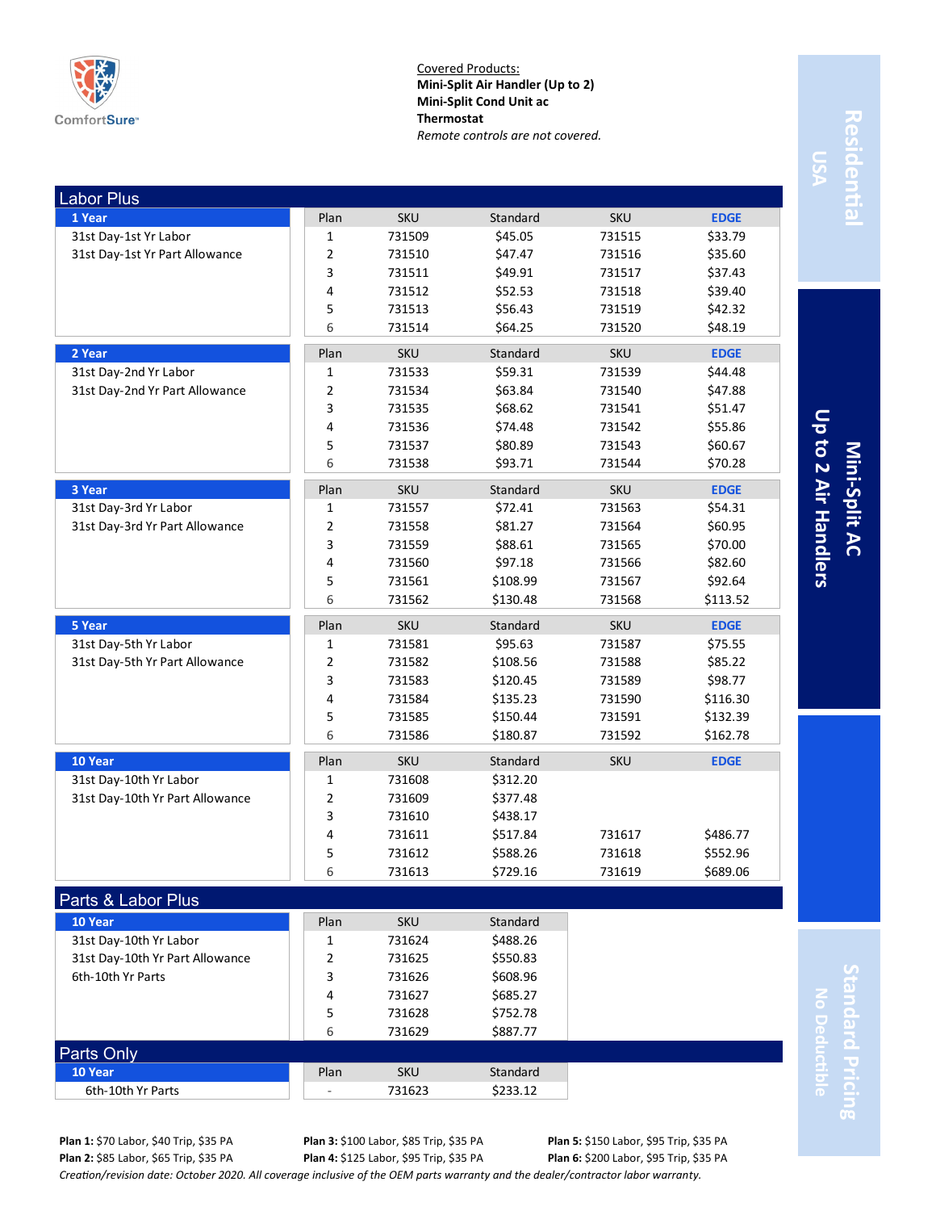ComfortSure

Covered Products:
**Mini-Split Air Handler (Up to 2)**
**Mini-Split Cond Unit ac**
**Thermostat**
*Remote controls are not covered.*

Residential USA | Mini-Split AC Up to 2 Air Handlers | Standard Pricing No Deductible

## Labor Plus

| 1 Year | Plan | SKU | Standard | SKU | EDGE |
|---|---|---|---|---|---|
| 31st Day-1st Yr Labor | 1 | 731509 | $45.05 | 731515 | $33.79 |
| 31st Day-1st Yr Part Allowance | 2 | 731510 | $47.47 | 731516 | $35.60 |
| | 3 | 731511 | $49.91 | 731517 | $37.43 |
| | 4 | 731512 | $52.53 | 731518 | $39.40 |
| | 5 | 731513 | $56.43 | 731519 | $42.32 |
| | 6 | 731514 | $64.25 | 731520 | $48.19 |

| 2 Year | Plan | SKU | Standard | SKU | EDGE |
|---|---|---|---|---|---|
| 31st Day-2nd Yr Labor | 1 | 731533 | $59.31 | 731539 | $44.48 |
| 31st Day-2nd Yr Part Allowance | 2 | 731534 | $63.84 | 731540 | $47.88 |
| | 3 | 731535 | $68.62 | 731541 | $51.47 |
| | 4 | 731536 | $74.48 | 731542 | $55.86 |
| | 5 | 731537 | $80.89 | 731543 | $60.67 |
| | 6 | 731538 | $93.71 | 731544 | $70.28 |

| 3 Year | Plan | SKU | Standard | SKU | EDGE |
|---|---|---|---|---|---|
| 31st Day-3rd Yr Labor | 1 | 731557 | $72.41 | 731563 | $54.31 |
| 31st Day-3rd Yr Part Allowance | 2 | 731558 | $81.27 | 731564 | $60.95 |
| | 3 | 731559 | $88.61 | 731565 | $70.00 |
| | 4 | 731560 | $97.18 | 731566 | $82.60 |
| | 5 | 731561 | $108.99 | 731567 | $92.64 |
| | 6 | 731562 | $130.48 | 731568 | $113.52 |

| 5 Year | Plan | SKU | Standard | SKU | EDGE |
|---|---|---|---|---|---|
| 31st Day-5th Yr Labor | 1 | 731581 | $95.63 | 731587 | $75.55 |
| 31st Day-5th Yr Part Allowance | 2 | 731582 | $108.56 | 731588 | $85.22 |
| | 3 | 731583 | $120.45 | 731589 | $98.77 |
| | 4 | 731584 | $135.23 | 731590 | $116.30 |
| | 5 | 731585 | $150.44 | 731591 | $132.39 |
| | 6 | 731586 | $180.87 | 731592 | $162.78 |

| 10 Year | Plan | SKU | Standard | SKU | EDGE |
|---|---|---|---|---|---|
| 31st Day-10th Yr Labor | 1 | 731608 | $312.20 | | |
| 31st Day-10th Yr Part Allowance | 2 | 731609 | $377.48 | | |
| | 3 | 731610 | $438.17 | | |
| | 4 | 731611 | $517.84 | 731617 | $486.77 |
| | 5 | 731612 | $588.26 | 731618 | $552.96 |
| | 6 | 731613 | $729.16 | 731619 | $689.06 |

## Parts & Labor Plus

| 10 Year | Plan | SKU | Standard |
|---|---|---|---|
| 31st Day-10th Yr Labor | 1 | 731624 | $488.26 |
| 31st Day-10th Yr Part Allowance | 2 | 731625 | $550.83 |
| 6th-10th Yr Parts | 3 | 731626 | $608.96 |
| | 4 | 731627 | $685.27 |
| | 5 | 731628 | $752.78 |
| | 6 | 731629 | $887.77 |

## Parts Only

| 10 Year | Plan | SKU | Standard |
|---|---|---|---|
| 6th-10th Yr Parts | - | 731623 | $233.12 |

**Plan 1:** $70 Labor, $40 Trip, $35 PA
**Plan 2:** $85 Labor, $65 Trip, $35 PA
**Plan 3:** $100 Labor, $85 Trip, $35 PA
**Plan 4:** $125 Labor, $95 Trip, $35 PA
**Plan 5:** $150 Labor, $95 Trip, $35 PA
**Plan 6:** $200 Labor, $95 Trip, $35 PA

*Creation/revision date: October 2020. All coverage inclusive of the OEM parts warranty and the dealer/contractor labor warranty.*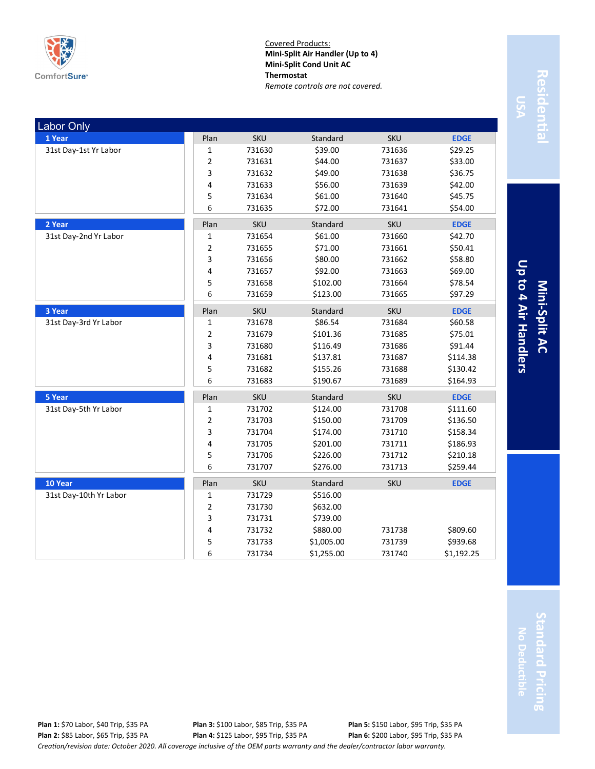ComfortSure

Covered Products:
**Mini-Split Air Handler (Up to 4)**
**Mini-Split Cond Unit AC**
**Thermostat**
*Remote controls are not covered.*

Residential USA

Mini-Split AC Up to 4 Air Handlers

Standard Pricing No Deductible

## Labor Only

| Term | Plan | SKU | Standard | SKU | EDGE |
|---|---|---|---|---|---|
| **1 Year** 31st Day-1st Yr Labor | 1 | 731630 | $39.00 | 731636 | $29.25 |
| | 2 | 731631 | $44.00 | 731637 | $33.00 |
| | 3 | 731632 | $49.00 | 731638 | $36.75 |
| | 4 | 731633 | $56.00 | 731639 | $42.00 |
| | 5 | 731634 | $61.00 | 731640 | $45.75 |
| | 6 | 731635 | $72.00 | 731641 | $54.00 |
| **2 Year** 31st Day-2nd Yr Labor | 1 | 731654 | $61.00 | 731660 | $42.70 |
| | 2 | 731655 | $71.00 | 731661 | $50.41 |
| | 3 | 731656 | $80.00 | 731662 | $58.80 |
| | 4 | 731657 | $92.00 | 731663 | $69.00 |
| | 5 | 731658 | $102.00 | 731664 | $78.54 |
| | 6 | 731659 | $123.00 | 731665 | $97.29 |
| **3 Year** 31st Day-3rd Yr Labor | 1 | 731678 | $86.54 | 731684 | $60.58 |
| | 2 | 731679 | $101.36 | 731685 | $75.01 |
| | 3 | 731680 | $116.49 | 731686 | $91.44 |
| | 4 | 731681 | $137.81 | 731687 | $114.38 |
| | 5 | 731682 | $155.26 | 731688 | $130.42 |
| | 6 | 731683 | $190.67 | 731689 | $164.93 |
| **5 Year** 31st Day-5th Yr Labor | 1 | 731702 | $124.00 | 731708 | $111.60 |
| | 2 | 731703 | $150.00 | 731709 | $136.50 |
| | 3 | 731704 | $174.00 | 731710 | $158.34 |
| | 4 | 731705 | $201.00 | 731711 | $186.93 |
| | 5 | 731706 | $226.00 | 731712 | $210.18 |
| | 6 | 731707 | $276.00 | 731713 | $259.44 |
| **10 Year** 31st Day-10th Yr Labor | 1 | 731729 | $516.00 | | |
| | 2 | 731730 | $632.00 | | |
| | 3 | 731731 | $739.00 | | |
| | 4 | 731732 | $880.00 | 731738 | $809.60 |
| | 5 | 731733 | $1,005.00 | 731739 | $939.68 |
| | 6 | 731734 | $1,255.00 | 731740 | $1,192.25 |

**Plan 1:** $70 Labor, $40 Trip, $35 PA
**Plan 2:** $85 Labor, $65 Trip, $35 PA
**Plan 3:** $100 Labor, $85 Trip, $35 PA
**Plan 4:** $125 Labor, $95 Trip, $35 PA
**Plan 5:** $150 Labor, $95 Trip, $35 PA
**Plan 6:** $200 Labor, $95 Trip, $35 PA

*Creation/revision date: October 2020. All coverage inclusive of the OEM parts warranty and the dealer/contractor labor warranty.*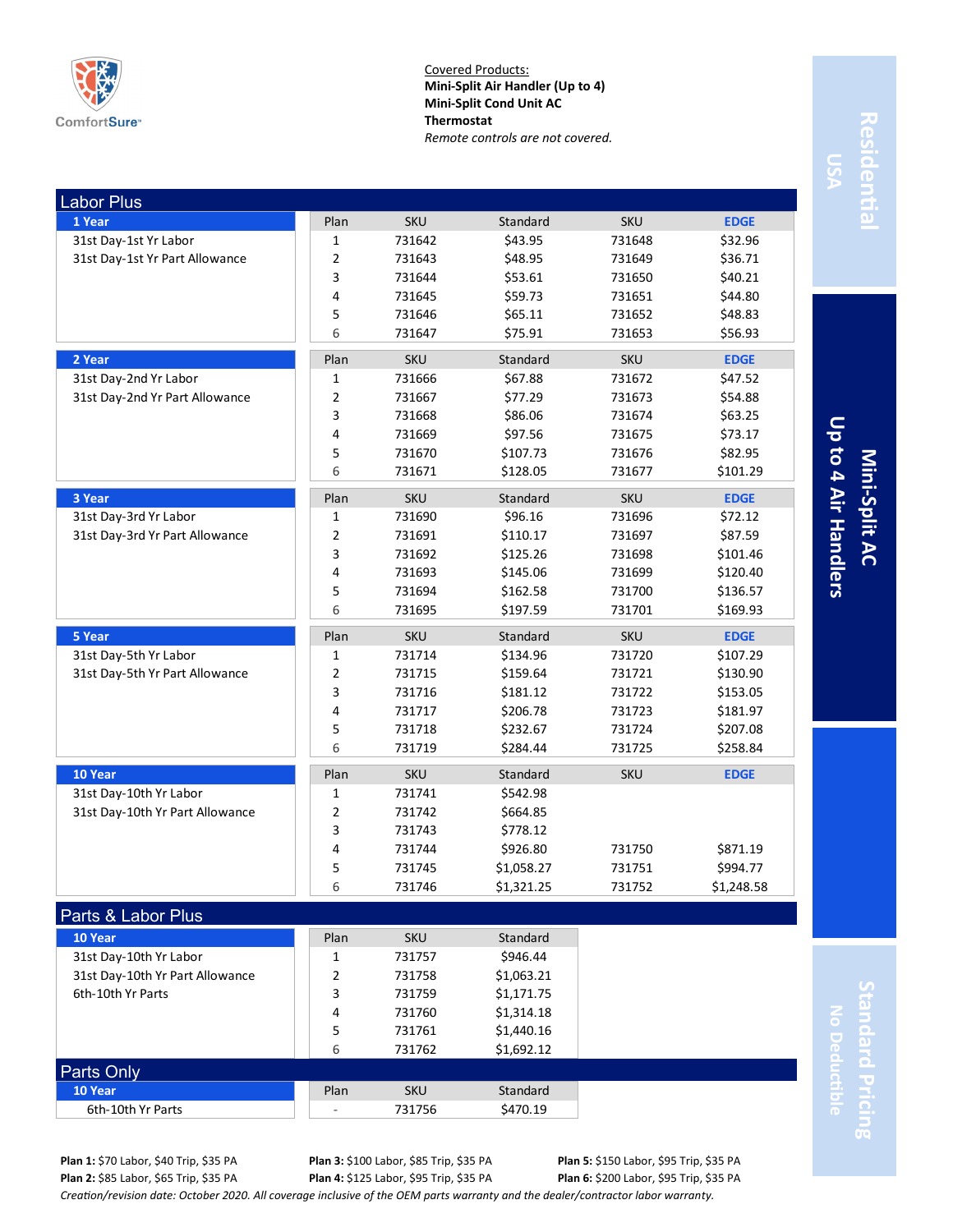ComfortSure™

Covered Products:
**Mini-Split Air Handler (Up to 4)**
**Mini-Split Cond Unit AC**
**Thermostat**
*Remote controls are not covered.*

Residential USA | Mini-Split AC Up to 4 Air Handlers | Standard Pricing No Deductible

## Labor Plus

| 1 Year | Plan | SKU | Standard | SKU | EDGE |
|---|---|---|---|---|---|
| 31st Day-1st Yr Labor | 1 | 731642 | $43.95 | 731648 | $32.96 |
| 31st Day-1st Yr Part Allowance | 2 | 731643 | $48.95 | 731649 | $36.71 |
| | 3 | 731644 | $53.61 | 731650 | $40.21 |
| | 4 | 731645 | $59.73 | 731651 | $44.80 |
| | 5 | 731646 | $65.11 | 731652 | $48.83 |
| | 6 | 731647 | $75.91 | 731653 | $56.93 |

| 2 Year | Plan | SKU | Standard | SKU | EDGE |
|---|---|---|---|---|---|
| 31st Day-2nd Yr Labor | 1 | 731666 | $67.88 | 731672 | $47.52 |
| 31st Day-2nd Yr Part Allowance | 2 | 731667 | $77.29 | 731673 | $54.88 |
| | 3 | 731668 | $86.06 | 731674 | $63.25 |
| | 4 | 731669 | $97.56 | 731675 | $73.17 |
| | 5 | 731670 | $107.73 | 731676 | $82.95 |
| | 6 | 731671 | $128.05 | 731677 | $101.29 |

| 3 Year | Plan | SKU | Standard | SKU | EDGE |
|---|---|---|---|---|---|
| 31st Day-3rd Yr Labor | 1 | 731690 | $96.16 | 731696 | $72.12 |
| 31st Day-3rd Yr Part Allowance | 2 | 731691 | $110.17 | 731697 | $87.59 |
| | 3 | 731692 | $125.26 | 731698 | $101.46 |
| | 4 | 731693 | $145.06 | 731699 | $120.40 |
| | 5 | 731694 | $162.58 | 731700 | $136.57 |
| | 6 | 731695 | $197.59 | 731701 | $169.93 |

| 5 Year | Plan | SKU | Standard | SKU | EDGE |
|---|---|---|---|---|---|
| 31st Day-5th Yr Labor | 1 | 731714 | $134.96 | 731720 | $107.29 |
| 31st Day-5th Yr Part Allowance | 2 | 731715 | $159.64 | 731721 | $130.90 |
| | 3 | 731716 | $181.12 | 731722 | $153.05 |
| | 4 | 731717 | $206.78 | 731723 | $181.97 |
| | 5 | 731718 | $232.67 | 731724 | $207.08 |
| | 6 | 731719 | $284.44 | 731725 | $258.84 |

| 10 Year | Plan | SKU | Standard | SKU | EDGE |
|---|---|---|---|---|---|
| 31st Day-10th Yr Labor | 1 | 731741 | $542.98 | | |
| 31st Day-10th Yr Part Allowance | 2 | 731742 | $664.85 | | |
| | 3 | 731743 | $778.12 | | |
| | 4 | 731744 | $926.80 | 731750 | $871.19 |
| | 5 | 731745 | $1,058.27 | 731751 | $994.77 |
| | 6 | 731746 | $1,321.25 | 731752 | $1,248.58 |

## Parts & Labor Plus

| 10 Year | Plan | SKU | Standard |
|---|---|---|---|
| 31st Day-10th Yr Labor | 1 | 731757 | $946.44 |
| 31st Day-10th Yr Part Allowance | 2 | 731758 | $1,063.21 |
| 6th-10th Yr Parts | 3 | 731759 | $1,171.75 |
| | 4 | 731760 | $1,314.18 |
| | 5 | 731761 | $1,440.16 |
| | 6 | 731762 | $1,692.12 |

## Parts Only

| 10 Year | Plan | SKU | Standard |
|---|---|---|---|
| 6th-10th Yr Parts | - | 731756 | $470.19 |

**Plan 1:** $70 Labor, $40 Trip, $35 PA
**Plan 2:** $85 Labor, $65 Trip, $35 PA
**Plan 3:** $100 Labor, $85 Trip, $35 PA
**Plan 4:** $125 Labor, $95 Trip, $35 PA
**Plan 5:** $150 Labor, $95 Trip, $35 PA
**Plan 6:** $200 Labor, $95 Trip, $35 PA

*Creation/revision date: October 2020. All coverage inclusive of the OEM parts warranty and the dealer/contractor labor warranty.*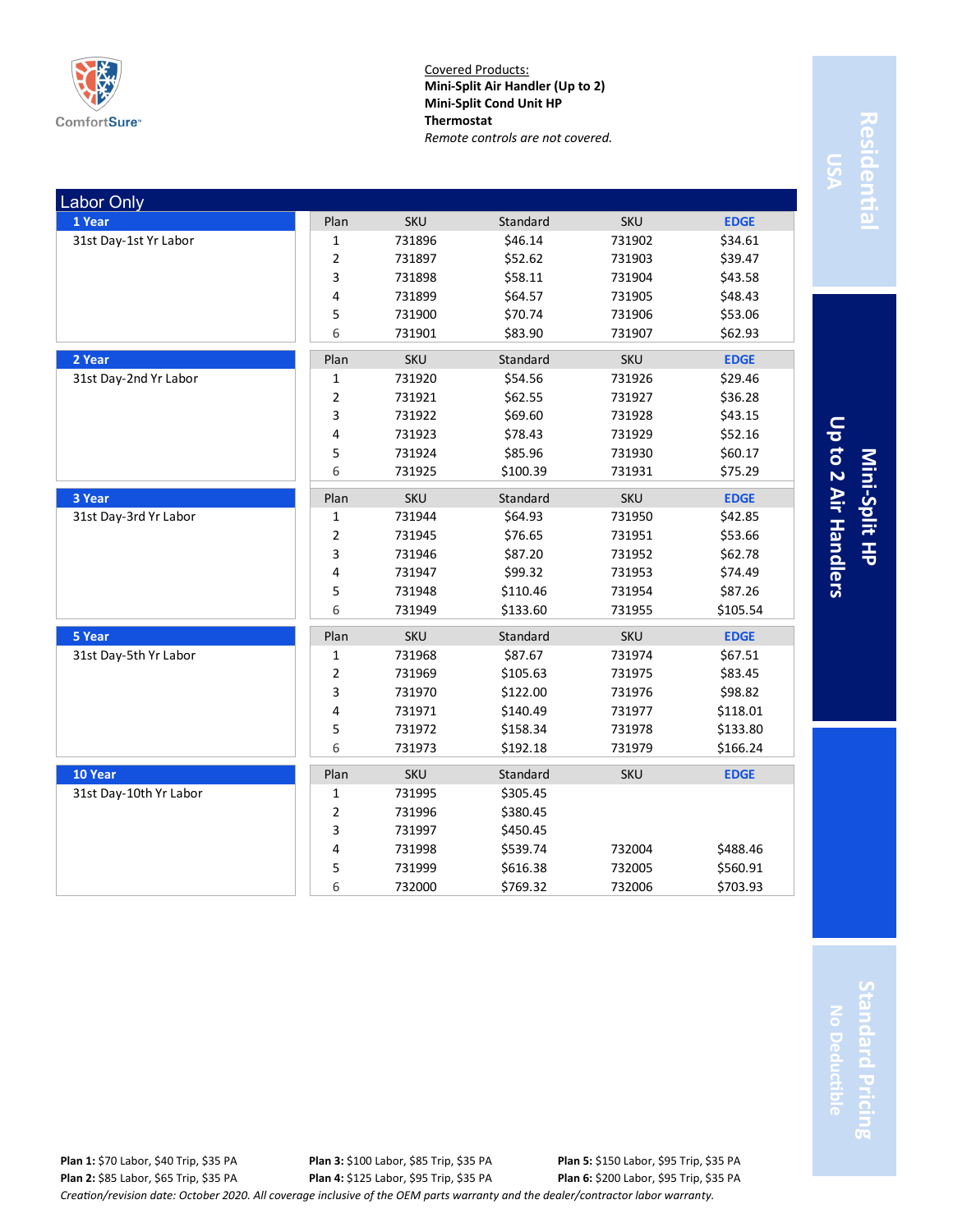ComfortSure

Covered Products:
**Mini-Split Air Handler (Up to 2)**
**Mini-Split Cond Unit HP**
**Thermostat**
*Remote controls are not covered.*

Residential USA | Mini-Split HP Up to 2 Air Handlers | Standard Pricing No Deductible

## Labor Only

| Term | Coverage | Plan | SKU | Standard | SKU | EDGE |
|---|---|---|---|---|---|---|
| 1 Year | 31st Day-1st Yr Labor | 1 | 731896 | $46.14 | 731902 | $34.61 |
| | | 2 | 731897 | $52.62 | 731903 | $39.47 |
| | | 3 | 731898 | $58.11 | 731904 | $43.58 |
| | | 4 | 731899 | $64.57 | 731905 | $48.43 |
| | | 5 | 731900 | $70.74 | 731906 | $53.06 |
| | | 6 | 731901 | $83.90 | 731907 | $62.93 |
| 2 Year | 31st Day-2nd Yr Labor | 1 | 731920 | $54.56 | 731926 | $29.46 |
| | | 2 | 731921 | $62.55 | 731927 | $36.28 |
| | | 3 | 731922 | $69.60 | 731928 | $43.15 |
| | | 4 | 731923 | $78.43 | 731929 | $52.16 |
| | | 5 | 731924 | $85.96 | 731930 | $60.17 |
| | | 6 | 731925 | $100.39 | 731931 | $75.29 |
| 3 Year | 31st Day-3rd Yr Labor | 1 | 731944 | $64.93 | 731950 | $42.85 |
| | | 2 | 731945 | $76.65 | 731951 | $53.66 |
| | | 3 | 731946 | $87.20 | 731952 | $62.78 |
| | | 4 | 731947 | $99.32 | 731953 | $74.49 |
| | | 5 | 731948 | $110.46 | 731954 | $87.26 |
| | | 6 | 731949 | $133.60 | 731955 | $105.54 |
| 5 Year | 31st Day-5th Yr Labor | 1 | 731968 | $87.67 | 731974 | $67.51 |
| | | 2 | 731969 | $105.63 | 731975 | $83.45 |
| | | 3 | 731970 | $122.00 | 731976 | $98.82 |
| | | 4 | 731971 | $140.49 | 731977 | $118.01 |
| | | 5 | 731972 | $158.34 | 731978 | $133.80 |
| | | 6 | 731973 | $192.18 | 731979 | $166.24 |
| 10 Year | 31st Day-10th Yr Labor | 1 | 731995 | $305.45 | | |
| | | 2 | 731996 | $380.45 | | |
| | | 3 | 731997 | $450.45 | | |
| | | 4 | 731998 | $539.74 | 732004 | $488.46 |
| | | 5 | 731999 | $616.38 | 732005 | $560.91 |
| | | 6 | 732000 | $769.32 | 732006 | $703.93 |

**Plan 1:** $70 Labor, $40 Trip, $35 PA
**Plan 2:** $85 Labor, $65 Trip, $35 PA
**Plan 3:** $100 Labor, $85 Trip, $35 PA
**Plan 4:** $125 Labor, $95 Trip, $35 PA
**Plan 5:** $150 Labor, $95 Trip, $35 PA
**Plan 6:** $200 Labor, $95 Trip, $35 PA

*Creation/revision date: October 2020. All coverage inclusive of the OEM parts warranty and the dealer/contractor labor warranty.*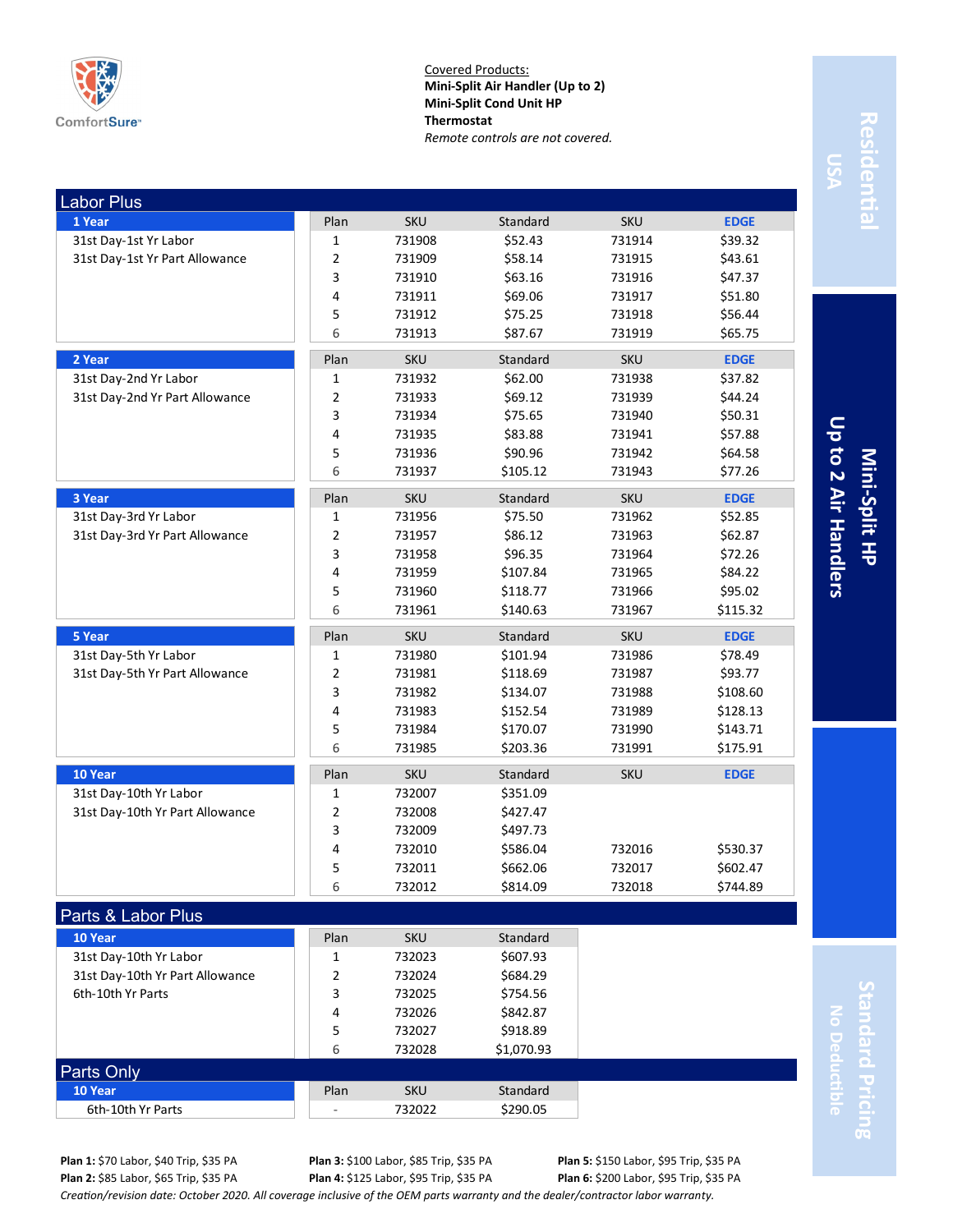ComfortSure™

Covered Products:
**Mini-Split Air Handler (Up to 2)**
**Mini-Split Cond Unit HP**
**Thermostat**
*Remote controls are not covered.*

**Residential USA** | **Mini-Split HP Up to 2 Air Handlers** | **Standard Pricing No Deductible**

## Labor Plus

| 1 Year | Plan | SKU | Standard | SKU | EDGE |
|---|---|---|---|---|---|
| 31st Day-1st Yr Labor | 1 | 731908 | $52.43 | 731914 | $39.32 |
| 31st Day-1st Yr Part Allowance | 2 | 731909 | $58.14 | 731915 | $43.61 |
| | 3 | 731910 | $63.16 | 731916 | $47.37 |
| | 4 | 731911 | $69.06 | 731917 | $51.80 |
| | 5 | 731912 | $75.25 | 731918 | $56.44 |
| | 6 | 731913 | $87.67 | 731919 | $65.75 |

| 2 Year | Plan | SKU | Standard | SKU | EDGE |
|---|---|---|---|---|---|
| 31st Day-2nd Yr Labor | 1 | 731932 | $62.00 | 731938 | $37.82 |
| 31st Day-2nd Yr Part Allowance | 2 | 731933 | $69.12 | 731939 | $44.24 |
| | 3 | 731934 | $75.65 | 731940 | $50.31 |
| | 4 | 731935 | $83.88 | 731941 | $57.88 |
| | 5 | 731936 | $90.96 | 731942 | $64.58 |
| | 6 | 731937 | $105.12 | 731943 | $77.26 |

| 3 Year | Plan | SKU | Standard | SKU | EDGE |
|---|---|---|---|---|---|
| 31st Day-3rd Yr Labor | 1 | 731956 | $75.50 | 731962 | $52.85 |
| 31st Day-3rd Yr Part Allowance | 2 | 731957 | $86.12 | 731963 | $62.87 |
| | 3 | 731958 | $96.35 | 731964 | $72.26 |
| | 4 | 731959 | $107.84 | 731965 | $84.22 |
| | 5 | 731960 | $118.77 | 731966 | $95.02 |
| | 6 | 731961 | $140.63 | 731967 | $115.32 |

| 5 Year | Plan | SKU | Standard | SKU | EDGE |
|---|---|---|---|---|---|
| 31st Day-5th Yr Labor | 1 | 731980 | $101.94 | 731986 | $78.49 |
| 31st Day-5th Yr Part Allowance | 2 | 731981 | $118.69 | 731987 | $93.77 |
| | 3 | 731982 | $134.07 | 731988 | $108.60 |
| | 4 | 731983 | $152.54 | 731989 | $128.13 |
| | 5 | 731984 | $170.07 | 731990 | $143.71 |
| | 6 | 731985 | $203.36 | 731991 | $175.91 |

| 10 Year | Plan | SKU | Standard | SKU | EDGE |
|---|---|---|---|---|---|
| 31st Day-10th Yr Labor | 1 | 732007 | $351.09 | | |
| 31st Day-10th Yr Part Allowance | 2 | 732008 | $427.47 | | |
| | 3 | 732009 | $497.73 | | |
| | 4 | 732010 | $586.04 | 732016 | $530.37 |
| | 5 | 732011 | $662.06 | 732017 | $602.47 |
| | 6 | 732012 | $814.09 | 732018 | $744.89 |

## Parts & Labor Plus

| 10 Year | Plan | SKU | Standard |
|---|---|---|---|
| 31st Day-10th Yr Labor | 1 | 732023 | $607.93 |
| 31st Day-10th Yr Part Allowance | 2 | 732024 | $684.29 |
| 6th-10th Yr Parts | 3 | 732025 | $754.56 |
| | 4 | 732026 | $842.87 |
| | 5 | 732027 | $918.89 |
| | 6 | 732028 | $1,070.93 |

## Parts Only

| 10 Year | Plan | SKU | Standard |
|---|---|---|---|
| 6th-10th Yr Parts | - | 732022 | $290.05 |

**Plan 1:** $70 Labor, $40 Trip, $35 PA
**Plan 2:** $85 Labor, $65 Trip, $35 PA
**Plan 3:** $100 Labor, $85 Trip, $35 PA
**Plan 4:** $125 Labor, $95 Trip, $35 PA
**Plan 5:** $150 Labor, $95 Trip, $35 PA
**Plan 6:** $200 Labor, $95 Trip, $35 PA

*Creation/revision date: October 2020. All coverage inclusive of the OEM parts warranty and the dealer/contractor labor warranty.*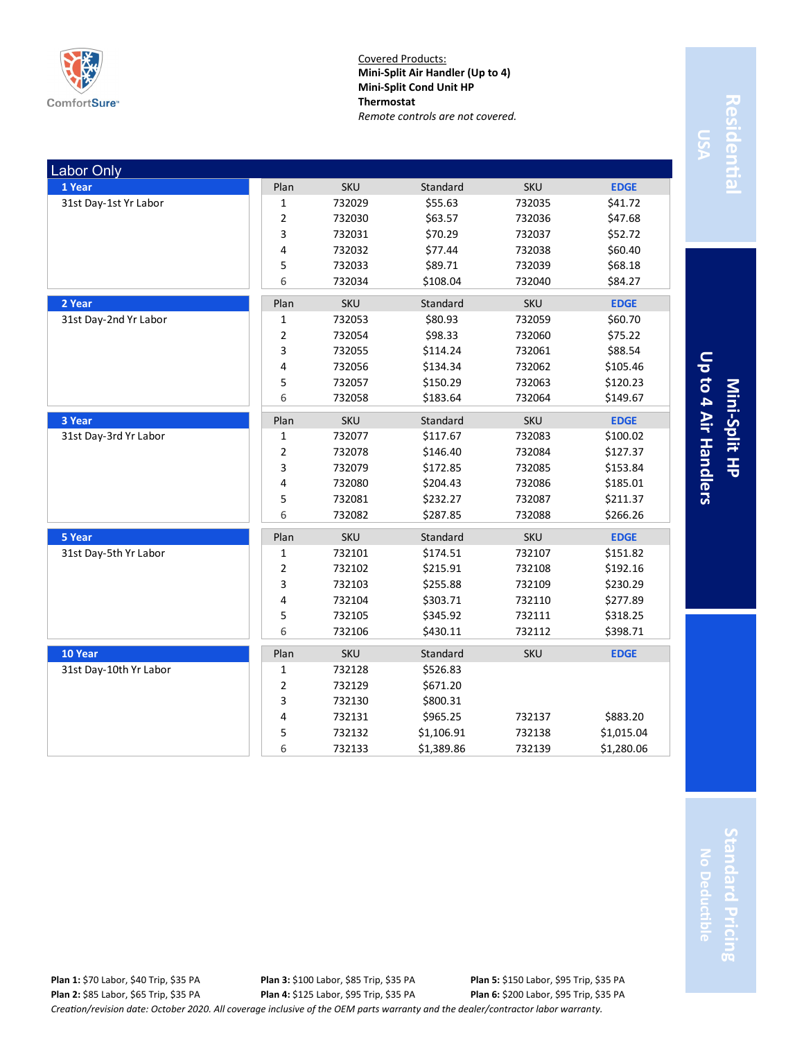ComfortSure

Covered Products:
**Mini-Split Air Handler (Up to 4)**
**Mini-Split Cond Unit HP**
**Thermostat**
*Remote controls are not covered.*

Residential USA | Mini-Split HP Up to 4 Air Handlers | Standard Pricing No Deductible

## Labor Only

| Term | Coverage | Plan | SKU | Standard | SKU | EDGE |
|---|---|---|---|---|---|---|
| **1 Year** | 31st Day-1st Yr Labor | 1 | 732029 | $55.63 | 732035 | $41.72 |
| | | 2 | 732030 | $63.57 | 732036 | $47.68 |
| | | 3 | 732031 | $70.29 | 732037 | $52.72 |
| | | 4 | 732032 | $77.44 | 732038 | $60.40 |
| | | 5 | 732033 | $89.71 | 732039 | $68.18 |
| | | 6 | 732034 | $108.04 | 732040 | $84.27 |
| **2 Year** | 31st Day-2nd Yr Labor | 1 | 732053 | $80.93 | 732059 | $60.70 |
| | | 2 | 732054 | $98.33 | 732060 | $75.22 |
| | | 3 | 732055 | $114.24 | 732061 | $88.54 |
| | | 4 | 732056 | $134.34 | 732062 | $105.46 |
| | | 5 | 732057 | $150.29 | 732063 | $120.23 |
| | | 6 | 732058 | $183.64 | 732064 | $149.67 |
| **3 Year** | 31st Day-3rd Yr Labor | 1 | 732077 | $117.67 | 732083 | $100.02 |
| | | 2 | 732078 | $146.40 | 732084 | $127.37 |
| | | 3 | 732079 | $172.85 | 732085 | $153.84 |
| | | 4 | 732080 | $204.43 | 732086 | $185.01 |
| | | 5 | 732081 | $232.27 | 732087 | $211.37 |
| | | 6 | 732082 | $287.85 | 732088 | $266.26 |
| **5 Year** | 31st Day-5th Yr Labor | 1 | 732101 | $174.51 | 732107 | $151.82 |
| | | 2 | 732102 | $215.91 | 732108 | $192.16 |
| | | 3 | 732103 | $255.88 | 732109 | $230.29 |
| | | 4 | 732104 | $303.71 | 732110 | $277.89 |
| | | 5 | 732105 | $345.92 | 732111 | $318.25 |
| | | 6 | 732106 | $430.11 | 732112 | $398.71 |
| **10 Year** | 31st Day-10th Yr Labor | 1 | 732128 | $526.83 | | |
| | | 2 | 732129 | $671.20 | | |
| | | 3 | 732130 | $800.31 | | |
| | | 4 | 732131 | $965.25 | 732137 | $883.20 |
| | | 5 | 732132 | $1,106.91 | 732138 | $1,015.04 |
| | | 6 | 732133 | $1,389.86 | 732139 | $1,280.06 |

**Plan 1:** $70 Labor, $40 Trip, $35 PA
**Plan 2:** $85 Labor, $65 Trip, $35 PA
**Plan 3:** $100 Labor, $85 Trip, $35 PA
**Plan 4:** $125 Labor, $95 Trip, $35 PA
**Plan 5:** $150 Labor, $95 Trip, $35 PA
**Plan 6:** $200 Labor, $95 Trip, $35 PA

*Creation/revision date: October 2020. All coverage inclusive of the OEM parts warranty and the dealer/contractor labor warranty.*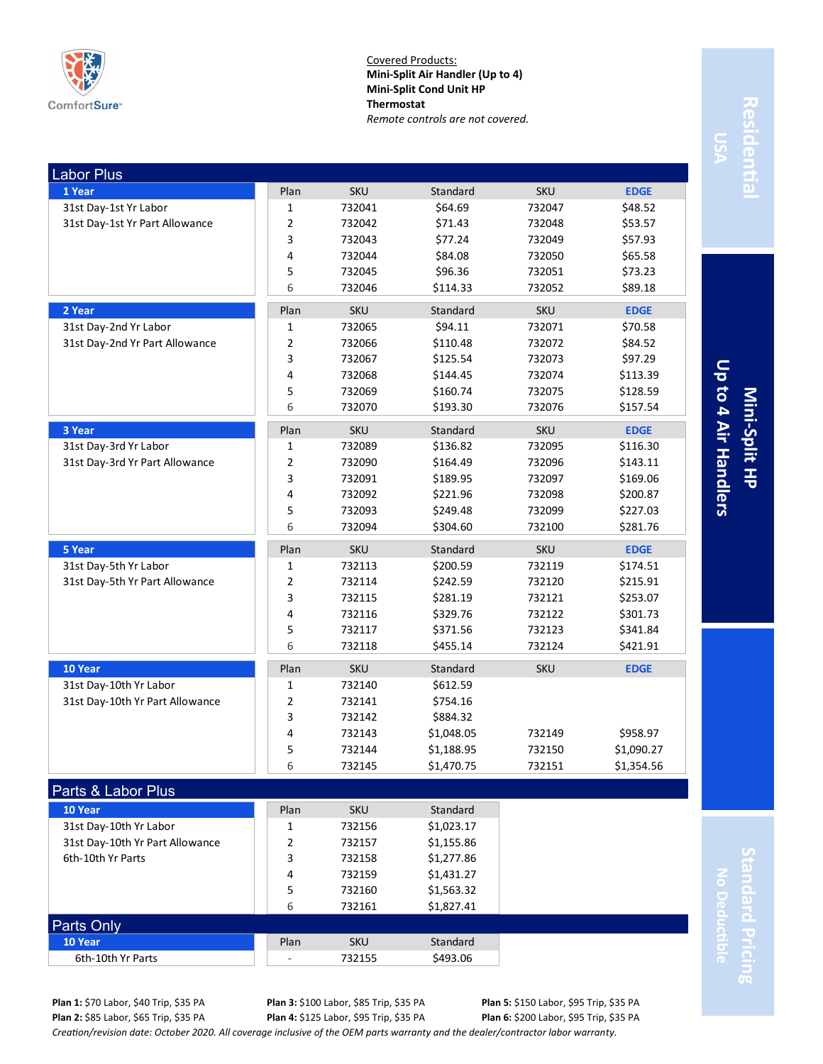ComfortSure™

Covered Products:
**Mini-Split Air Handler (Up to 4)**
**Mini-Split Cond Unit HP**
**Thermostat**
*Remote controls are not covered.*

Residential USA | Mini-Split HP Up to 4 Air Handlers | Standard Pricing No Deductible

## Labor Plus

### 1 Year

31st Day-1st Yr Labor
31st Day-1st Yr Part Allowance

| Plan | SKU | Standard | SKU | EDGE |
|---|---|---|---|---|
| 1 | 732041 | $64.69 | 732047 | $48.52 |
| 2 | 732042 | $71.43 | 732048 | $53.57 |
| 3 | 732043 | $77.24 | 732049 | $57.93 |
| 4 | 732044 | $84.08 | 732050 | $65.58 |
| 5 | 732045 | $96.36 | 732051 | $73.23 |
| 6 | 732046 | $114.33 | 732052 | $89.18 |

### 2 Year

31st Day-2nd Yr Labor
31st Day-2nd Yr Part Allowance

| Plan | SKU | Standard | SKU | EDGE |
|---|---|---|---|---|
| 1 | 732065 | $94.11 | 732071 | $70.58 |
| 2 | 732066 | $110.48 | 732072 | $84.52 |
| 3 | 732067 | $125.54 | 732073 | $97.29 |
| 4 | 732068 | $144.45 | 732074 | $113.39 |
| 5 | 732069 | $160.74 | 732075 | $128.59 |
| 6 | 732070 | $193.30 | 732076 | $157.54 |

### 3 Year

31st Day-3rd Yr Labor
31st Day-3rd Yr Part Allowance

| Plan | SKU | Standard | SKU | EDGE |
|---|---|---|---|---|
| 1 | 732089 | $136.82 | 732095 | $116.30 |
| 2 | 732090 | $164.49 | 732096 | $143.11 |
| 3 | 732091 | $189.95 | 732097 | $169.06 |
| 4 | 732092 | $221.96 | 732098 | $200.87 |
| 5 | 732093 | $249.48 | 732099 | $227.03 |
| 6 | 732094 | $304.60 | 732100 | $281.76 |

### 5 Year

31st Day-5th Yr Labor
31st Day-5th Yr Part Allowance

| Plan | SKU | Standard | SKU | EDGE |
|---|---|---|---|---|
| 1 | 732113 | $200.59 | 732119 | $174.51 |
| 2 | 732114 | $242.59 | 732120 | $215.91 |
| 3 | 732115 | $281.19 | 732121 | $253.07 |
| 4 | 732116 | $329.76 | 732122 | $301.73 |
| 5 | 732117 | $371.56 | 732123 | $341.84 |
| 6 | 732118 | $455.14 | 732124 | $421.91 |

### 10 Year

31st Day-10th Yr Labor
31st Day-10th Yr Part Allowance

| Plan | SKU | Standard | SKU | EDGE |
|---|---|---|---|---|
| 1 | 732140 | $612.59 | | |
| 2 | 732141 | $754.16 | | |
| 3 | 732142 | $884.32 | | |
| 4 | 732143 | $1,048.05 | 732149 | $958.97 |
| 5 | 732144 | $1,188.95 | 732150 | $1,090.27 |
| 6 | 732145 | $1,470.75 | 732151 | $1,354.56 |

## Parts & Labor Plus

### 10 Year

31st Day-10th Yr Labor
31st Day-10th Yr Part Allowance
6th-10th Yr Parts

| Plan | SKU | Standard |
|---|---|---|
| 1 | 732156 | $1,023.17 |
| 2 | 732157 | $1,155.86 |
| 3 | 732158 | $1,277.86 |
| 4 | 732159 | $1,431.27 |
| 5 | 732160 | $1,563.32 |
| 6 | 732161 | $1,827.41 |

## Parts Only

### 10 Year

6th-10th Yr Parts

| Plan | SKU | Standard |
|---|---|---|
| - | 732155 | $493.06 |

**Plan 1:** $70 Labor, $40 Trip, $35 PA
**Plan 2:** $85 Labor, $65 Trip, $35 PA
**Plan 3:** $100 Labor, $85 Trip, $35 PA
**Plan 4:** $125 Labor, $95 Trip, $35 PA
**Plan 5:** $150 Labor, $95 Trip, $35 PA
**Plan 6:** $200 Labor, $95 Trip, $35 PA

*Creation/revision date: October 2020. All coverage inclusive of the OEM parts warranty and the dealer/contractor labor warranty.*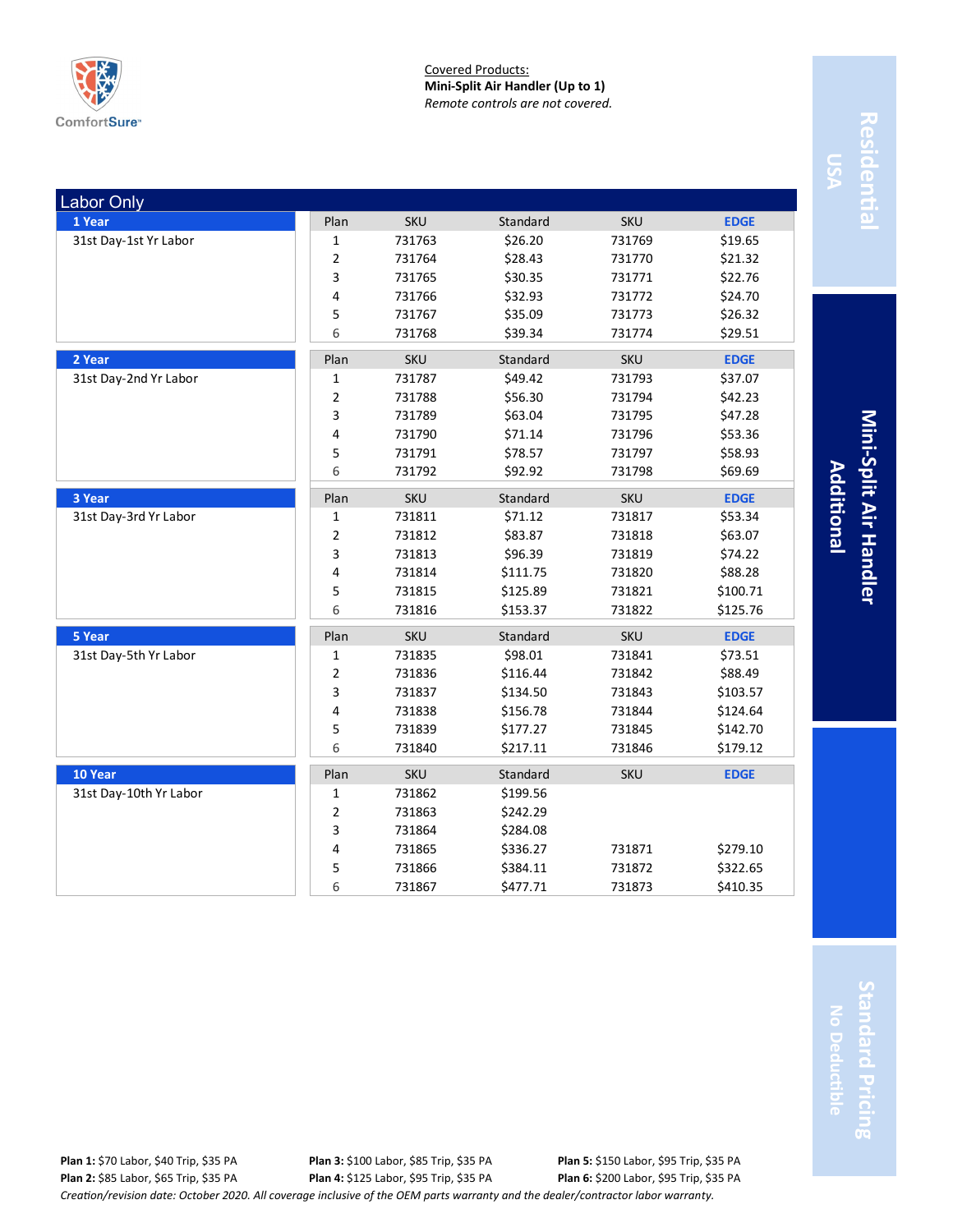ComfortSure

Covered Products:
**Mini-Split Air Handler (Up to 1)**
*Remote controls are not covered.*

Residential USA

**Mini-Split Air Handler Additional**

Standard Pricing No Deductible

## Labor Only

| Term | Coverage | Plan | SKU | Standard | SKU | EDGE |
|---|---|---|---|---|---|---|
| **1 Year** | 31st Day-1st Yr Labor | 1 | 731763 | $26.20 | 731769 | $19.65 |
| | | 2 | 731764 | $28.43 | 731770 | $21.32 |
| | | 3 | 731765 | $30.35 | 731771 | $22.76 |
| | | 4 | 731766 | $32.93 | 731772 | $24.70 |
| | | 5 | 731767 | $35.09 | 731773 | $26.32 |
| | | 6 | 731768 | $39.34 | 731774 | $29.51 |
| **2 Year** | 31st Day-2nd Yr Labor | 1 | 731787 | $49.42 | 731793 | $37.07 |
| | | 2 | 731788 | $56.30 | 731794 | $42.23 |
| | | 3 | 731789 | $63.04 | 731795 | $47.28 |
| | | 4 | 731790 | $71.14 | 731796 | $53.36 |
| | | 5 | 731791 | $78.57 | 731797 | $58.93 |
| | | 6 | 731792 | $92.92 | 731798 | $69.69 |
| **3 Year** | 31st Day-3rd Yr Labor | 1 | 731811 | $71.12 | 731817 | $53.34 |
| | | 2 | 731812 | $83.87 | 731818 | $63.07 |
| | | 3 | 731813 | $96.39 | 731819 | $74.22 |
| | | 4 | 731814 | $111.75 | 731820 | $88.28 |
| | | 5 | 731815 | $125.89 | 731821 | $100.71 |
| | | 6 | 731816 | $153.37 | 731822 | $125.76 |
| **5 Year** | 31st Day-5th Yr Labor | 1 | 731835 | $98.01 | 731841 | $73.51 |
| | | 2 | 731836 | $116.44 | 731842 | $88.49 |
| | | 3 | 731837 | $134.50 | 731843 | $103.57 |
| | | 4 | 731838 | $156.78 | 731844 | $124.64 |
| | | 5 | 731839 | $177.27 | 731845 | $142.70 |
| | | 6 | 731840 | $217.11 | 731846 | $179.12 |
| **10 Year** | 31st Day-10th Yr Labor | 1 | 731862 | $199.56 | | |
| | | 2 | 731863 | $242.29 | | |
| | | 3 | 731864 | $284.08 | | |
| | | 4 | 731865 | $336.27 | 731871 | $279.10 |
| | | 5 | 731866 | $384.11 | 731872 | $322.65 |
| | | 6 | 731867 | $477.71 | 731873 | $410.35 |

**Plan 1:** $70 Labor, $40 Trip, $35 PA
**Plan 2:** $85 Labor, $65 Trip, $35 PA
**Plan 3:** $100 Labor, $85 Trip, $35 PA
**Plan 4:** $125 Labor, $95 Trip, $35 PA
**Plan 5:** $150 Labor, $95 Trip, $35 PA
**Plan 6:** $200 Labor, $95 Trip, $35 PA

*Creation/revision date: October 2020. All coverage inclusive of the OEM parts warranty and the dealer/contractor labor warranty.*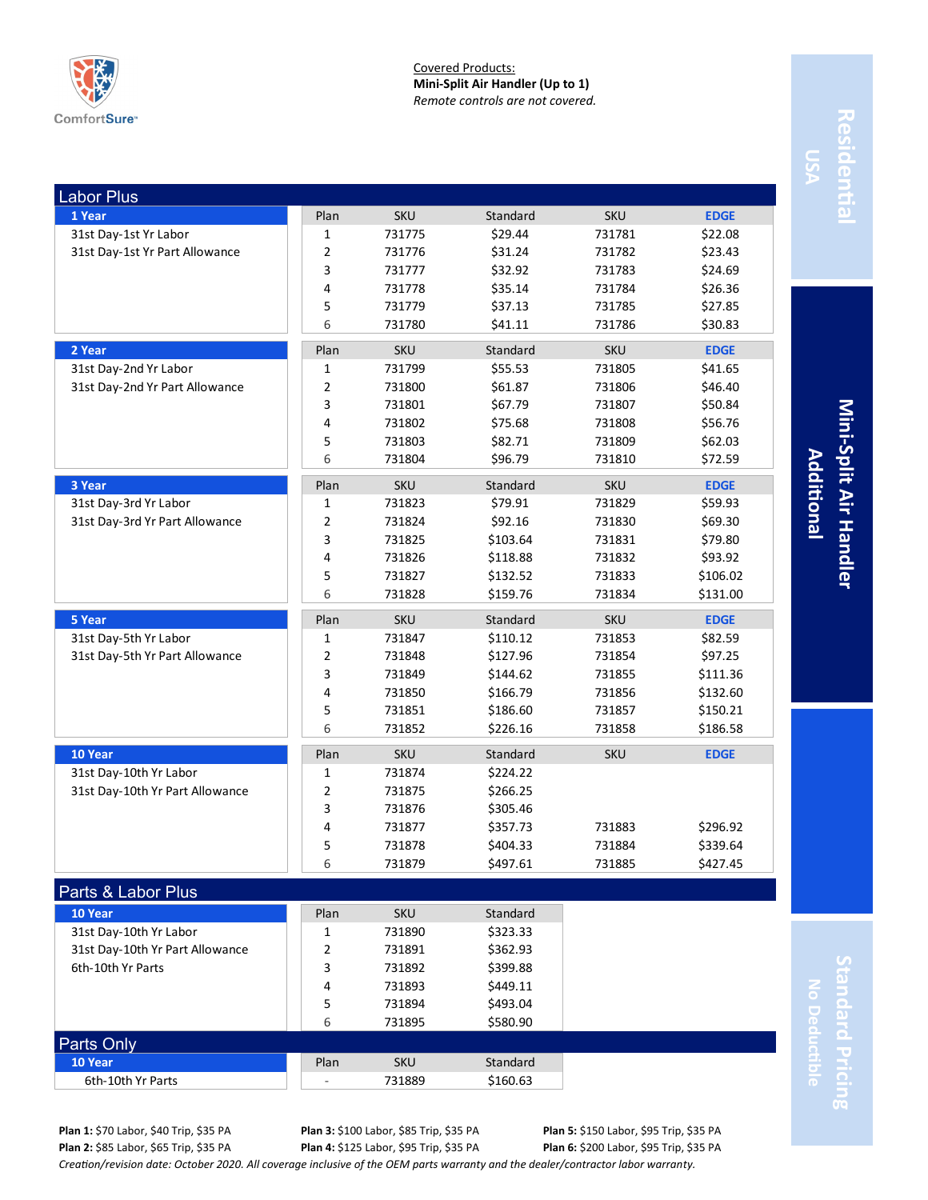ComfortSure

Covered Products:
**Mini-Split Air Handler (Up to 1)**
*Remote controls are not covered.*

Residential USA

Mini-Split Air Handler Additional

Standard Pricing No Deductible

## Labor Plus

| 1 Year | Plan | SKU | Standard | SKU | EDGE |
|---|---|---|---|---|---|
| 31st Day-1st Yr Labor | 1 | 731775 | $29.44 | 731781 | $22.08 |
| 31st Day-1st Yr Part Allowance | 2 | 731776 | $31.24 | 731782 | $23.43 |
| | 3 | 731777 | $32.92 | 731783 | $24.69 |
| | 4 | 731778 | $35.14 | 731784 | $26.36 |
| | 5 | 731779 | $37.13 | 731785 | $27.85 |
| | 6 | 731780 | $41.11 | 731786 | $30.83 |

| 2 Year | Plan | SKU | Standard | SKU | EDGE |
|---|---|---|---|---|---|
| 31st Day-2nd Yr Labor | 1 | 731799 | $55.53 | 731805 | $41.65 |
| 31st Day-2nd Yr Part Allowance | 2 | 731800 | $61.87 | 731806 | $46.40 |
| | 3 | 731801 | $67.79 | 731807 | $50.84 |
| | 4 | 731802 | $75.68 | 731808 | $56.76 |
| | 5 | 731803 | $82.71 | 731809 | $62.03 |
| | 6 | 731804 | $96.79 | 731810 | $72.59 |

| 3 Year | Plan | SKU | Standard | SKU | EDGE |
|---|---|---|---|---|---|
| 31st Day-3rd Yr Labor | 1 | 731823 | $79.91 | 731829 | $59.93 |
| 31st Day-3rd Yr Part Allowance | 2 | 731824 | $92.16 | 731830 | $69.30 |
| | 3 | 731825 | $103.64 | 731831 | $79.80 |
| | 4 | 731826 | $118.88 | 731832 | $93.92 |
| | 5 | 731827 | $132.52 | 731833 | $106.02 |
| | 6 | 731828 | $159.76 | 731834 | $131.00 |

| 5 Year | Plan | SKU | Standard | SKU | EDGE |
|---|---|---|---|---|---|
| 31st Day-5th Yr Labor | 1 | 731847 | $110.12 | 731853 | $82.59 |
| 31st Day-5th Yr Part Allowance | 2 | 731848 | $127.96 | 731854 | $97.25 |
| | 3 | 731849 | $144.62 | 731855 | $111.36 |
| | 4 | 731850 | $166.79 | 731856 | $132.60 |
| | 5 | 731851 | $186.60 | 731857 | $150.21 |
| | 6 | 731852 | $226.16 | 731858 | $186.58 |

| 10 Year | Plan | SKU | Standard | SKU | EDGE |
|---|---|---|---|---|---|
| 31st Day-10th Yr Labor | 1 | 731874 | $224.22 | | |
| 31st Day-10th Yr Part Allowance | 2 | 731875 | $266.25 | | |
| | 3 | 731876 | $305.46 | | |
| | 4 | 731877 | $357.73 | 731883 | $296.92 |
| | 5 | 731878 | $404.33 | 731884 | $339.64 |
| | 6 | 731879 | $497.61 | 731885 | $427.45 |

## Parts & Labor Plus

| 10 Year | Plan | SKU | Standard |
|---|---|---|---|
| 31st Day-10th Yr Labor | 1 | 731890 | $323.33 |
| 31st Day-10th Yr Part Allowance | 2 | 731891 | $362.93 |
| 6th-10th Yr Parts | 3 | 731892 | $399.88 |
| | 4 | 731893 | $449.11 |
| | 5 | 731894 | $493.04 |
| | 6 | 731895 | $580.90 |

## Parts Only

| 10 Year | Plan | SKU | Standard |
|---|---|---|---|
| 6th-10th Yr Parts | - | 731889 | $160.63 |

**Plan 1:** $70 Labor, $40 Trip, $35 PA
**Plan 2:** $85 Labor, $65 Trip, $35 PA
**Plan 3:** $100 Labor, $85 Trip, $35 PA
**Plan 4:** $125 Labor, $95 Trip, $35 PA
**Plan 5:** $150 Labor, $95 Trip, $35 PA
**Plan 6:** $200 Labor, $95 Trip, $35 PA

*Creation/revision date: October 2020. All coverage inclusive of the OEM parts warranty and the dealer/contractor labor warranty.*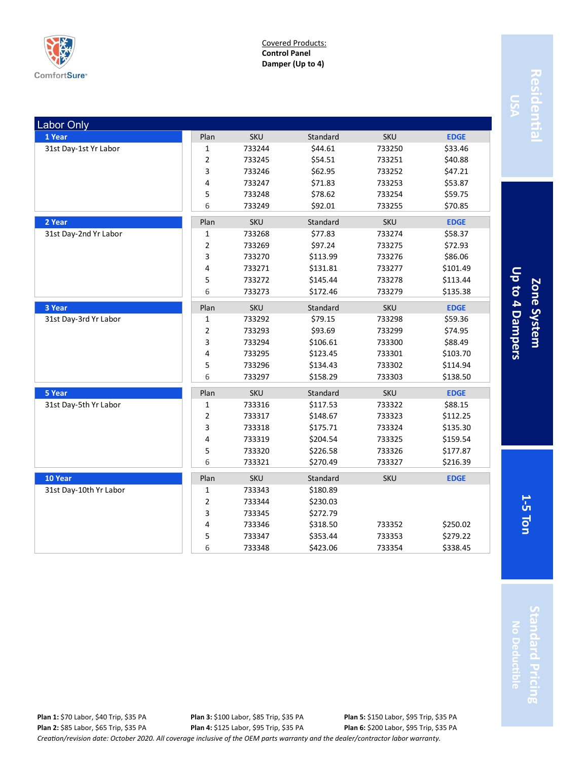ComfortSure

Covered Products:
**Control Panel**
**Damper (Up to 4)**

Residential USA

Zone System Up to 4 Dampers

1-5 Ton

Standard Pricing No Deductible

## Labor Only

| 1 Year | Plan | SKU | Standard | SKU | EDGE |
|---|---|---|---|---|---|
| 31st Day-1st Yr Labor | 1 | 733244 | $44.61 | 733250 | $33.46 |
| | 2 | 733245 | $54.51 | 733251 | $40.88 |
| | 3 | 733246 | $62.95 | 733252 | $47.21 |
| | 4 | 733247 | $71.83 | 733253 | $53.87 |
| | 5 | 733248 | $78.62 | 733254 | $59.75 |
| | 6 | 733249 | $92.01 | 733255 | $70.85 |

| 2 Year | Plan | SKU | Standard | SKU | EDGE |
|---|---|---|---|---|---|
| 31st Day-2nd Yr Labor | 1 | 733268 | $77.83 | 733274 | $58.37 |
| | 2 | 733269 | $97.24 | 733275 | $72.93 |
| | 3 | 733270 | $113.99 | 733276 | $86.06 |
| | 4 | 733271 | $131.81 | 733277 | $101.49 |
| | 5 | 733272 | $145.44 | 733278 | $113.44 |
| | 6 | 733273 | $172.46 | 733279 | $135.38 |

| 3 Year | Plan | SKU | Standard | SKU | EDGE |
|---|---|---|---|---|---|
| 31st Day-3rd Yr Labor | 1 | 733292 | $79.15 | 733298 | $59.36 |
| | 2 | 733293 | $93.69 | 733299 | $74.95 |
| | 3 | 733294 | $106.61 | 733300 | $88.49 |
| | 4 | 733295 | $123.45 | 733301 | $103.70 |
| | 5 | 733296 | $134.43 | 733302 | $114.94 |
| | 6 | 733297 | $158.29 | 733303 | $138.50 |

| 5 Year | Plan | SKU | Standard | SKU | EDGE |
|---|---|---|---|---|---|
| 31st Day-5th Yr Labor | 1 | 733316 | $117.53 | 733322 | $88.15 |
| | 2 | 733317 | $148.67 | 733323 | $112.25 |
| | 3 | 733318 | $175.71 | 733324 | $135.30 |
| | 4 | 733319 | $204.54 | 733325 | $159.54 |
| | 5 | 733320 | $226.58 | 733326 | $177.87 |
| | 6 | 733321 | $270.49 | 733327 | $216.39 |

| 10 Year | Plan | SKU | Standard | SKU | EDGE |
|---|---|---|---|---|---|
| 31st Day-10th Yr Labor | 1 | 733343 | $180.89 | | |
| | 2 | 733344 | $230.03 | | |
| | 3 | 733345 | $272.79 | | |
| | 4 | 733346 | $318.50 | 733352 | $250.02 |
| | 5 | 733347 | $353.44 | 733353 | $279.22 |
| | 6 | 733348 | $423.06 | 733354 | $338.45 |

**Plan 1:** $70 Labor, $40 Trip, $35 PA
**Plan 2:** $85 Labor, $65 Trip, $35 PA
**Plan 3:** $100 Labor, $85 Trip, $35 PA
**Plan 4:** $125 Labor, $95 Trip, $35 PA
**Plan 5:** $150 Labor, $95 Trip, $35 PA
**Plan 6:** $200 Labor, $95 Trip, $35 PA

*Creation/revision date: October 2020. All coverage inclusive of the OEM parts warranty and the dealer/contractor labor warranty.*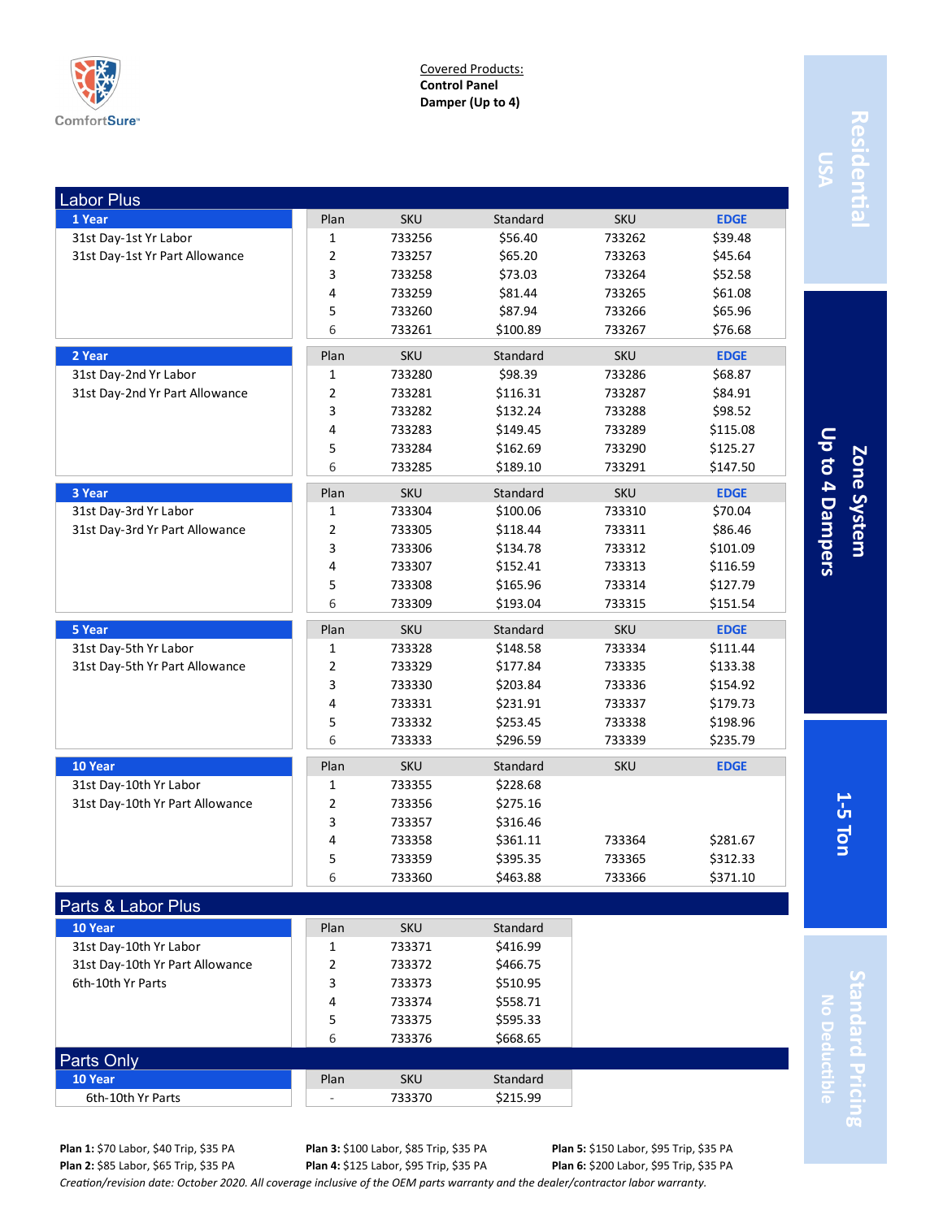ComfortSure™

Covered Products:
**Control Panel**
**Damper (Up to 4)**

Residential USA | Zone System Up to 4 Dampers | 1-5 Ton | Standard Pricing No Deductible

## Labor Plus

| 1 Year | Plan | SKU | Standard | SKU | EDGE |
|---|---|---|---|---|---|
| 31st Day-1st Yr Labor | 1 | 733256 | $56.40 | 733262 | $39.48 |
| 31st Day-1st Yr Part Allowance | 2 | 733257 | $65.20 | 733263 | $45.64 |
| | 3 | 733258 | $73.03 | 733264 | $52.58 |
| | 4 | 733259 | $81.44 | 733265 | $61.08 |
| | 5 | 733260 | $87.94 | 733266 | $65.96 |
| | 6 | 733261 | $100.89 | 733267 | $76.68 |

| 2 Year | Plan | SKU | Standard | SKU | EDGE |
|---|---|---|---|---|---|
| 31st Day-2nd Yr Labor | 1 | 733280 | $98.39 | 733286 | $68.87 |
| 31st Day-2nd Yr Part Allowance | 2 | 733281 | $116.31 | 733287 | $84.91 |
| | 3 | 733282 | $132.24 | 733288 | $98.52 |
| | 4 | 733283 | $149.45 | 733289 | $115.08 |
| | 5 | 733284 | $162.69 | 733290 | $125.27 |
| | 6 | 733285 | $189.10 | 733291 | $147.50 |

| 3 Year | Plan | SKU | Standard | SKU | EDGE |
|---|---|---|---|---|---|
| 31st Day-3rd Yr Labor | 1 | 733304 | $100.06 | 733310 | $70.04 |
| 31st Day-3rd Yr Part Allowance | 2 | 733305 | $118.44 | 733311 | $86.46 |
| | 3 | 733306 | $134.78 | 733312 | $101.09 |
| | 4 | 733307 | $152.41 | 733313 | $116.59 |
| | 5 | 733308 | $165.96 | 733314 | $127.79 |
| | 6 | 733309 | $193.04 | 733315 | $151.54 |

| 5 Year | Plan | SKU | Standard | SKU | EDGE |
|---|---|---|---|---|---|
| 31st Day-5th Yr Labor | 1 | 733328 | $148.58 | 733334 | $111.44 |
| 31st Day-5th Yr Part Allowance | 2 | 733329 | $177.84 | 733335 | $133.38 |
| | 3 | 733330 | $203.84 | 733336 | $154.92 |
| | 4 | 733331 | $231.91 | 733337 | $179.73 |
| | 5 | 733332 | $253.45 | 733338 | $198.96 |
| | 6 | 733333 | $296.59 | 733339 | $235.79 |

| 10 Year | Plan | SKU | Standard | SKU | EDGE |
|---|---|---|---|---|---|
| 31st Day-10th Yr Labor | 1 | 733355 | $228.68 | | |
| 31st Day-10th Yr Part Allowance | 2 | 733356 | $275.16 | | |
| | 3 | 733357 | $316.46 | | |
| | 4 | 733358 | $361.11 | 733364 | $281.67 |
| | 5 | 733359 | $395.35 | 733365 | $312.33 |
| | 6 | 733360 | $463.88 | 733366 | $371.10 |

## Parts & Labor Plus

| 10 Year | Plan | SKU | Standard |
|---|---|---|---|
| 31st Day-10th Yr Labor | 1 | 733371 | $416.99 |
| 31st Day-10th Yr Part Allowance | 2 | 733372 | $466.75 |
| 6th-10th Yr Parts | 3 | 733373 | $510.95 |
| | 4 | 733374 | $558.71 |
| | 5 | 733375 | $595.33 |
| | 6 | 733376 | $668.65 |

## Parts Only

| 10 Year | Plan | SKU | Standard |
|---|---|---|---|
| 6th-10th Yr Parts | - | 733370 | $215.99 |

**Plan 1:** $70 Labor, $40 Trip, $35 PA
**Plan 2:** $85 Labor, $65 Trip, $35 PA
**Plan 3:** $100 Labor, $85 Trip, $35 PA
**Plan 4:** $125 Labor, $95 Trip, $35 PA
**Plan 5:** $150 Labor, $95 Trip, $35 PA
**Plan 6:** $200 Labor, $95 Trip, $35 PA

*Creation/revision date: October 2020. All coverage inclusive of the OEM parts warranty and the dealer/contractor labor warranty.*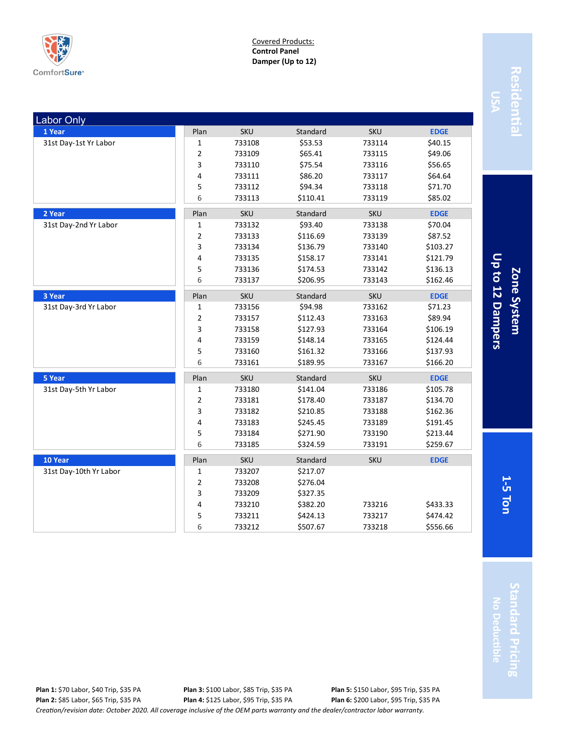ComfortSure

Covered Products:
**Control Panel**
**Damper (Up to 12)**

**Residential** USA | **Zone System** Up to 12 Dampers | **1-5 Ton** | **Standard Pricing** No Deductible

## Labor Only

| Term | Plan | SKU | Standard | SKU | EDGE |
|---|---|---|---|---|---|
| **1 Year** – 31st Day-1st Yr Labor | 1 | 733108 | $53.53 | 733114 | $40.15 |
| | 2 | 733109 | $65.41 | 733115 | $49.06 |
| | 3 | 733110 | $75.54 | 733116 | $56.65 |
| | 4 | 733111 | $86.20 | 733117 | $64.64 |
| | 5 | 733112 | $94.34 | 733118 | $71.70 |
| | 6 | 733113 | $110.41 | 733119 | $85.02 |
| **2 Year** – 31st Day-2nd Yr Labor | 1 | 733132 | $93.40 | 733138 | $70.04 |
| | 2 | 733133 | $116.69 | 733139 | $87.52 |
| | 3 | 733134 | $136.79 | 733140 | $103.27 |
| | 4 | 733135 | $158.17 | 733141 | $121.79 |
| | 5 | 733136 | $174.53 | 733142 | $136.13 |
| | 6 | 733137 | $206.95 | 733143 | $162.46 |
| **3 Year** – 31st Day-3rd Yr Labor | 1 | 733156 | $94.98 | 733162 | $71.23 |
| | 2 | 733157 | $112.43 | 733163 | $89.94 |
| | 3 | 733158 | $127.93 | 733164 | $106.19 |
| | 4 | 733159 | $148.14 | 733165 | $124.44 |
| | 5 | 733160 | $161.32 | 733166 | $137.93 |
| | 6 | 733161 | $189.95 | 733167 | $166.20 |
| **5 Year** – 31st Day-5th Yr Labor | 1 | 733180 | $141.04 | 733186 | $105.78 |
| | 2 | 733181 | $178.40 | 733187 | $134.70 |
| | 3 | 733182 | $210.85 | 733188 | $162.36 |
| | 4 | 733183 | $245.45 | 733189 | $191.45 |
| | 5 | 733184 | $271.90 | 733190 | $213.44 |
| | 6 | 733185 | $324.59 | 733191 | $259.67 |
| **10 Year** – 31st Day-10th Yr Labor | 1 | 733207 | $217.07 | | |
| | 2 | 733208 | $276.04 | | |
| | 3 | 733209 | $327.35 | | |
| | 4 | 733210 | $382.20 | 733216 | $433.33 |
| | 5 | 733211 | $424.13 | 733217 | $474.42 |
| | 6 | 733212 | $507.67 | 733218 | $556.66 |

**Plan 1:** $70 Labor, $40 Trip, $35 PA
**Plan 2:** $85 Labor, $65 Trip, $35 PA
**Plan 3:** $100 Labor, $85 Trip, $35 PA
**Plan 4:** $125 Labor, $95 Trip, $35 PA
**Plan 5:** $150 Labor, $95 Trip, $35 PA
**Plan 6:** $200 Labor, $95 Trip, $35 PA

*Creation/revision date: October 2020. All coverage inclusive of the OEM parts warranty and the dealer/contractor labor warranty.*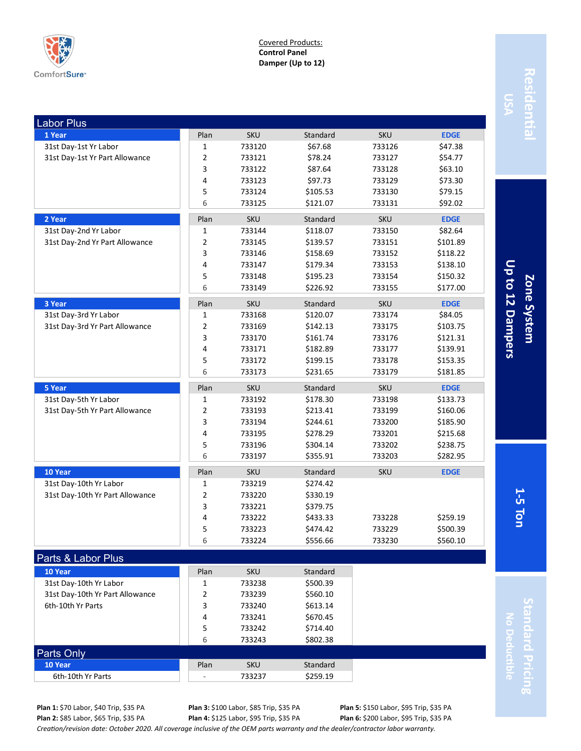ComfortSure™

Covered Products:
**Control Panel**
**Damper (Up to 12)**

**Residential USA** | **Zone System Up to 12 Dampers** | **1-5 Ton** | **Standard Pricing No Deductible**

## Labor Plus

| 1 Year | Plan | SKU | Standard | SKU | EDGE |
|---|---|---|---|---|---|
| 31st Day-1st Yr Labor | 1 | 733120 | $67.68 | 733126 | $47.38 |
| 31st Day-1st Yr Part Allowance | 2 | 733121 | $78.24 | 733127 | $54.77 |
| | 3 | 733122 | $87.64 | 733128 | $63.10 |
| | 4 | 733123 | $97.73 | 733129 | $73.30 |
| | 5 | 733124 | $105.53 | 733130 | $79.15 |
| | 6 | 733125 | $121.07 | 733131 | $92.02 |

| 2 Year | Plan | SKU | Standard | SKU | EDGE |
|---|---|---|---|---|---|
| 31st Day-2nd Yr Labor | 1 | 733144 | $118.07 | 733150 | $82.64 |
| 31st Day-2nd Yr Part Allowance | 2 | 733145 | $139.57 | 733151 | $101.89 |
| | 3 | 733146 | $158.69 | 733152 | $118.22 |
| | 4 | 733147 | $179.34 | 733153 | $138.10 |
| | 5 | 733148 | $195.23 | 733154 | $150.32 |
| | 6 | 733149 | $226.92 | 733155 | $177.00 |

| 3 Year | Plan | SKU | Standard | SKU | EDGE |
|---|---|---|---|---|---|
| 31st Day-3rd Yr Labor | 1 | 733168 | $120.07 | 733174 | $84.05 |
| 31st Day-3rd Yr Part Allowance | 2 | 733169 | $142.13 | 733175 | $103.75 |
| | 3 | 733170 | $161.74 | 733176 | $121.31 |
| | 4 | 733171 | $182.89 | 733177 | $139.91 |
| | 5 | 733172 | $199.15 | 733178 | $153.35 |
| | 6 | 733173 | $231.65 | 733179 | $181.85 |

| 5 Year | Plan | SKU | Standard | SKU | EDGE |
|---|---|---|---|---|---|
| 31st Day-5th Yr Labor | 1 | 733192 | $178.30 | 733198 | $133.73 |
| 31st Day-5th Yr Part Allowance | 2 | 733193 | $213.41 | 733199 | $160.06 |
| | 3 | 733194 | $244.61 | 733200 | $185.90 |
| | 4 | 733195 | $278.29 | 733201 | $215.68 |
| | 5 | 733196 | $304.14 | 733202 | $238.75 |
| | 6 | 733197 | $355.91 | 733203 | $282.95 |

| 10 Year | Plan | SKU | Standard | SKU | EDGE |
|---|---|---|---|---|---|
| 31st Day-10th Yr Labor | 1 | 733219 | $274.42 | | |
| 31st Day-10th Yr Part Allowance | 2 | 733220 | $330.19 | | |
| | 3 | 733221 | $379.75 | | |
| | 4 | 733222 | $433.33 | 733228 | $259.19 |
| | 5 | 733223 | $474.42 | 733229 | $500.39 |
| | 6 | 733224 | $556.66 | 733230 | $560.10 |

## Parts & Labor Plus

| 10 Year | Plan | SKU | Standard |
|---|---|---|---|
| 31st Day-10th Yr Labor | 1 | 733238 | $500.39 |
| 31st Day-10th Yr Part Allowance | 2 | 733239 | $560.10 |
| 6th-10th Yr Parts | 3 | 733240 | $613.14 |
| | 4 | 733241 | $670.45 |
| | 5 | 733242 | $714.40 |
| | 6 | 733243 | $802.38 |

## Parts Only

| 10 Year | Plan | SKU | Standard |
|---|---|---|---|
| 6th-10th Yr Parts | - | 733237 | $259.19 |

**Plan 1:** $70 Labor, $40 Trip, $35 PA
**Plan 2:** $85 Labor, $65 Trip, $35 PA
**Plan 3:** $100 Labor, $85 Trip, $35 PA
**Plan 4:** $125 Labor, $95 Trip, $35 PA
**Plan 5:** $150 Labor, $95 Trip, $35 PA
**Plan 6:** $200 Labor, $95 Trip, $35 PA

*Creation/revision date: October 2020. All coverage inclusive of the OEM parts warranty and the dealer/contractor labor warranty.*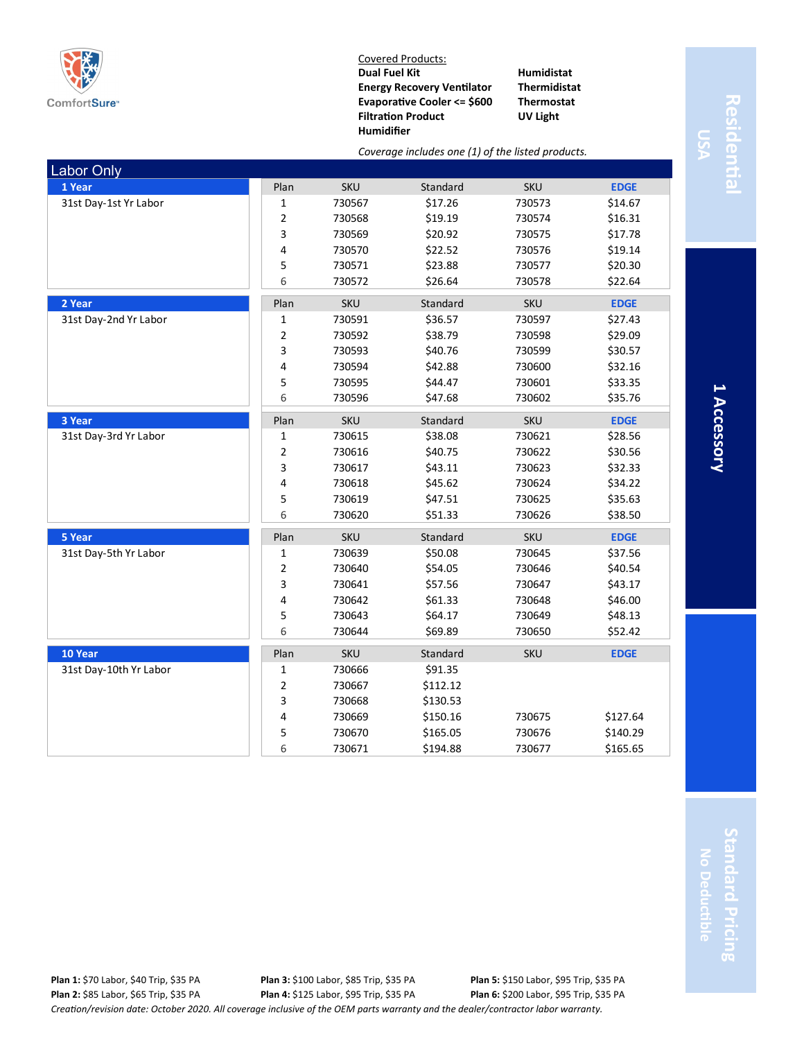ComfortSure

Covered Products:

| | |
|---|---|
| **Dual Fuel Kit** | **Humidistat** |
| **Energy Recovery Ventilator** | **Thermidistat** |
| **Evaporative Cooler <= $600** | **Thermostat** |
| **Filtration Product** | **UV Light** |
| **Humidifier** | |

*Coverage includes one (1) of the listed products.*

Residential USA

1 Accessory

Standard Pricing No Deductible

## Labor Only

| Term | Coverage | Plan | SKU | Standard | SKU | EDGE |
|---|---|---|---|---|---|---|
| **1 Year** | 31st Day-1st Yr Labor | 1 | 730567 | $17.26 | 730573 | $14.67 |
| | | 2 | 730568 | $19.19 | 730574 | $16.31 |
| | | 3 | 730569 | $20.92 | 730575 | $17.78 |
| | | 4 | 730570 | $22.52 | 730576 | $19.14 |
| | | 5 | 730571 | $23.88 | 730577 | $20.30 |
| | | 6 | 730572 | $26.64 | 730578 | $22.64 |
| **2 Year** | 31st Day-2nd Yr Labor | 1 | 730591 | $36.57 | 730597 | $27.43 |
| | | 2 | 730592 | $38.79 | 730598 | $29.09 |
| | | 3 | 730593 | $40.76 | 730599 | $30.57 |
| | | 4 | 730594 | $42.88 | 730600 | $32.16 |
| | | 5 | 730595 | $44.47 | 730601 | $33.35 |
| | | 6 | 730596 | $47.68 | 730602 | $35.76 |
| **3 Year** | 31st Day-3rd Yr Labor | 1 | 730615 | $38.08 | 730621 | $28.56 |
| | | 2 | 730616 | $40.75 | 730622 | $30.56 |
| | | 3 | 730617 | $43.11 | 730623 | $32.33 |
| | | 4 | 730618 | $45.62 | 730624 | $34.22 |
| | | 5 | 730619 | $47.51 | 730625 | $35.63 |
| | | 6 | 730620 | $51.33 | 730626 | $38.50 |
| **5 Year** | 31st Day-5th Yr Labor | 1 | 730639 | $50.08 | 730645 | $37.56 |
| | | 2 | 730640 | $54.05 | 730646 | $40.54 |
| | | 3 | 730641 | $57.56 | 730647 | $43.17 |
| | | 4 | 730642 | $61.33 | 730648 | $46.00 |
| | | 5 | 730643 | $64.17 | 730649 | $48.13 |
| | | 6 | 730644 | $69.89 | 730650 | $52.42 |
| **10 Year** | 31st Day-10th Yr Labor | 1 | 730666 | $91.35 | | |
| | | 2 | 730667 | $112.12 | | |
| | | 3 | 730668 | $130.53 | | |
| | | 4 | 730669 | $150.16 | 730675 | $127.64 |
| | | 5 | 730670 | $165.05 | 730676 | $140.29 |
| | | 6 | 730671 | $194.88 | 730677 | $165.65 |

**Plan 1:** $70 Labor, $40 Trip, $35 PA
**Plan 2:** $85 Labor, $65 Trip, $35 PA
**Plan 3:** $100 Labor, $85 Trip, $35 PA
**Plan 4:** $125 Labor, $95 Trip, $35 PA
**Plan 5:** $150 Labor, $95 Trip, $35 PA
**Plan 6:** $200 Labor, $95 Trip, $35 PA

*Creation/revision date: October 2020. All coverage inclusive of the OEM parts warranty and the dealer/contractor labor warranty.*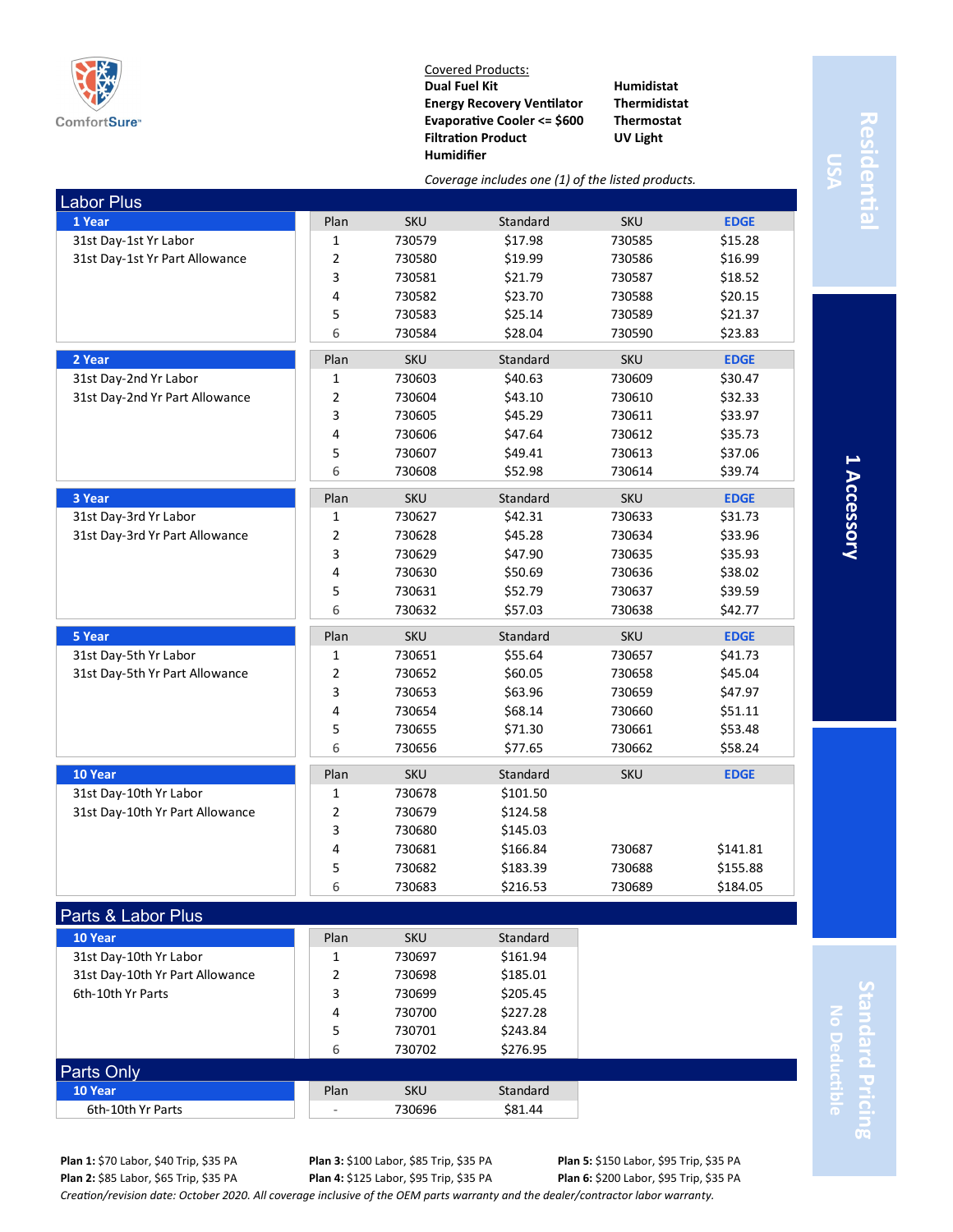ComfortSure™

Covered Products:

| | |
|---|---|
| **Dual Fuel Kit** | **Humidistat** |
| **Energy Recovery Ventilator** | **Thermidistat** |
| **Evaporative Cooler <= $600** | **Thermostat** |
| **Filtration Product** | **UV Light** |
| **Humidifier** | |

*Coverage includes one (1) of the listed products.*

Residential USA

1 Accessory

Standard Pricing No Deductible

## Labor Plus

### 1 Year

31st Day-1st Yr Labor
31st Day-1st Yr Part Allowance

| Plan | SKU | Standard | SKU | EDGE |
|---|---|---|---|---|
| 1 | 730579 | $17.98 | 730585 | $15.28 |
| 2 | 730580 | $19.99 | 730586 | $16.99 |
| 3 | 730581 | $21.79 | 730587 | $18.52 |
| 4 | 730582 | $23.70 | 730588 | $20.15 |
| 5 | 730583 | $25.14 | 730589 | $21.37 |
| 6 | 730584 | $28.04 | 730590 | $23.83 |

### 2 Year

31st Day-2nd Yr Labor
31st Day-2nd Yr Part Allowance

| Plan | SKU | Standard | SKU | EDGE |
|---|---|---|---|---|
| 1 | 730603 | $40.63 | 730609 | $30.47 |
| 2 | 730604 | $43.10 | 730610 | $32.33 |
| 3 | 730605 | $45.29 | 730611 | $33.97 |
| 4 | 730606 | $47.64 | 730612 | $35.73 |
| 5 | 730607 | $49.41 | 730613 | $37.06 |
| 6 | 730608 | $52.98 | 730614 | $39.74 |

### 3 Year

31st Day-3rd Yr Labor
31st Day-3rd Yr Part Allowance

| Plan | SKU | Standard | SKU | EDGE |
|---|---|---|---|---|
| 1 | 730627 | $42.31 | 730633 | $31.73 |
| 2 | 730628 | $45.28 | 730634 | $33.96 |
| 3 | 730629 | $47.90 | 730635 | $35.93 |
| 4 | 730630 | $50.69 | 730636 | $38.02 |
| 5 | 730631 | $52.79 | 730637 | $39.59 |
| 6 | 730632 | $57.03 | 730638 | $42.77 |

### 5 Year

31st Day-5th Yr Labor
31st Day-5th Yr Part Allowance

| Plan | SKU | Standard | SKU | EDGE |
|---|---|---|---|---|
| 1 | 730651 | $55.64 | 730657 | $41.73 |
| 2 | 730652 | $60.05 | 730658 | $45.04 |
| 3 | 730653 | $63.96 | 730659 | $47.97 |
| 4 | 730654 | $68.14 | 730660 | $51.11 |
| 5 | 730655 | $71.30 | 730661 | $53.48 |
| 6 | 730656 | $77.65 | 730662 | $58.24 |

### 10 Year

31st Day-10th Yr Labor
31st Day-10th Yr Part Allowance

| Plan | SKU | Standard | SKU | EDGE |
|---|---|---|---|---|
| 1 | 730678 | $101.50 | | |
| 2 | 730679 | $124.58 | | |
| 3 | 730680 | $145.03 | | |
| 4 | 730681 | $166.84 | 730687 | $141.81 |
| 5 | 730682 | $183.39 | 730688 | $155.88 |
| 6 | 730683 | $216.53 | 730689 | $184.05 |

## Parts & Labor Plus

### 10 Year

31st Day-10th Yr Labor
31st Day-10th Yr Part Allowance
6th-10th Yr Parts

| Plan | SKU | Standard |
|---|---|---|
| 1 | 730697 | $161.94 |
| 2 | 730698 | $185.01 |
| 3 | 730699 | $205.45 |
| 4 | 730700 | $227.28 |
| 5 | 730701 | $243.84 |
| 6 | 730702 | $276.95 |

## Parts Only

### 10 Year

6th-10th Yr Parts

| Plan | SKU | Standard |
|---|---|---|
| - | 730696 | $81.44 |

**Plan 1:** $70 Labor, $40 Trip, $35 PA
**Plan 2:** $85 Labor, $65 Trip, $35 PA
**Plan 3:** $100 Labor, $85 Trip, $35 PA
**Plan 4:** $125 Labor, $95 Trip, $35 PA
**Plan 5:** $150 Labor, $95 Trip, $35 PA
**Plan 6:** $200 Labor, $95 Trip, $35 PA

*Creation/revision date: October 2020. All coverage inclusive of the OEM parts warranty and the dealer/contractor labor warranty.*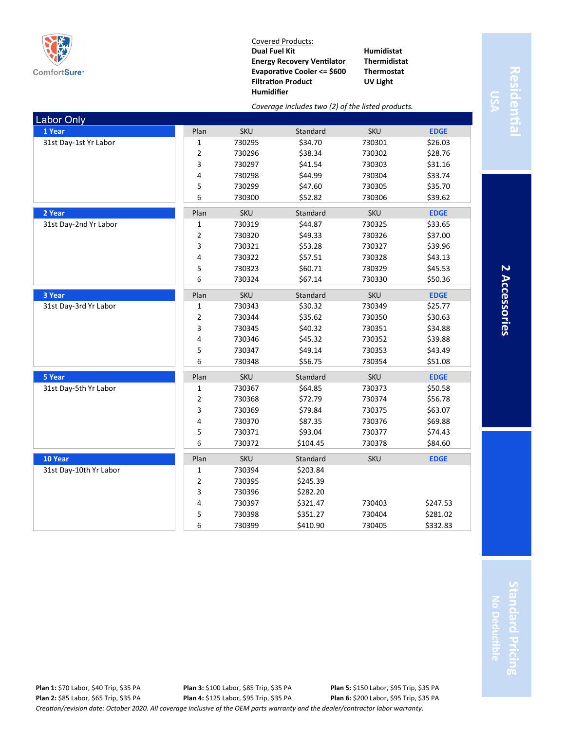ComfortSure

Covered Products:

| | |
|---|---|
| **Dual Fuel Kit** | **Humidistat** |
| **Energy Recovery Ventilator** | **Thermidistat** |
| **Evaporative Cooler <= $600** | **Thermostat** |
| **Filtration Product** | **UV Light** |
| **Humidifier** | |

*Coverage includes two (2) of the listed products.*

Residential USA

2 Accessories

Standard Pricing No Deductible

## Labor Only

### 1 Year

31st Day-1st Yr Labor

| Plan | SKU | Standard | SKU | EDGE |
|---|---|---|---|---|
| 1 | 730295 | $34.70 | 730301 | $26.03 |
| 2 | 730296 | $38.34 | 730302 | $28.76 |
| 3 | 730297 | $41.54 | 730303 | $31.16 |
| 4 | 730298 | $44.99 | 730304 | $33.74 |
| 5 | 730299 | $47.60 | 730305 | $35.70 |
| 6 | 730300 | $52.82 | 730306 | $39.62 |

### 2 Year

31st Day-2nd Yr Labor

| Plan | SKU | Standard | SKU | EDGE |
|---|---|---|---|---|
| 1 | 730319 | $44.87 | 730325 | $33.65 |
| 2 | 730320 | $49.33 | 730326 | $37.00 |
| 3 | 730321 | $53.28 | 730327 | $39.96 |
| 4 | 730322 | $57.51 | 730328 | $43.13 |
| 5 | 730323 | $60.71 | 730329 | $45.53 |
| 6 | 730324 | $67.14 | 730330 | $50.36 |

### 3 Year

31st Day-3rd Yr Labor

| Plan | SKU | Standard | SKU | EDGE |
|---|---|---|---|---|
| 1 | 730343 | $30.32 | 730349 | $25.77 |
| 2 | 730344 | $35.62 | 730350 | $30.63 |
| 3 | 730345 | $40.32 | 730351 | $34.88 |
| 4 | 730346 | $45.32 | 730352 | $39.88 |
| 5 | 730347 | $49.14 | 730353 | $43.49 |
| 6 | 730348 | $56.75 | 730354 | $51.08 |

### 5 Year

31st Day-5th Yr Labor

| Plan | SKU | Standard | SKU | EDGE |
|---|---|---|---|---|
| 1 | 730367 | $64.85 | 730373 | $50.58 |
| 2 | 730368 | $72.79 | 730374 | $56.78 |
| 3 | 730369 | $79.84 | 730375 | $63.07 |
| 4 | 730370 | $87.35 | 730376 | $69.88 |
| 5 | 730371 | $93.04 | 730377 | $74.43 |
| 6 | 730372 | $104.45 | 730378 | $84.60 |

### 10 Year

31st Day-10th Yr Labor

| Plan | SKU | Standard | SKU | EDGE |
|---|---|---|---|---|
| 1 | 730394 | $203.84 | | |
| 2 | 730395 | $245.39 | | |
| 3 | 730396 | $282.20 | | |
| 4 | 730397 | $321.47 | 730403 | $247.53 |
| 5 | 730398 | $351.27 | 730404 | $281.02 |
| 6 | 730399 | $410.90 | 730405 | $332.83 |

**Plan 1:** $70 Labor, $40 Trip, $35 PA
**Plan 2:** $85 Labor, $65 Trip, $35 PA
**Plan 3:** $100 Labor, $85 Trip, $35 PA
**Plan 4:** $125 Labor, $95 Trip, $35 PA
**Plan 5:** $150 Labor, $95 Trip, $35 PA
**Plan 6:** $200 Labor, $95 Trip, $35 PA

*Creation/revision date: October 2020. All coverage inclusive of the OEM parts warranty and the dealer/contractor labor warranty.*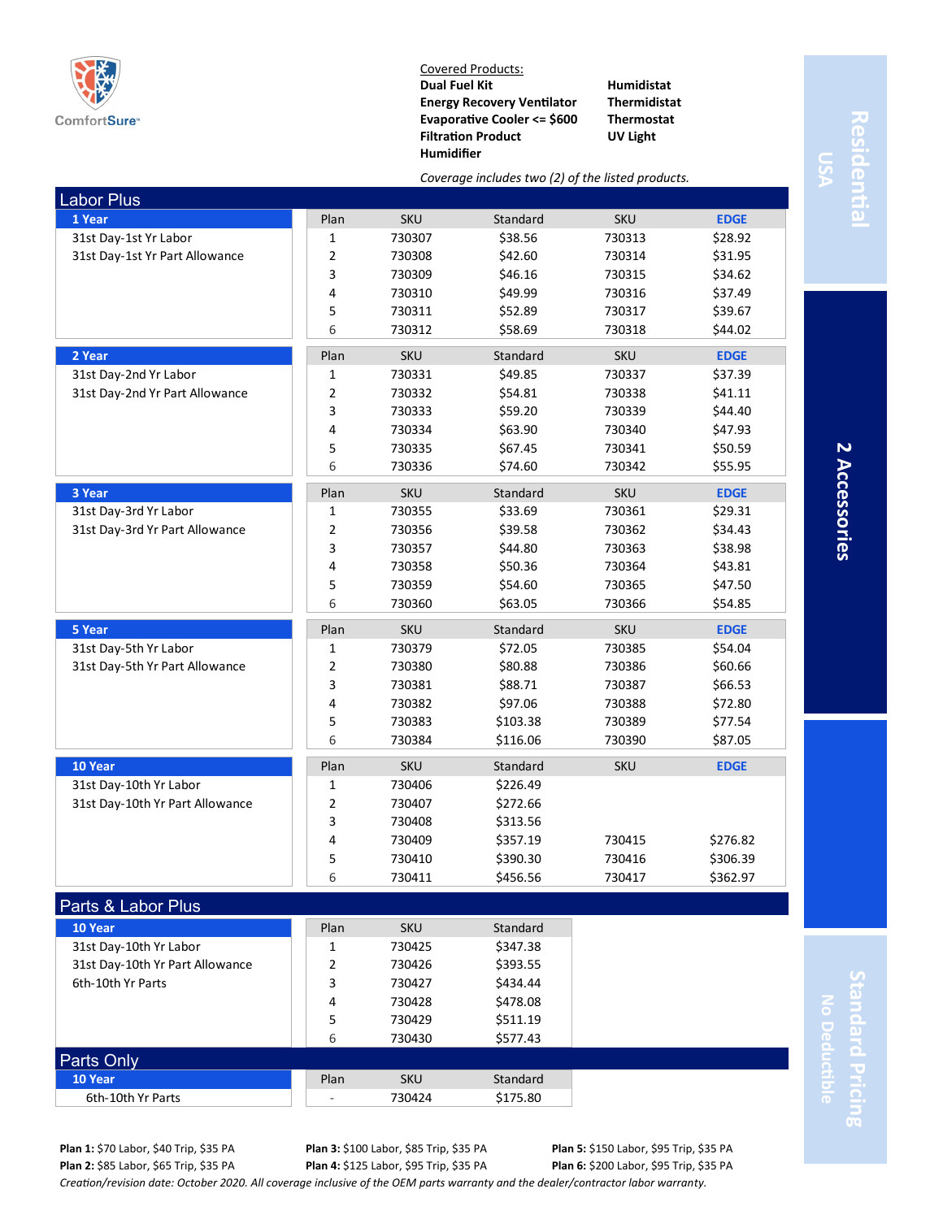ComfortSure™

Covered Products:

| | |
|---|---|
| **Dual Fuel Kit** | **Humidistat** |
| **Energy Recovery Ventilator** | **Thermidistat** |
| **Evaporative Cooler <= $600** | **Thermostat** |
| **Filtration Product** | **UV Light** |
| **Humidifier** | |

*Coverage includes two (2) of the listed products.*

Residential USA

2 Accessories

Standard Pricing No Deductible

## Labor Plus

### 1 Year
31st Day-1st Yr Labor
31st Day-1st Yr Part Allowance

| Plan | SKU | Standard | SKU | EDGE |
|---|---|---|---|---|
| 1 | 730307 | $38.56 | 730313 | $28.92 |
| 2 | 730308 | $42.60 | 730314 | $31.95 |
| 3 | 730309 | $46.16 | 730315 | $34.62 |
| 4 | 730310 | $49.99 | 730316 | $37.49 |
| 5 | 730311 | $52.89 | 730317 | $39.67 |
| 6 | 730312 | $58.69 | 730318 | $44.02 |

### 2 Year
31st Day-2nd Yr Labor
31st Day-2nd Yr Part Allowance

| Plan | SKU | Standard | SKU | EDGE |
|---|---|---|---|---|
| 1 | 730331 | $49.85 | 730337 | $37.39 |
| 2 | 730332 | $54.81 | 730338 | $41.11 |
| 3 | 730333 | $59.20 | 730339 | $44.40 |
| 4 | 730334 | $63.90 | 730340 | $47.93 |
| 5 | 730335 | $67.45 | 730341 | $50.59 |
| 6 | 730336 | $74.60 | 730342 | $55.95 |

### 3 Year
31st Day-3rd Yr Labor
31st Day-3rd Yr Part Allowance

| Plan | SKU | Standard | SKU | EDGE |
|---|---|---|---|---|
| 1 | 730355 | $33.69 | 730361 | $29.31 |
| 2 | 730356 | $39.58 | 730362 | $34.43 |
| 3 | 730357 | $44.80 | 730363 | $38.98 |
| 4 | 730358 | $50.36 | 730364 | $43.81 |
| 5 | 730359 | $54.60 | 730365 | $47.50 |
| 6 | 730360 | $63.05 | 730366 | $54.85 |

### 5 Year
31st Day-5th Yr Labor
31st Day-5th Yr Part Allowance

| Plan | SKU | Standard | SKU | EDGE |
|---|---|---|---|---|
| 1 | 730379 | $72.05 | 730385 | $54.04 |
| 2 | 730380 | $80.88 | 730386 | $60.66 |
| 3 | 730381 | $88.71 | 730387 | $66.53 |
| 4 | 730382 | $97.06 | 730388 | $72.80 |
| 5 | 730383 | $103.38 | 730389 | $77.54 |
| 6 | 730384 | $116.06 | 730390 | $87.05 |

### 10 Year
31st Day-10th Yr Labor
31st Day-10th Yr Part Allowance

| Plan | SKU | Standard | SKU | EDGE |
|---|---|---|---|---|
| 1 | 730406 | $226.49 | | |
| 2 | 730407 | $272.66 | | |
| 3 | 730408 | $313.56 | | |
| 4 | 730409 | $357.19 | 730415 | $276.82 |
| 5 | 730410 | $390.30 | 730416 | $306.39 |
| 6 | 730411 | $456.56 | 730417 | $362.97 |

## Parts & Labor Plus

### 10 Year
31st Day-10th Yr Labor
31st Day-10th Yr Part Allowance
6th-10th Yr Parts

| Plan | SKU | Standard |
|---|---|---|
| 1 | 730425 | $347.38 |
| 2 | 730426 | $393.55 |
| 3 | 730427 | $434.44 |
| 4 | 730428 | $478.08 |
| 5 | 730429 | $511.19 |
| 6 | 730430 | $577.43 |

## Parts Only

### 10 Year
6th-10th Yr Parts

| Plan | SKU | Standard |
|---|---|---|
| - | 730424 | $175.80 |

**Plan 1:** $70 Labor, $40 Trip, $35 PA
**Plan 2:** $85 Labor, $65 Trip, $35 PA
**Plan 3:** $100 Labor, $85 Trip, $35 PA
**Plan 4:** $125 Labor, $95 Trip, $35 PA
**Plan 5:** $150 Labor, $95 Trip, $35 PA
**Plan 6:** $200 Labor, $95 Trip, $35 PA

*Creation/revision date: October 2020. All coverage inclusive of the OEM parts warranty and the dealer/contractor labor warranty.*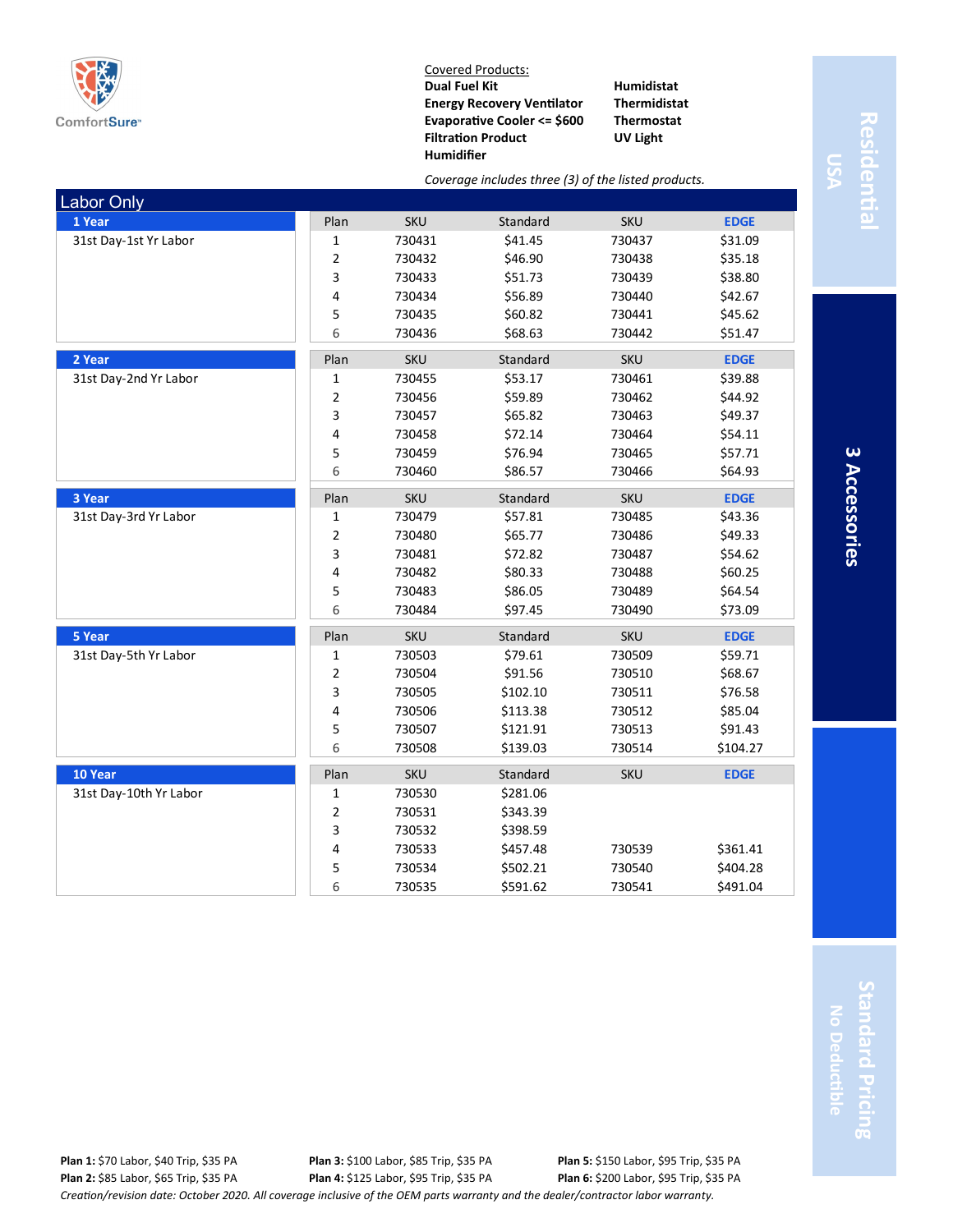ComfortSure

Covered Products:

| | |
|---|---|
| **Dual Fuel Kit** | **Humidistat** |
| **Energy Recovery Ventilator** | **Thermidistat** |
| **Evaporative Cooler <= $600** | **Thermostat** |
| **Filtration Product** | **UV Light** |
| **Humidifier** | |

*Coverage includes three (3) of the listed products.*

**Residential USA**

**3 Accessories**

**Standard Pricing No Deductible**

## Labor Only

| Term | Coverage | Plan | SKU | Standard | SKU | EDGE |
|---|---|---|---|---|---|---|
| **1 Year** | 31st Day-1st Yr Labor | 1 | 730431 | $41.45 | 730437 | $31.09 |
| | | 2 | 730432 | $46.90 | 730438 | $35.18 |
| | | 3 | 730433 | $51.73 | 730439 | $38.80 |
| | | 4 | 730434 | $56.89 | 730440 | $42.67 |
| | | 5 | 730435 | $60.82 | 730441 | $45.62 |
| | | 6 | 730436 | $68.63 | 730442 | $51.47 |
| **2 Year** | 31st Day-2nd Yr Labor | 1 | 730455 | $53.17 | 730461 | $39.88 |
| | | 2 | 730456 | $59.89 | 730462 | $44.92 |
| | | 3 | 730457 | $65.82 | 730463 | $49.37 |
| | | 4 | 730458 | $72.14 | 730464 | $54.11 |
| | | 5 | 730459 | $76.94 | 730465 | $57.71 |
| | | 6 | 730460 | $86.57 | 730466 | $64.93 |
| **3 Year** | 31st Day-3rd Yr Labor | 1 | 730479 | $57.81 | 730485 | $43.36 |
| | | 2 | 730480 | $65.77 | 730486 | $49.33 |
| | | 3 | 730481 | $72.82 | 730487 | $54.62 |
| | | 4 | 730482 | $80.33 | 730488 | $60.25 |
| | | 5 | 730483 | $86.05 | 730489 | $64.54 |
| | | 6 | 730484 | $97.45 | 730490 | $73.09 |
| **5 Year** | 31st Day-5th Yr Labor | 1 | 730503 | $79.61 | 730509 | $59.71 |
| | | 2 | 730504 | $91.56 | 730510 | $68.67 |
| | | 3 | 730505 | $102.10 | 730511 | $76.58 |
| | | 4 | 730506 | $113.38 | 730512 | $85.04 |
| | | 5 | 730507 | $121.91 | 730513 | $91.43 |
| | | 6 | 730508 | $139.03 | 730514 | $104.27 |
| **10 Year** | 31st Day-10th Yr Labor | 1 | 730530 | $281.06 | | |
| | | 2 | 730531 | $343.39 | | |
| | | 3 | 730532 | $398.59 | | |
| | | 4 | 730533 | $457.48 | 730539 | $361.41 |
| | | 5 | 730534 | $502.21 | 730540 | $404.28 |
| | | 6 | 730535 | $591.62 | 730541 | $491.04 |

**Plan 1:** $70 Labor, $40 Trip, $35 PA
**Plan 2:** $85 Labor, $65 Trip, $35 PA
**Plan 3:** $100 Labor, $85 Trip, $35 PA
**Plan 4:** $125 Labor, $95 Trip, $35 PA
**Plan 5:** $150 Labor, $95 Trip, $35 PA
**Plan 6:** $200 Labor, $95 Trip, $35 PA

*Creation/revision date: October 2020. All coverage inclusive of the OEM parts warranty and the dealer/contractor labor warranty.*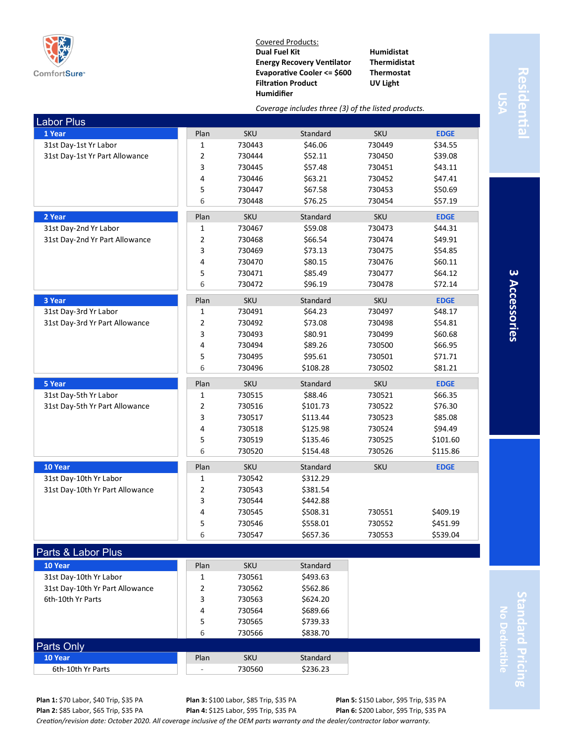ComfortSure™

Covered Products:

**Dual Fuel Kit**
**Energy Recovery Ventilator**
**Evaporative Cooler <= $600**
**Filtration Product**
**Humidifier**
**Humidistat**
**Thermidistat**
**Thermostat**
**UV Light**

*Coverage includes three (3) of the listed products.*

Residential USA

3 Accessories

Standard Pricing No Deductible

## Labor Plus

| 1 Year | Plan | SKU | Standard | SKU | EDGE |
|---|---|---|---|---|---|
| 31st Day-1st Yr Labor | 1 | 730443 | $46.06 | 730449 | $34.55 |
| 31st Day-1st Yr Part Allowance | 2 | 730444 | $52.11 | 730450 | $39.08 |
| | 3 | 730445 | $57.48 | 730451 | $43.11 |
| | 4 | 730446 | $63.21 | 730452 | $47.41 |
| | 5 | 730447 | $67.58 | 730453 | $50.69 |
| | 6 | 730448 | $76.25 | 730454 | $57.19 |

| 2 Year | Plan | SKU | Standard | SKU | EDGE |
|---|---|---|---|---|---|
| 31st Day-2nd Yr Labor | 1 | 730467 | $59.08 | 730473 | $44.31 |
| 31st Day-2nd Yr Part Allowance | 2 | 730468 | $66.54 | 730474 | $49.91 |
| | 3 | 730469 | $73.13 | 730475 | $54.85 |
| | 4 | 730470 | $80.15 | 730476 | $60.11 |
| | 5 | 730471 | $85.49 | 730477 | $64.12 |
| | 6 | 730472 | $96.19 | 730478 | $72.14 |

| 3 Year | Plan | SKU | Standard | SKU | EDGE |
|---|---|---|---|---|---|
| 31st Day-3rd Yr Labor | 1 | 730491 | $64.23 | 730497 | $48.17 |
| 31st Day-3rd Yr Part Allowance | 2 | 730492 | $73.08 | 730498 | $54.81 |
| | 3 | 730493 | $80.91 | 730499 | $60.68 |
| | 4 | 730494 | $89.26 | 730500 | $66.95 |
| | 5 | 730495 | $95.61 | 730501 | $71.71 |
| | 6 | 730496 | $108.28 | 730502 | $81.21 |

| 5 Year | Plan | SKU | Standard | SKU | EDGE |
|---|---|---|---|---|---|
| 31st Day-5th Yr Labor | 1 | 730515 | $88.46 | 730521 | $66.35 |
| 31st Day-5th Yr Part Allowance | 2 | 730516 | $101.73 | 730522 | $76.30 |
| | 3 | 730517 | $113.44 | 730523 | $85.08 |
| | 4 | 730518 | $125.98 | 730524 | $94.49 |
| | 5 | 730519 | $135.46 | 730525 | $101.60 |
| | 6 | 730520 | $154.48 | 730526 | $115.86 |

| 10 Year | Plan | SKU | Standard | SKU | EDGE |
|---|---|---|---|---|---|
| 31st Day-10th Yr Labor | 1 | 730542 | $312.29 | | |
| 31st Day-10th Yr Part Allowance | 2 | 730543 | $381.54 | | |
| | 3 | 730544 | $442.88 | | |
| | 4 | 730545 | $508.31 | 730551 | $409.19 |
| | 5 | 730546 | $558.01 | 730552 | $451.99 |
| | 6 | 730547 | $657.36 | 730553 | $539.04 |

## Parts & Labor Plus

| 10 Year | Plan | SKU | Standard |
|---|---|---|---|
| 31st Day-10th Yr Labor | 1 | 730561 | $493.63 |
| 31st Day-10th Yr Part Allowance | 2 | 730562 | $562.86 |
| 6th-10th Yr Parts | 3 | 730563 | $624.20 |
| | 4 | 730564 | $689.66 |
| | 5 | 730565 | $739.33 |
| | 6 | 730566 | $838.70 |

## Parts Only

| 10 Year | Plan | SKU | Standard |
|---|---|---|---|
| 6th-10th Yr Parts | - | 730560 | $236.23 |

**Plan 1:** $70 Labor, $40 Trip, $35 PA
**Plan 2:** $85 Labor, $65 Trip, $35 PA
**Plan 3:** $100 Labor, $85 Trip, $35 PA
**Plan 4:** $125 Labor, $95 Trip, $35 PA
**Plan 5:** $150 Labor, $95 Trip, $35 PA
**Plan 6:** $200 Labor, $95 Trip, $35 PA

*Creation/revision date: October 2020. All coverage inclusive of the OEM parts warranty and the dealer/contractor labor warranty.*